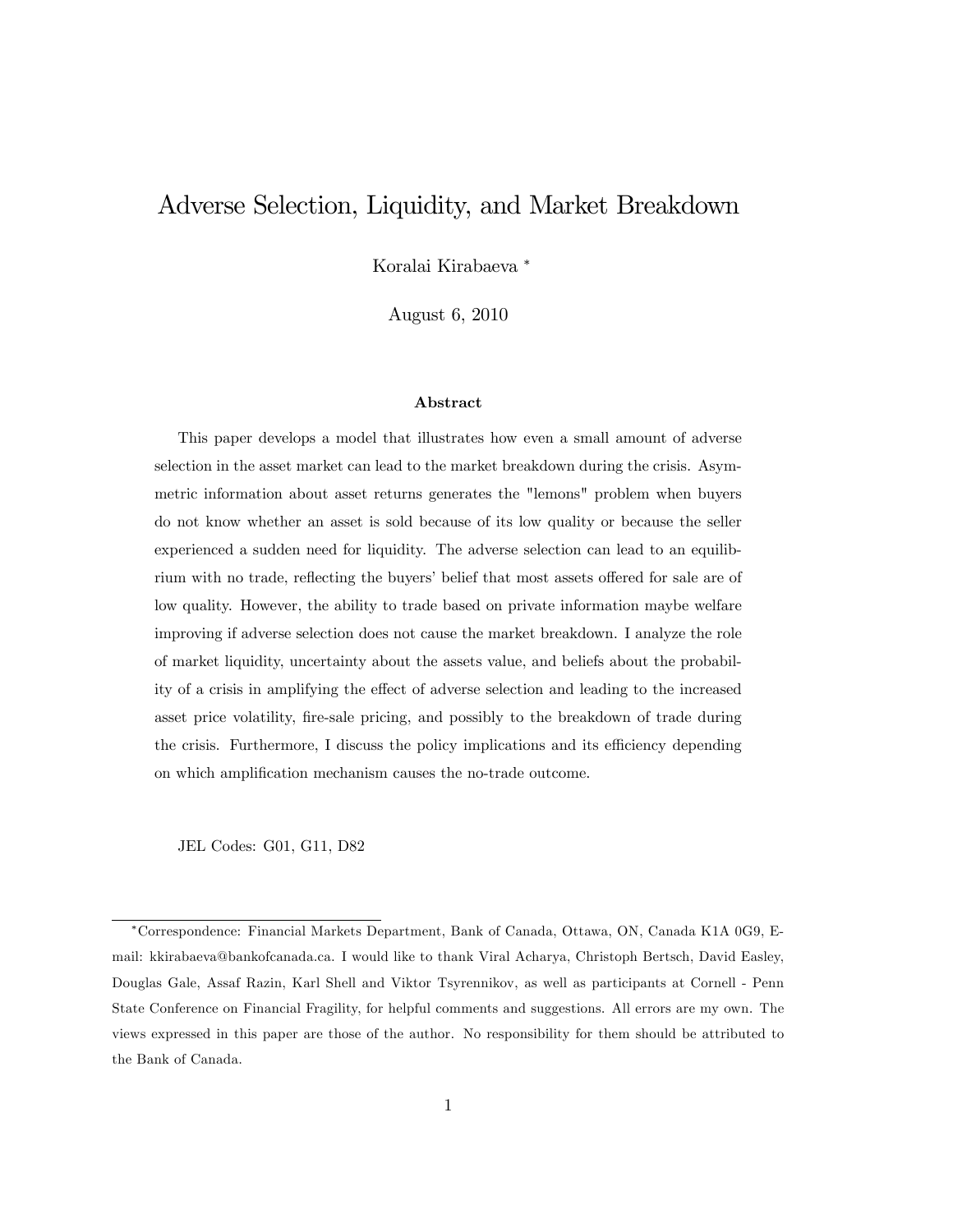# Adverse Selection, Liquidity, and Market Breakdown

Koralai Kirabaeva [*]

August 6, 2010

### Abstract

This paper develops a model that illustrates how even a small amount of adverse selection in the asset market can lead to the market breakdown during the crisis. Asymmetric information about asset returns generates the "lemons" problem when buyers do not know whether an asset is sold because of its low quality or because the seller experienced a sudden need for liquidity. The adverse selection can lead to an equilibrium with no trade, reflecting the buyers' belief that most assets offered for sale are of low quality. However, the ability to trade based on private information maybe welfare improving if adverse selection does not cause the market breakdown. I analyze the role of market liquidity, uncertainty about the assets value, and beliefs about the probability of a crisis in amplifying the effect of adverse selection and leading to the increased asset price volatility, fire-sale pricing, and possibly to the breakdown of trade during the crisis. Furthermore, I discuss the policy implications and its efficiency depending on which amplification mechanism causes the no-trade outcome.

JEL Codes: G01, G11, D82

---

[*] Correspondence: Financial Markets Department, Bank of Canada, Ottawa, ON, Canada K1A 0G9, E-mail: kkirabaeva@bankofcanada.ca. I would like to thank Viral Acharya, Christoph Bertsch, David Easley, Douglas Gale, Assaf Razin, Karl Shell and Viktor Tsyrennikov, as well as participants at Cornell - Penn State Conference on Financial Fragility, for helpful comments and suggestions. All errors are my own. The views expressed in this paper are those of the author. No responsibility for them should be attributed to the Bank of Canada.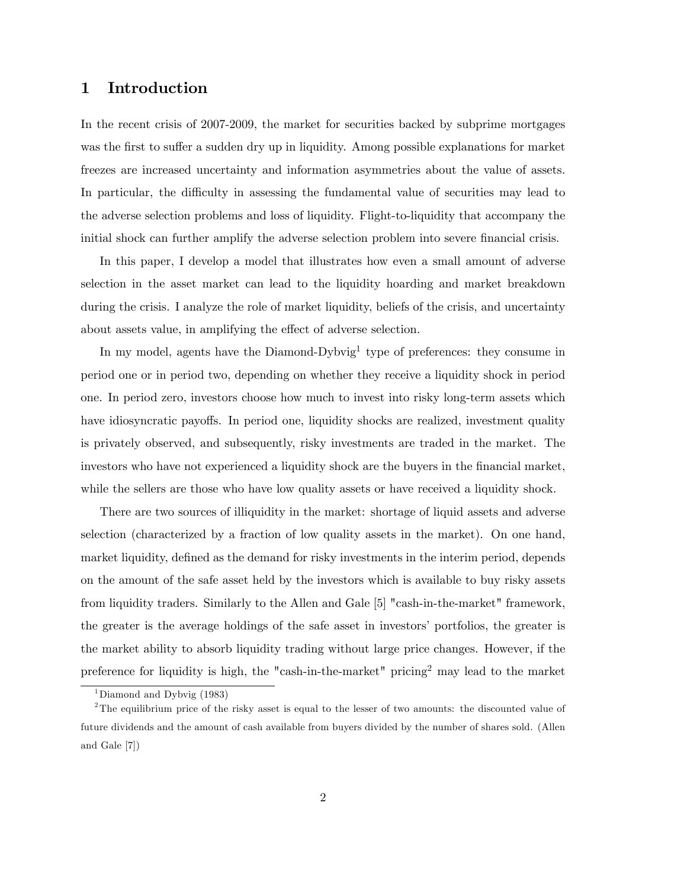# 1 Introduction

In the recent crisis of 2007-2009, the market for securities backed by subprime mortgages was the first to suffer a sudden dry up in liquidity. Among possible explanations for market freezes are increased uncertainty and information asymmetries about the value of assets. In particular, the difficulty in assessing the fundamental value of securities may lead to the adverse selection problems and loss of liquidity. Flight-to-liquidity that accompany the initial shock can further amplify the adverse selection problem into severe financial crisis.

In this paper, I develop a model that illustrates how even a small amount of adverse selection in the asset market can lead to the liquidity hoarding and market breakdown during the crisis. I analyze the role of market liquidity, beliefs of the crisis, and uncertainty about assets value, in amplifying the effect of adverse selection.

In my model, agents have the Diamond-Dybvig[1] type of preferences: they consume in period one or in period two, depending on whether they receive a liquidity shock in period one. In period zero, investors choose how much to invest into risky long-term assets which have idiosyncratic payoffs. In period one, liquidity shocks are realized, investment quality is privately observed, and subsequently, risky investments are traded in the market. The investors who have not experienced a liquidity shock are the buyers in the financial market, while the sellers are those who have low quality assets or have received a liquidity shock.

There are two sources of illiquidity in the market: shortage of liquid assets and adverse selection (characterized by a fraction of low quality assets in the market). On one hand, market liquidity, defined as the demand for risky investments in the interim period, depends on the amount of the safe asset held by the investors which is available to buy risky assets from liquidity traders. Similarly to the Allen and Gale [5] "cash-in-the-market" framework, the greater is the average holdings of the safe asset in investors' portfolios, the greater is the market ability to absorb liquidity trading without large price changes. However, if the preference for liquidity is high, the "cash-in-the-market" pricing[2] may lead to the market

[1] Diamond and Dybvig (1983)

[2] The equilibrium price of the risky asset is equal to the lesser of two amounts: the discounted value of future dividends and the amount of cash available from buyers divided by the number of shares sold. (Allen and Gale [7])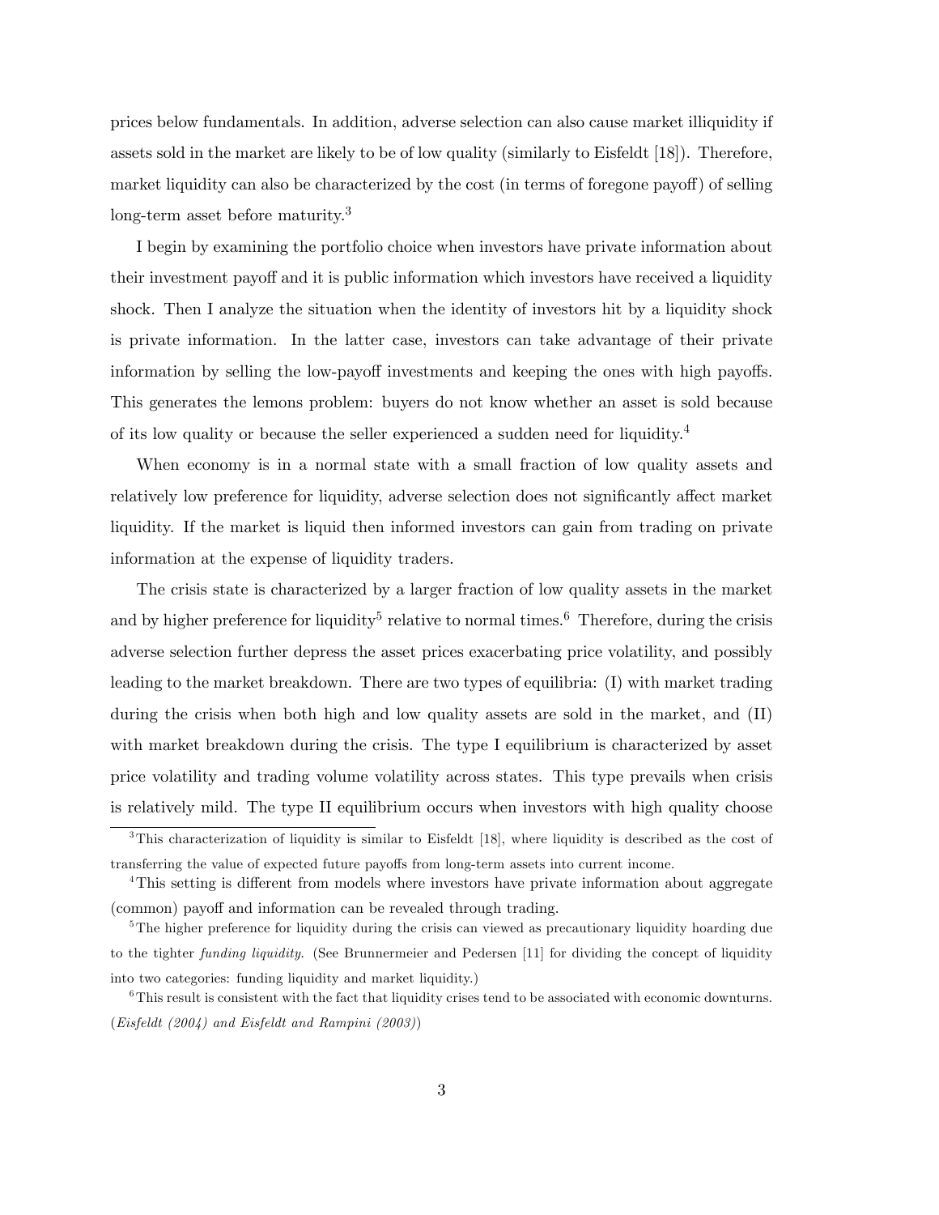prices below fundamentals. In addition, adverse selection can also cause market illiquidity if assets sold in the market are likely to be of low quality (similarly to Eisfeldt [18]). Therefore, market liquidity can also be characterized by the cost (in terms of foregone payoff) of selling long-term asset before maturity.[3]

I begin by examining the portfolio choice when investors have private information about their investment payoff and it is public information which investors have received a liquidity shock. Then I analyze the situation when the identity of investors hit by a liquidity shock is private information. In the latter case, investors can take advantage of their private information by selling the low-payoff investments and keeping the ones with high payoffs. This generates the lemons problem: buyers do not know whether an asset is sold because of its low quality or because the seller experienced a sudden need for liquidity.[4]

When economy is in a normal state with a small fraction of low quality assets and relatively low preference for liquidity, adverse selection does not significantly affect market liquidity. If the market is liquid then informed investors can gain from trading on private information at the expense of liquidity traders.

The crisis state is characterized by a larger fraction of low quality assets in the market and by higher preference for liquidity[5] relative to normal times.[6] Therefore, during the crisis adverse selection further depress the asset prices exacerbating price volatility, and possibly leading to the market breakdown. There are two types of equilibria: (I) with market trading during the crisis when both high and low quality assets are sold in the market, and (II) with market breakdown during the crisis. The type I equilibrium is characterized by asset price volatility and trading volume volatility across states. This type prevails when crisis is relatively mild. The type II equilibrium occurs when investors with high quality choose

[3] This characterization of liquidity is similar to Eisfeldt [18], where liquidity is described as the cost of transferring the value of expected future payoffs from long-term assets into current income.

[4] This setting is different from models where investors have private information about aggregate (common) payoff and information can be revealed through trading.

[5] The higher preference for liquidity during the crisis can viewed as precautionary liquidity hoarding due to the tighter *funding liquidity*. (See Brunnermeier and Pedersen [11] for dividing the concept of liquidity into two categories: funding liquidity and market liquidity.)

[6] This result is consistent with the fact that liquidity crises tend to be associated with economic downturns. (*Eisfeldt (2004) and Eisfeldt and Rampini (2003)*)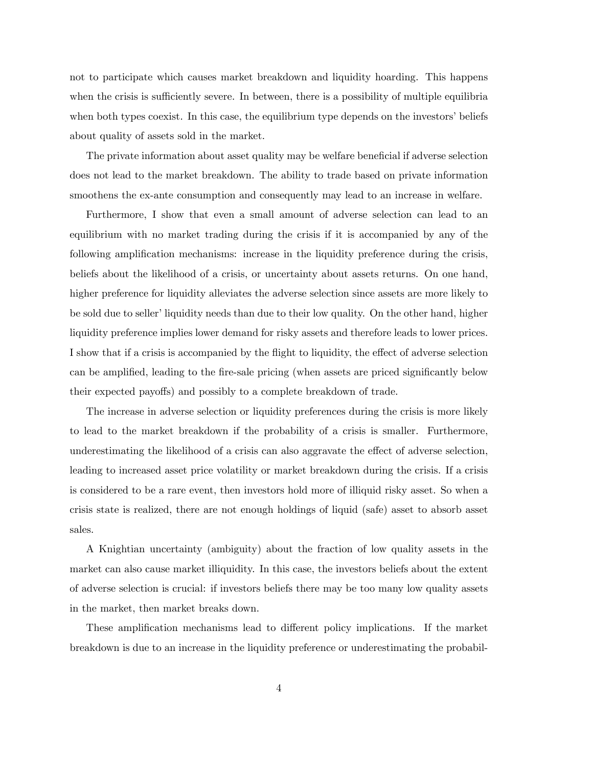not to participate which causes market breakdown and liquidity hoarding. This happens when the crisis is sufficiently severe. In between, there is a possibility of multiple equilibria when both types coexist. In this case, the equilibrium type depends on the investors' beliefs about quality of assets sold in the market.

The private information about asset quality may be welfare beneficial if adverse selection does not lead to the market breakdown. The ability to trade based on private information smoothens the ex-ante consumption and consequently may lead to an increase in welfare.

Furthermore, I show that even a small amount of adverse selection can lead to an equilibrium with no market trading during the crisis if it is accompanied by any of the following amplification mechanisms: increase in the liquidity preference during the crisis, beliefs about the likelihood of a crisis, or uncertainty about assets returns. On one hand, higher preference for liquidity alleviates the adverse selection since assets are more likely to be sold due to seller' liquidity needs than due to their low quality. On the other hand, higher liquidity preference implies lower demand for risky assets and therefore leads to lower prices. I show that if a crisis is accompanied by the flight to liquidity, the effect of adverse selection can be amplified, leading to the fire-sale pricing (when assets are priced significantly below their expected payoffs) and possibly to a complete breakdown of trade.

The increase in adverse selection or liquidity preferences during the crisis is more likely to lead to the market breakdown if the probability of a crisis is smaller. Furthermore, underestimating the likelihood of a crisis can also aggravate the effect of adverse selection, leading to increased asset price volatility or market breakdown during the crisis. If a crisis is considered to be a rare event, then investors hold more of illiquid risky asset. So when a crisis state is realized, there are not enough holdings of liquid (safe) asset to absorb asset sales.

A Knightian uncertainty (ambiguity) about the fraction of low quality assets in the market can also cause market illiquidity. In this case, the investors beliefs about the extent of adverse selection is crucial: if investors beliefs there may be too many low quality assets in the market, then market breaks down.

These amplification mechanisms lead to different policy implications. If the market breakdown is due to an increase in the liquidity preference or underestimating the probabil-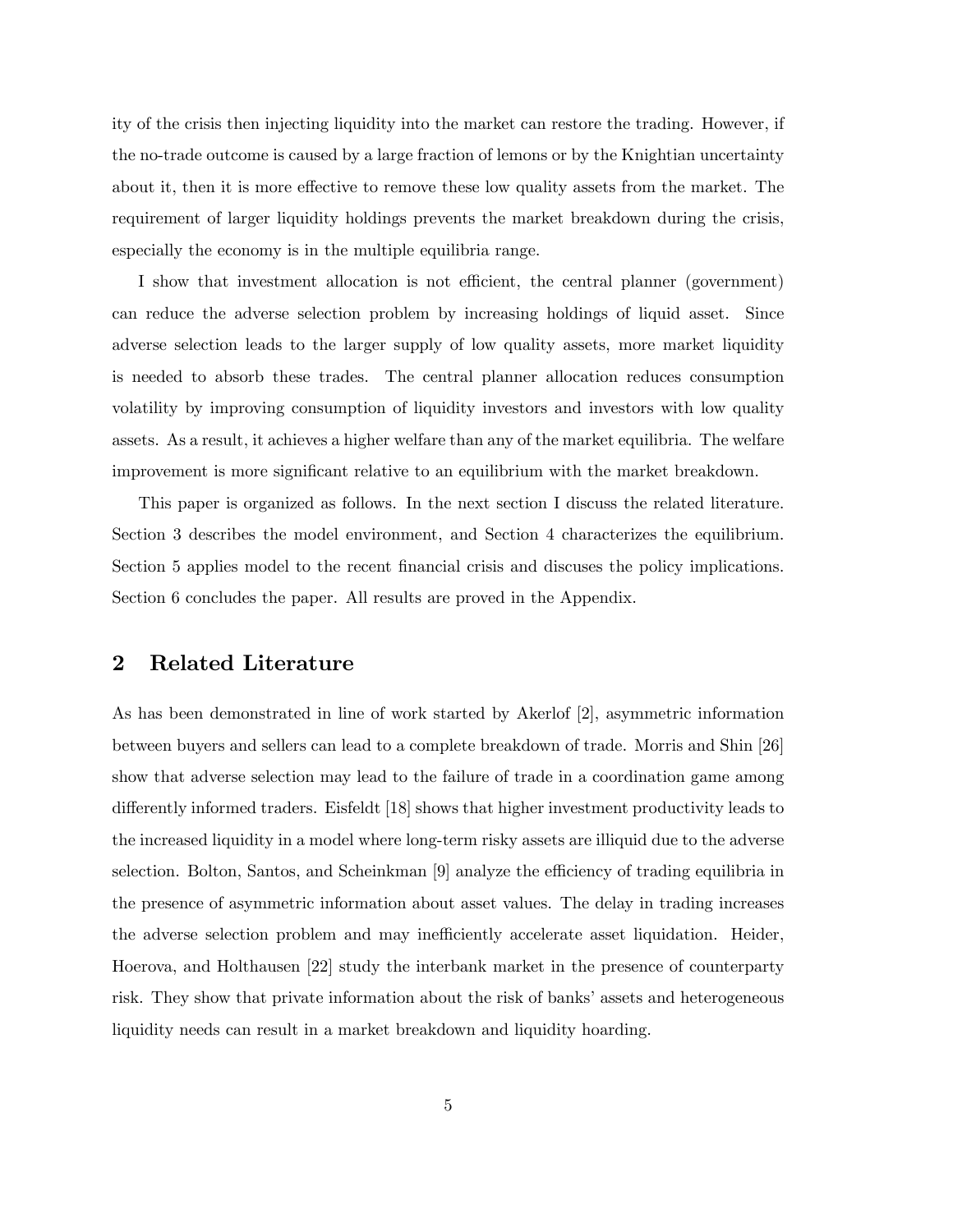ity of the crisis then injecting liquidity into the market can restore the trading. However, if the no-trade outcome is caused by a large fraction of lemons or by the Knightian uncertainty about it, then it is more effective to remove these low quality assets from the market. The requirement of larger liquidity holdings prevents the market breakdown during the crisis, especially the economy is in the multiple equilibria range.

I show that investment allocation is not efficient, the central planner (government) can reduce the adverse selection problem by increasing holdings of liquid asset. Since adverse selection leads to the larger supply of low quality assets, more market liquidity is needed to absorb these trades. The central planner allocation reduces consumption volatility by improving consumption of liquidity investors and investors with low quality assets. As a result, it achieves a higher welfare than any of the market equilibria. The welfare improvement is more significant relative to an equilibrium with the market breakdown.

This paper is organized as follows. In the next section I discuss the related literature. Section 3 describes the model environment, and Section 4 characterizes the equilibrium. Section 5 applies model to the recent financial crisis and discuses the policy implications. Section 6 concludes the paper. All results are proved in the Appendix.

## 2 Related Literature

As has been demonstrated in line of work started by Akerlof [2], asymmetric information between buyers and sellers can lead to a complete breakdown of trade. Morris and Shin [26] show that adverse selection may lead to the failure of trade in a coordination game among differently informed traders. Eisfeldt [18] shows that higher investment productivity leads to the increased liquidity in a model where long-term risky assets are illiquid due to the adverse selection. Bolton, Santos, and Scheinkman [9] analyze the efficiency of trading equilibria in the presence of asymmetric information about asset values. The delay in trading increases the adverse selection problem and may inefficiently accelerate asset liquidation. Heider, Hoerova, and Holthausen [22] study the interbank market in the presence of counterparty risk. They show that private information about the risk of banks' assets and heterogeneous liquidity needs can result in a market breakdown and liquidity hoarding.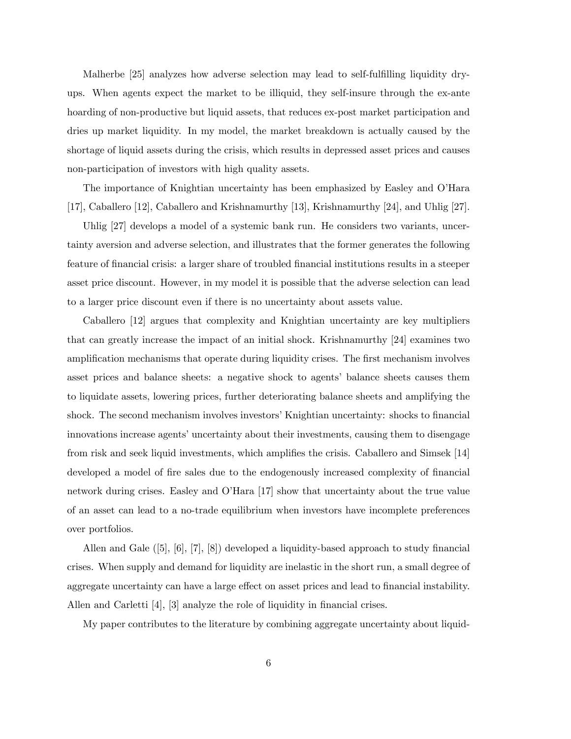Malherbe [25] analyzes how adverse selection may lead to self-fulfilling liquidity dry-ups. When agents expect the market to be illiquid, they self-insure through the ex-ante hoarding of non-productive but liquid assets, that reduces ex-post market participation and dries up market liquidity. In my model, the market breakdown is actually caused by the shortage of liquid assets during the crisis, which results in depressed asset prices and causes non-participation of investors with high quality assets.

The importance of Knightian uncertainty has been emphasized by Easley and O'Hara [17], Caballero [12], Caballero and Krishnamurthy [13], Krishnamurthy [24], and Uhlig [27].

Uhlig [27] develops a model of a systemic bank run. He considers two variants, uncertainty aversion and adverse selection, and illustrates that the former generates the following feature of financial crisis: a larger share of troubled financial institutions results in a steeper asset price discount. However, in my model it is possible that the adverse selection can lead to a larger price discount even if there is no uncertainty about assets value.

Caballero [12] argues that complexity and Knightian uncertainty are key multipliers that can greatly increase the impact of an initial shock. Krishnamurthy [24] examines two amplification mechanisms that operate during liquidity crises. The first mechanism involves asset prices and balance sheets: a negative shock to agents' balance sheets causes them to liquidate assets, lowering prices, further deteriorating balance sheets and amplifying the shock. The second mechanism involves investors' Knightian uncertainty: shocks to financial innovations increase agents' uncertainty about their investments, causing them to disengage from risk and seek liquid investments, which amplifies the crisis. Caballero and Simsek [14] developed a model of fire sales due to the endogenously increased complexity of financial network during crises. Easley and O'Hara [17] show that uncertainty about the true value of an asset can lead to a no-trade equilibrium when investors have incomplete preferences over portfolios.

Allen and Gale ([5], [6], [7], [8]) developed a liquidity-based approach to study financial crises. When supply and demand for liquidity are inelastic in the short run, a small degree of aggregate uncertainty can have a large effect on asset prices and lead to financial instability. Allen and Carletti [4], [3] analyze the role of liquidity in financial crises.

My paper contributes to the literature by combining aggregate uncertainty about liquid-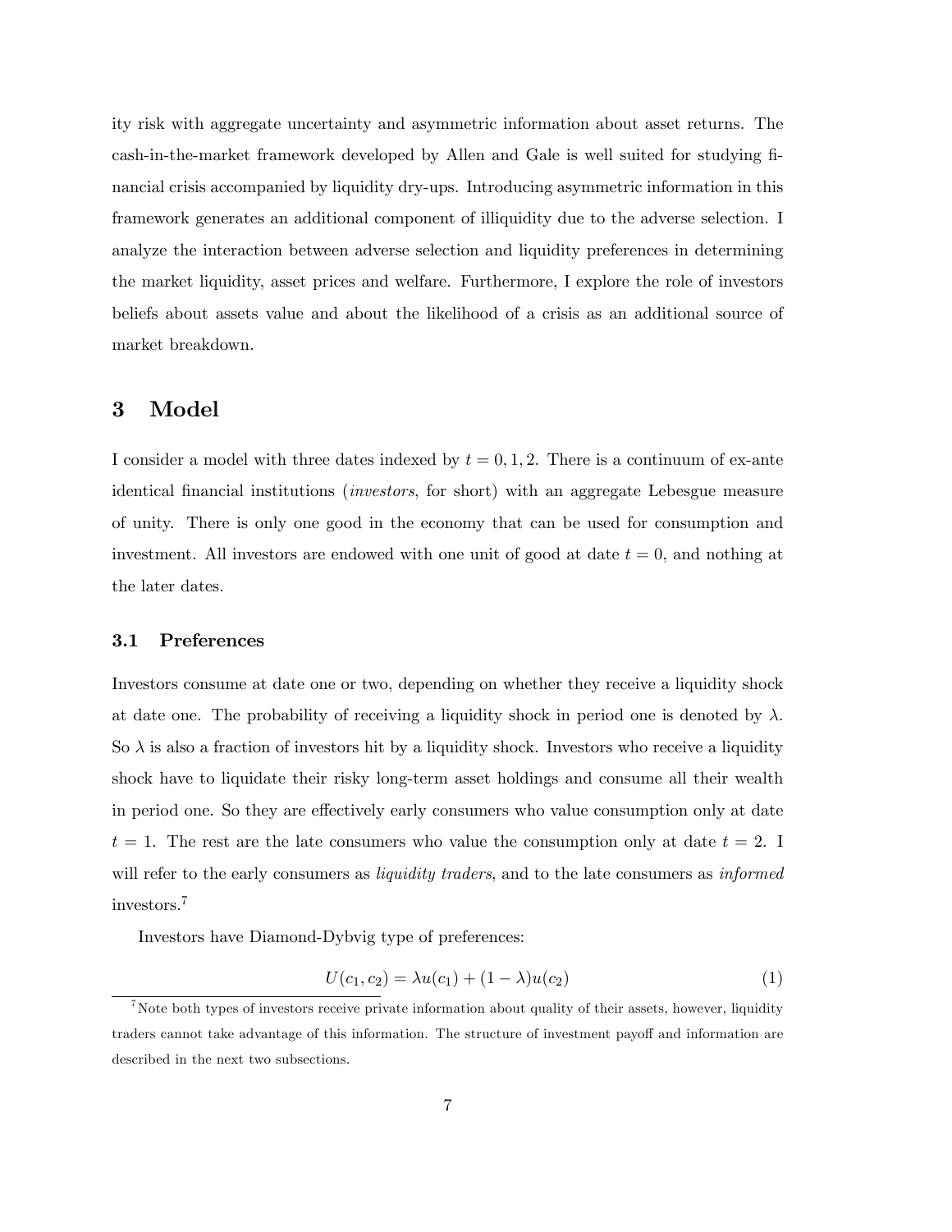ity risk with aggregate uncertainty and asymmetric information about asset returns. The cash-in-the-market framework developed by Allen and Gale is well suited for studying financial crisis accompanied by liquidity dry-ups. Introducing asymmetric information in this framework generates an additional component of illiquidity due to the adverse selection. I analyze the interaction between adverse selection and liquidity preferences in determining the market liquidity, asset prices and welfare. Furthermore, I explore the role of investors beliefs about assets value and about the likelihood of a crisis as an additional source of market breakdown.

## 3 Model

I consider a model with three dates indexed by $t = 0, 1, 2$. There is a continuum of ex-ante identical financial institutions (*investors*, for short) with an aggregate Lebesgue measure of unity. There is only one good in the economy that can be used for consumption and investment. All investors are endowed with one unit of good at date $t = 0$, and nothing at the later dates.

### 3.1 Preferences

Investors consume at date one or two, depending on whether they receive a liquidity shock at date one. The probability of receiving a liquidity shock in period one is denoted by $\lambda$. So $\lambda$ is also a fraction of investors hit by a liquidity shock. Investors who receive a liquidity shock have to liquidate their risky long-term asset holdings and consume all their wealth in period one. So they are effectively early consumers who value consumption only at date $t = 1$. The rest are the late consumers who value the consumption only at date $t = 2$. I will refer to the early consumers as *liquidity traders*, and to the late consumers as *informed* investors.[7]

Investors have Diamond-Dybvig type of preferences:

$$U(c_1, c_2) = \lambda u(c_1) + (1 - \lambda)u(c_2) \tag{1}$$

[7] Note both types of investors receive private information about quality of their assets, however, liquidity traders cannot take advantage of this information. The structure of investment payoff and information are described in the next two subsections.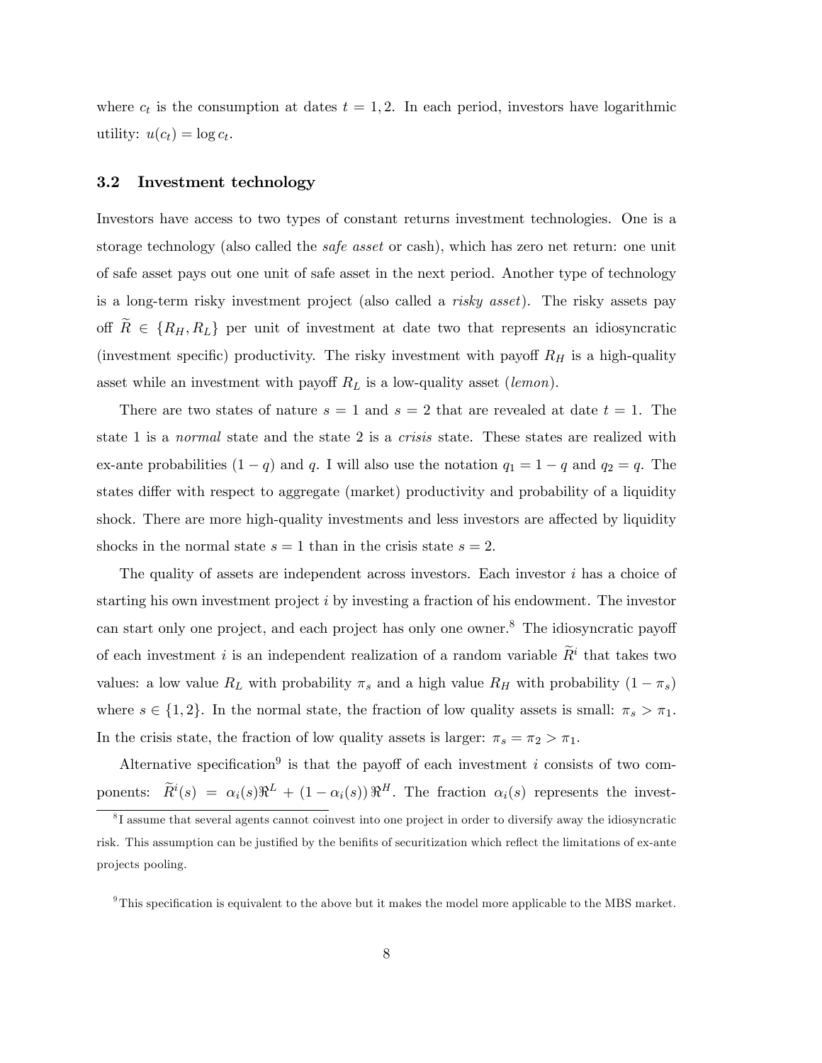where $c_t$ is the consumption at dates $t = 1, 2$. In each period, investors have logarithmic utility: $u(c_t) = \log c_t$.

### 3.2 Investment technology

Investors have access to two types of constant returns investment technologies. One is a storage technology (also called the *safe asset* or cash), which has zero net return: one unit of safe asset pays out one unit of safe asset in the next period. Another type of technology is a long-term risky investment project (also called a *risky asset*). The risky assets pay off $\widetilde{R} \in \{R_H, R_L\}$ per unit of investment at date two that represents an idiosyncratic (investment specific) productivity. The risky investment with payoff $R_H$ is a high-quality asset while an investment with payoff $R_L$ is a low-quality asset (*lemon*).

There are two states of nature $s = 1$ and $s = 2$ that are revealed at date $t = 1$. The state 1 is a *normal* state and the state 2 is a *crisis* state. These states are realized with ex-ante probabilities $(1 - q)$ and $q$. I will also use the notation $q_1 = 1 - q$ and $q_2 = q$. The states differ with respect to aggregate (market) productivity and probability of a liquidity shock. There are more high-quality investments and less investors are affected by liquidity shocks in the normal state $s = 1$ than in the crisis state $s = 2$.

The quality of assets are independent across investors. Each investor $i$ has a choice of starting his own investment project $i$ by investing a fraction of his endowment. The investor can start only one project, and each project has only one owner.[8] The idiosyncratic payoff of each investment $i$ is an independent realization of a random variable $\widetilde{R}^i$ that takes two values: a low value $R_L$ with probability $\pi_s$ and a high value $R_H$ with probability $(1 - \pi_s)$ where $s \in \{1, 2\}$. In the normal state, the fraction of low quality assets is small: $\pi_s > \pi_1$. In the crisis state, the fraction of low quality assets is larger: $\pi_s = \pi_2 > \pi_1$.

Alternative specification[9] is that the payoff of each investment $i$ consists of two components: $\widetilde{R}^i(s) = \alpha_i(s)\Re^L + (1 - \alpha_i(s))\Re^H$. The fraction $\alpha_i(s)$ represents the invest-

[8] I assume that several agents cannot coinvest into one project in order to diversify away the idiosyncratic risk. This assumption can be justified by the benifits of securitization which reflect the limitations of ex-ante projects pooling.

[9] This specification is equivalent to the above but it makes the model more applicable to the MBS market.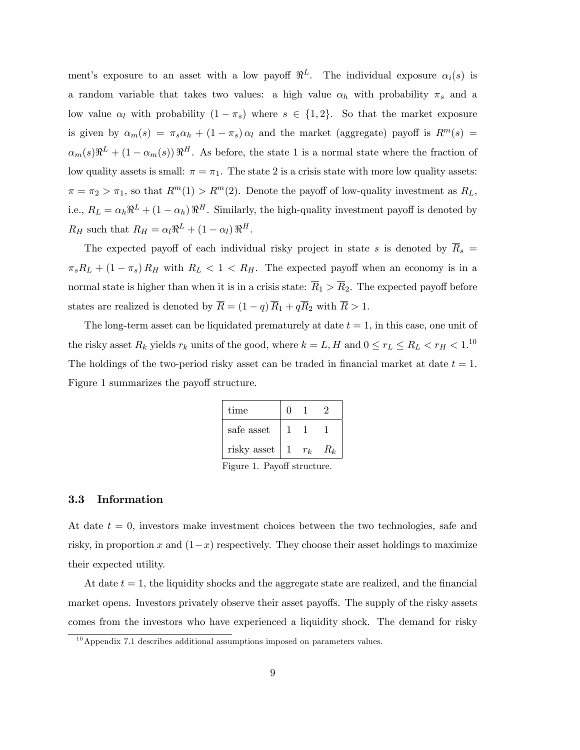ment's exposure to an asset with a low payoff $\Re^L$. The individual exposure $\alpha_i(s)$ is a random variable that takes two values: a high value $\alpha_h$ with probability $\pi_s$ and a low value $\alpha_l$ with probability $(1-\pi_s)$ where $s \in \{1,2\}$. So that the market exposure is given by $\alpha_m(s) = \pi_s \alpha_h + (1-\pi_s)\alpha_l$ and the market (aggregate) payoff is $R^m(s) = \alpha_m(s)\Re^L + (1-\alpha_m(s))\Re^H$. As before, the state 1 is a normal state where the fraction of low quality assets is small: $\pi = \pi_1$. The state 2 is a crisis state with more low quality assets: $\pi = \pi_2 > \pi_1$, so that $R^m(1) > R^m(2)$. Denote the payoff of low-quality investment as $R_L$, i.e., $R_L = \alpha_h \Re^L + (1-\alpha_h)\Re^H$. Similarly, the high-quality investment payoff is denoted by $R_H$ such that $R_H = \alpha_l \Re^L + (1-\alpha_l)\Re^H$.

The expected payoff of each individual risky project in state $s$ is denoted by $\overline{R}_s = \pi_s R_L + (1-\pi_s) R_H$ with $R_L < 1 < R_H$. The expected payoff when an economy is in a normal state is higher than when it is in a crisis state: $\overline{R}_1 > \overline{R}_2$. The expected payoff before states are realized is denoted by $\overline{R} = (1-q)\overline{R}_1 + q\overline{R}_2$ with $\overline{R} > 1$.

The long-term asset can be liquidated prematurely at date $t = 1$, in this case, one unit of the risky asset $R_k$ yields $r_k$ units of the good, where $k = L, H$ and $0 \leq r_L \leq R_L < r_H < 1$.[10] The holdings of the two-period risky asset can be traded in financial market at date $t = 1$. Figure 1 summarizes the payoff structure.

| time | 0 | 1 | 2 |
|---|---|---|---|
| safe asset | 1 | 1 | 1 |
| risky asset | 1 | $r_k$ | $R_k$ |

Figure 1. Payoff structure.

### 3.3 Information

At date $t = 0$, investors make investment choices between the two technologies, safe and risky, in proportion $x$ and $(1-x)$ respectively. They choose their asset holdings to maximize their expected utility.

At date $t = 1$, the liquidity shocks and the aggregate state are realized, and the financial market opens. Investors privately observe their asset payoffs. The supply of the risky assets comes from the investors who have experienced a liquidity shock. The demand for risky

[10] Appendix 7.1 describes additional assumptions imposed on parameters values.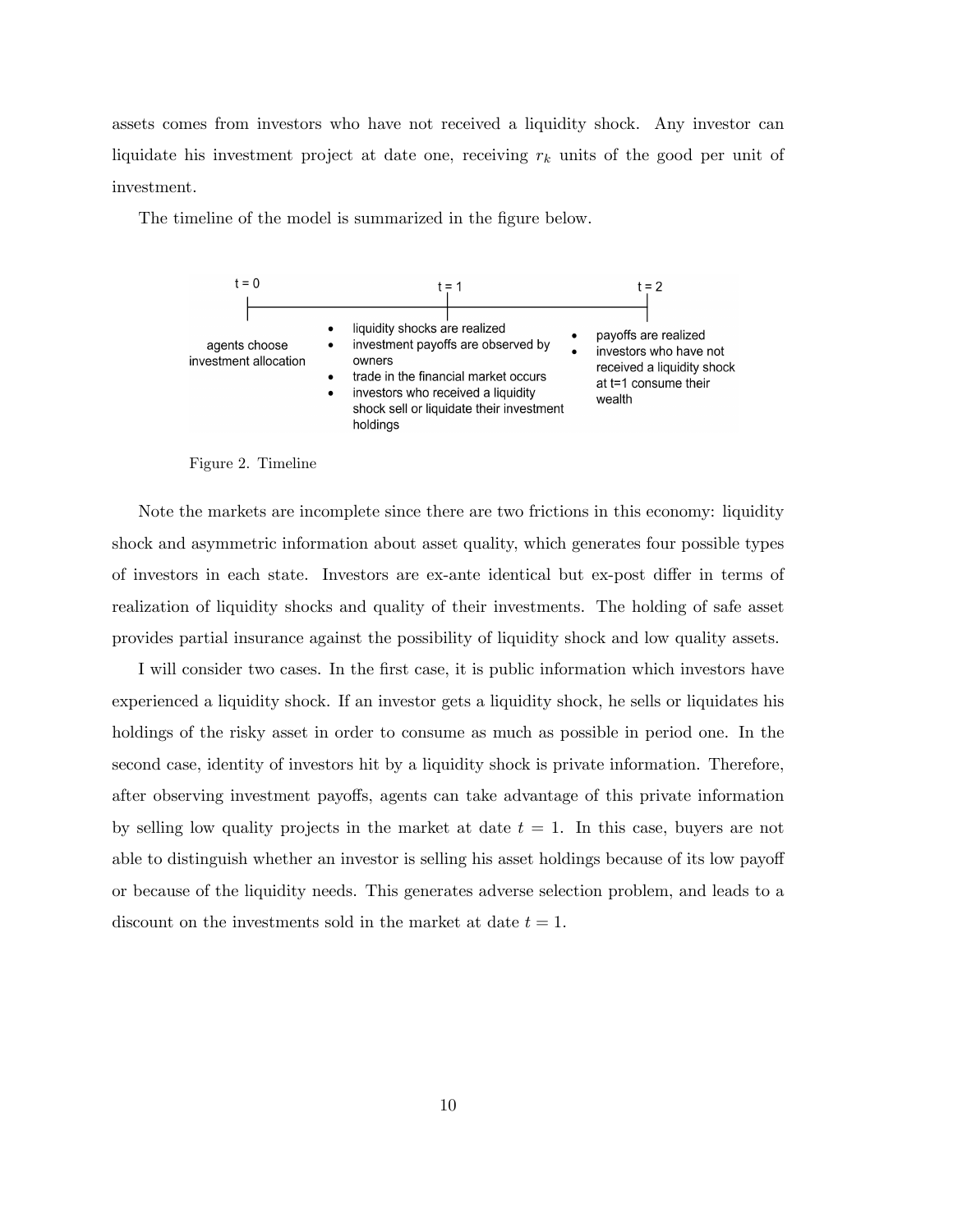assets comes from investors who have not received a liquidity shock. Any investor can liquidate his investment project at date one, receiving $r_k$ units of the good per unit of investment.

The timeline of the model is summarized in the figure below.

t = 0 — agents choose investment allocation

t = 1
- liquidity shocks are realized
- investment payoffs are observed by owners
- trade in the financial market occurs
- investors who received a liquidity shock sell or liquidate their investment holdings

t = 2
- payoffs are realized
- investors who have not received a liquidity shock at t=1 consume their wealth

Figure 2. Timeline

Note the markets are incomplete since there are two frictions in this economy: liquidity shock and asymmetric information about asset quality, which generates four possible types of investors in each state. Investors are ex-ante identical but ex-post differ in terms of realization of liquidity shocks and quality of their investments. The holding of safe asset provides partial insurance against the possibility of liquidity shock and low quality assets.

I will consider two cases. In the first case, it is public information which investors have experienced a liquidity shock. If an investor gets a liquidity shock, he sells or liquidates his holdings of the risky asset in order to consume as much as possible in period one. In the second case, identity of investors hit by a liquidity shock is private information. Therefore, after observing investment payoffs, agents can take advantage of this private information by selling low quality projects in the market at date $t = 1$. In this case, buyers are not able to distinguish whether an investor is selling his asset holdings because of its low payoff or because of the liquidity needs. This generates adverse selection problem, and leads to a discount on the investments sold in the market at date $t = 1$.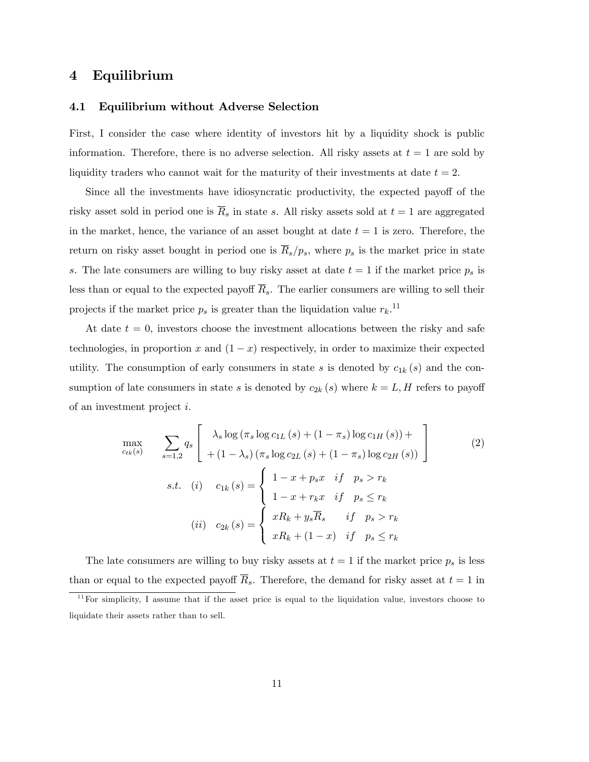# 4 Equilibrium

## 4.1 Equilibrium without Adverse Selection

First, I consider the case where identity of investors hit by a liquidity shock is public information. Therefore, there is no adverse selection. All risky assets at $t = 1$ are sold by liquidity traders who cannot wait for the maturity of their investments at date $t = 2$.

Since all the investments have idiosyncratic productivity, the expected payoff of the risky asset sold in period one is $\overline{R}_s$ in state $s$. All risky assets sold at $t = 1$ are aggregated in the market, hence, the variance of an asset bought at date $t = 1$ is zero. Therefore, the return on risky asset bought in period one is $\overline{R}_s/p_s$, where $p_s$ is the market price in state $s$. The late consumers are willing to buy risky asset at date $t = 1$ if the market price $p_s$ is less than or equal to the expected payoff $\overline{R}_s$. The earlier consumers are willing to sell their projects if the market price $p_s$ is greater than the liquidation value $r_k$.[11]

At date $t = 0$, investors choose the investment allocations between the risky and safe technologies, in proportion $x$ and $(1 - x)$ respectively, in order to maximize their expected utility. The consumption of early consumers in state $s$ is denoted by $c_{1k}(s)$ and the consumption of late consumers in state $s$ is denoted by $c_{2k}(s)$ where $k = L, H$ refers to payoff of an investment project $i$.

$$
\max_{c_{tk}(s)} \quad \sum_{s=1,2} q_s \left[ \begin{array}{c} \lambda_s \log \left( \pi_s \log c_{1L}(s) + (1 - \pi_s) \log c_{1H}(s) \right) + \\ + (1 - \lambda_s) \left( \pi_s \log c_{2L}(s) + (1 - \pi_s) \log c_{2H}(s) \right) \end{array} \right] \tag{2}
$$

$$
s.t. \quad (i) \quad c_{1k}(s) = \begin{cases} 1 - x + p_s x & if \quad p_s > r_k \\ 1 - x + r_k x & if \quad p_s \leq r_k \end{cases}
$$

$$
(ii) \quad c_{2k}(s) = \begin{cases} xR_k + y_s \overline{R}_s & if \quad p_s > r_k \\ xR_k + (1 - x) & if \quad p_s \leq r_k \end{cases}
$$

The late consumers are willing to buy risky assets at $t = 1$ if the market price $p_s$ is less than or equal to the expected payoff $\overline{R}_s$. Therefore, the demand for risky asset at $t = 1$ in

[11] For simplicity, I assume that if the asset price is equal to the liquidation value, investors choose to liquidate their assets rather than to sell.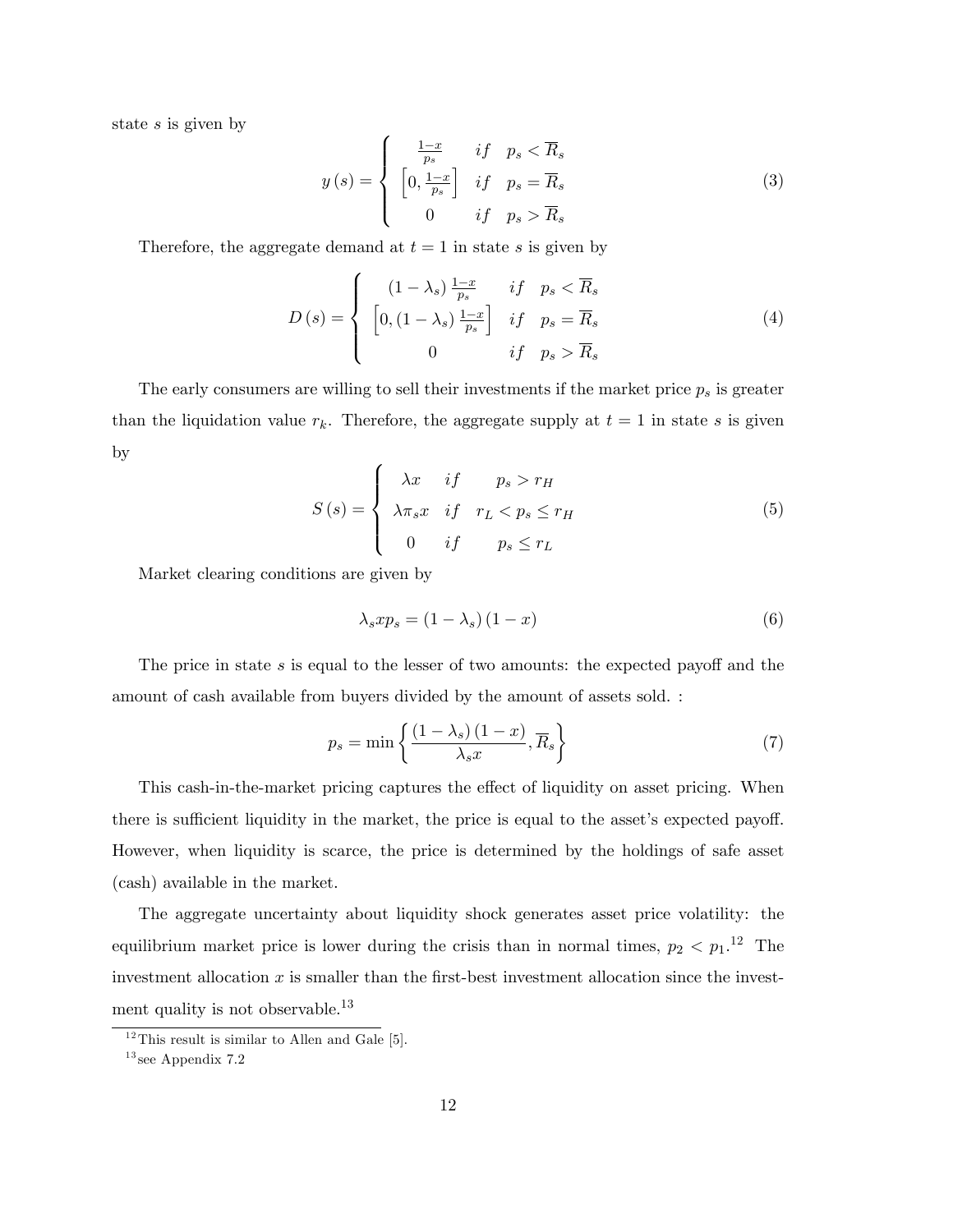state $s$ is given by

$$y(s) = \begin{cases} \frac{1-x}{p_s} & if \quad p_s < \overline{R}_s \\ \left[0, \frac{1-x}{p_s}\right] & if \quad p_s = \overline{R}_s \\ 0 & if \quad p_s > \overline{R}_s \end{cases} \tag{3}$$

Therefore, the aggregate demand at $t = 1$ in state $s$ is given by

$$D(s) = \begin{cases} (1-\lambda_s)\frac{1-x}{p_s} & if \quad p_s < \overline{R}_s \\ \left[0, (1-\lambda_s)\frac{1-x}{p_s}\right] & if \quad p_s = \overline{R}_s \\ 0 & if \quad p_s > \overline{R}_s \end{cases} \tag{4}$$

The early consumers are willing to sell their investments if the market price $p_s$ is greater than the liquidation value $r_k$. Therefore, the aggregate supply at $t = 1$ in state $s$ is given by

$$S(s) = \begin{cases} \lambda x & if \quad p_s > r_H \\ \lambda \pi_s x & if \quad r_L < p_s \leq r_H \\ 0 & if \quad p_s \leq r_L \end{cases} \tag{5}$$

Market clearing conditions are given by

$$\lambda_s x p_s = (1-\lambda_s)(1-x) \tag{6}$$

The price in state $s$ is equal to the lesser of two amounts: the expected payoff and the amount of cash available from buyers divided by the amount of assets sold. :

$$p_s = \min\left\{\frac{(1-\lambda_s)(1-x)}{\lambda_s x}, \overline{R}_s\right\} \tag{7}$$

This cash-in-the-market pricing captures the effect of liquidity on asset pricing. When there is sufficient liquidity in the market, the price is equal to the asset's expected payoff. However, when liquidity is scarce, the price is determined by the holdings of safe asset (cash) available in the market.

The aggregate uncertainty about liquidity shock generates asset price volatility: the equilibrium market price is lower during the crisis than in normal times, $p_2 < p_1$.[12] The investment allocation $x$ is smaller than the first-best investment allocation since the investment quality is not observable.[13]

[12] This result is similar to Allen and Gale [5].

[13] see Appendix 7.2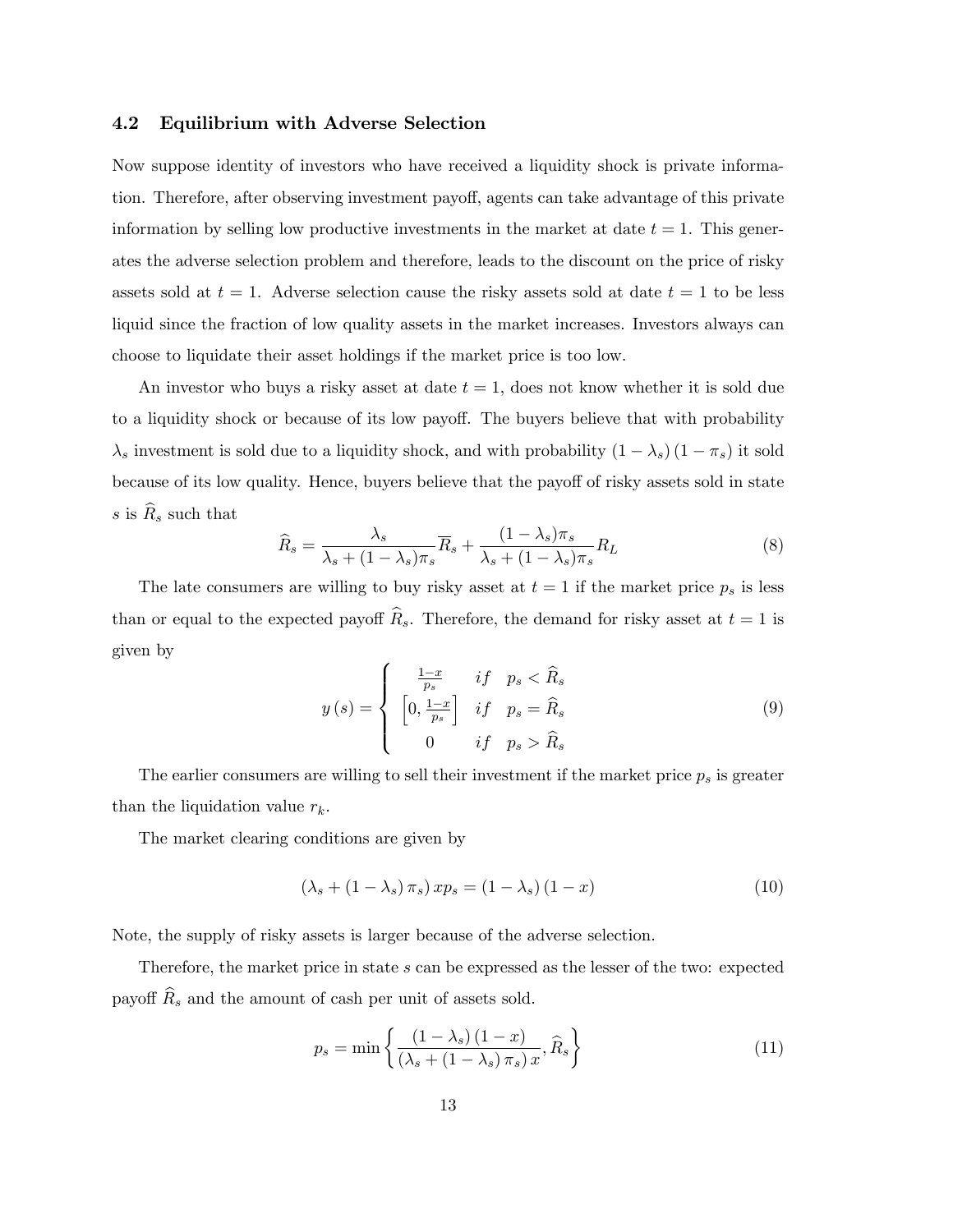### 4.2 Equilibrium with Adverse Selection

Now suppose identity of investors who have received a liquidity shock is private information. Therefore, after observing investment payoff, agents can take advantage of this private information by selling low productive investments in the market at date $t = 1$. This generates the adverse selection problem and therefore, leads to the discount on the price of risky assets sold at $t = 1$. Adverse selection cause the risky assets sold at date $t = 1$ to be less liquid since the fraction of low quality assets in the market increases. Investors always can choose to liquidate their asset holdings if the market price is too low.

An investor who buys a risky asset at date $t = 1$, does not know whether it is sold due to a liquidity shock or because of its low payoff. The buyers believe that with probability $\lambda_s$ investment is sold due to a liquidity shock, and with probability $(1 - \lambda_s)(1 - \pi_s)$ it sold because of its low quality. Hence, buyers believe that the payoff of risky assets sold in state $s$ is $\widehat{R}_s$ such that

$$\widehat{R}_s = \frac{\lambda_s}{\lambda_s + (1 - \lambda_s)\pi_s}\overline{R}_s + \frac{(1 - \lambda_s)\pi_s}{\lambda_s + (1 - \lambda_s)\pi_s}R_L \tag{8}$$

The late consumers are willing to buy risky asset at $t = 1$ if the market price $p_s$ is less than or equal to the expected payoff $\widehat{R}_s$. Therefore, the demand for risky asset at $t = 1$ is given by

$$y(s) = \begin{cases} \frac{1-x}{p_s} & if \quad p_s < \widehat{R}_s \\ \left[0, \frac{1-x}{p_s}\right] & if \quad p_s = \widehat{R}_s \\ 0 & if \quad p_s > \widehat{R}_s \end{cases} \tag{9}$$

The earlier consumers are willing to sell their investment if the market price $p_s$ is greater than the liquidation value $r_k$.

The market clearing conditions are given by

$$(\lambda_s + (1 - \lambda_s)\pi_s)\, x p_s = (1 - \lambda_s)(1 - x) \tag{10}$$

Note, the supply of risky assets is larger because of the adverse selection.

Therefore, the market price in state $s$ can be expressed as the lesser of the two: expected payoff $\widehat{R}_s$ and the amount of cash per unit of assets sold.

$$p_s = \min\left\{\frac{(1 - \lambda_s)(1 - x)}{(\lambda_s + (1 - \lambda_s)\pi_s)\, x}, \widehat{R}_s\right\} \tag{11}$$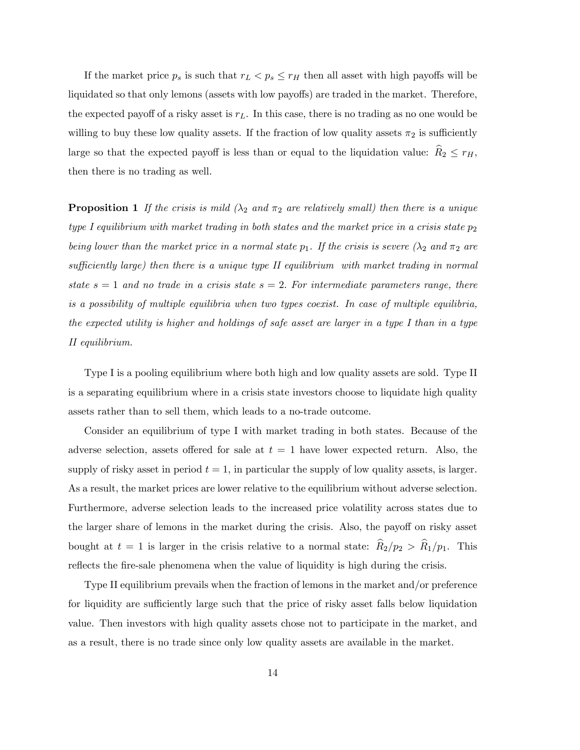If the market price $p_s$ is such that $r_L < p_s \leq r_H$ then all asset with high payoffs will be liquidated so that only lemons (assets with low payoffs) are traded in the market. Therefore, the expected payoff of a risky asset is $r_L$. In this case, there is no trading as no one would be willing to buy these low quality assets. If the fraction of low quality assets $\pi_2$ is sufficiently large so that the expected payoff is less than or equal to the liquidation value: $\widehat{R}_2 \leq r_H$, then there is no trading as well.

**Proposition 1** *If the crisis is mild ($\lambda_2$ and $\pi_2$ are relatively small) then there is a unique type I equilibrium with market trading in both states and the market price in a crisis state $p_2$ being lower than the market price in a normal state $p_1$. If the crisis is severe ($\lambda_2$ and $\pi_2$ are sufficiently large) then there is a unique type II equilibrium with market trading in normal state $s = 1$ and no trade in a crisis state $s = 2$. For intermediate parameters range, there is a possibility of multiple equilibria when two types coexist. In case of multiple equilibria, the expected utility is higher and holdings of safe asset are larger in a type I than in a type II equilibrium.*

Type I is a pooling equilibrium where both high and low quality assets are sold. Type II is a separating equilibrium where in a crisis state investors choose to liquidate high quality assets rather than to sell them, which leads to a no-trade outcome.

Consider an equilibrium of type I with market trading in both states. Because of the adverse selection, assets offered for sale at $t = 1$ have lower expected return. Also, the supply of risky asset in period $t = 1$, in particular the supply of low quality assets, is larger. As a result, the market prices are lower relative to the equilibrium without adverse selection. Furthermore, adverse selection leads to the increased price volatility across states due to the larger share of lemons in the market during the crisis. Also, the payoff on risky asset bought at $t = 1$ is larger in the crisis relative to a normal state: $\widehat{R}_2/p_2 > \widehat{R}_1/p_1$. This reflects the fire-sale phenomena when the value of liquidity is high during the crisis.

Type II equilibrium prevails when the fraction of lemons in the market and/or preference for liquidity are sufficiently large such that the price of risky asset falls below liquidation value. Then investors with high quality assets chose not to participate in the market, and as a result, there is no trade since only low quality assets are available in the market.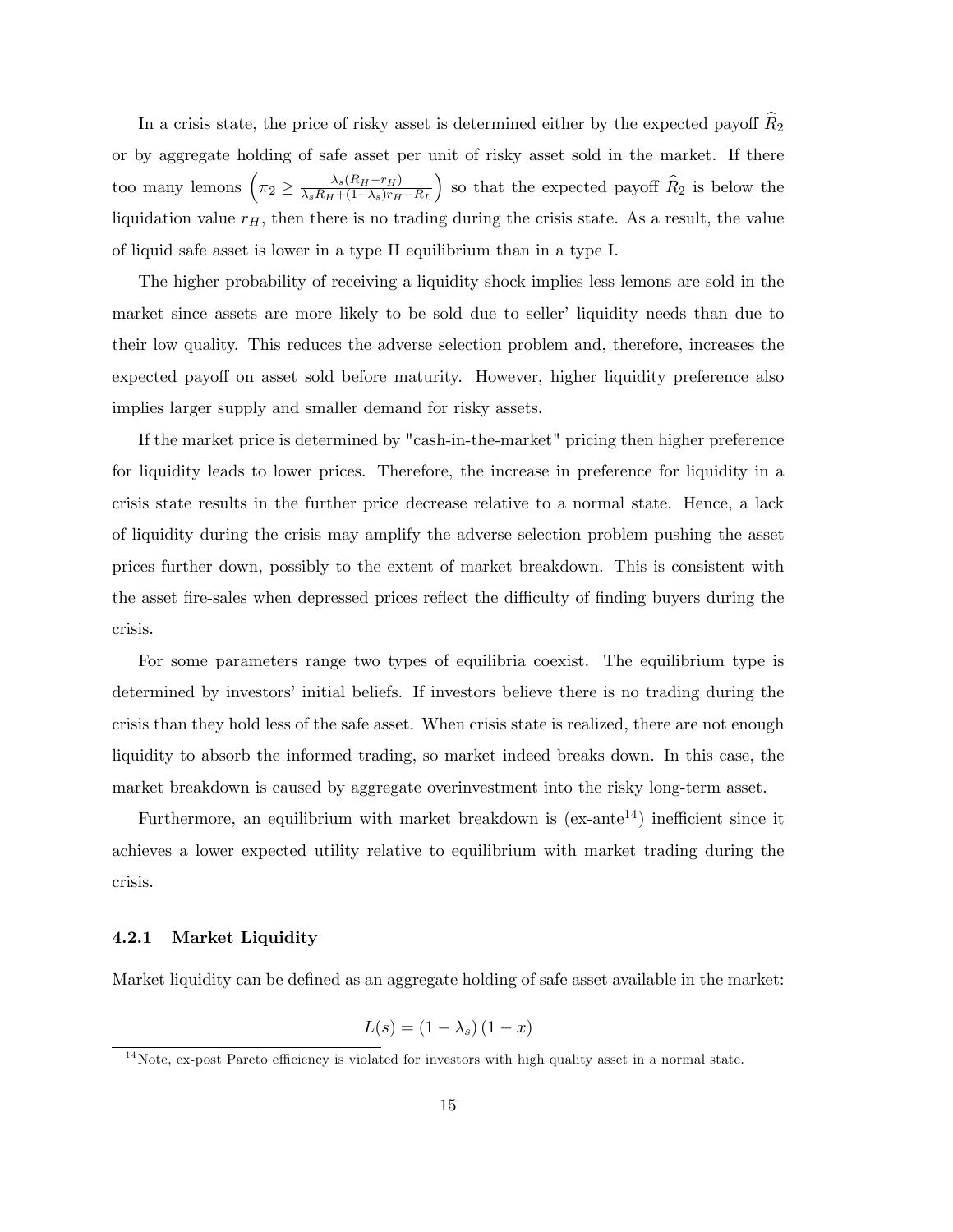In a crisis state, the price of risky asset is determined either by the expected payoff $\widehat{R}_2$ or by aggregate holding of safe asset per unit of risky asset sold in the market. If there too many lemons $\left(\pi_2 \geq \frac{\lambda_s(R_H - r_H)}{\lambda_s R_H + (1-\lambda_s) r_H - R_L}\right)$ so that the expected payoff $\widehat{R}_2$ is below the liquidation value $r_H$, then there is no trading during the crisis state. As a result, the value of liquid safe asset is lower in a type II equilibrium than in a type I.

The higher probability of receiving a liquidity shock implies less lemons are sold in the market since assets are more likely to be sold due to seller' liquidity needs than due to their low quality. This reduces the adverse selection problem and, therefore, increases the expected payoff on asset sold before maturity. However, higher liquidity preference also implies larger supply and smaller demand for risky assets.

If the market price is determined by "cash-in-the-market" pricing then higher preference for liquidity leads to lower prices. Therefore, the increase in preference for liquidity in a crisis state results in the further price decrease relative to a normal state. Hence, a lack of liquidity during the crisis may amplify the adverse selection problem pushing the asset prices further down, possibly to the extent of market breakdown. This is consistent with the asset fire-sales when depressed prices reflect the difficulty of finding buyers during the crisis.

For some parameters range two types of equilibria coexist. The equilibrium type is determined by investors' initial beliefs. If investors believe there is no trading during the crisis than they hold less of the safe asset. When crisis state is realized, there are not enough liquidity to absorb the informed trading, so market indeed breaks down. In this case, the market breakdown is caused by aggregate overinvestment into the risky long-term asset.

Furthermore, an equilibrium with market breakdown is (ex-ante[14]) inefficient since it achieves a lower expected utility relative to equilibrium with market trading during the crisis.

### 4.2.1 Market Liquidity

Market liquidity can be defined as an aggregate holding of safe asset available in the market:

$$L(s) = (1 - \lambda_s)(1 - x)$$

[14] Note, ex-post Pareto efficiency is violated for investors with high quality asset in a normal state.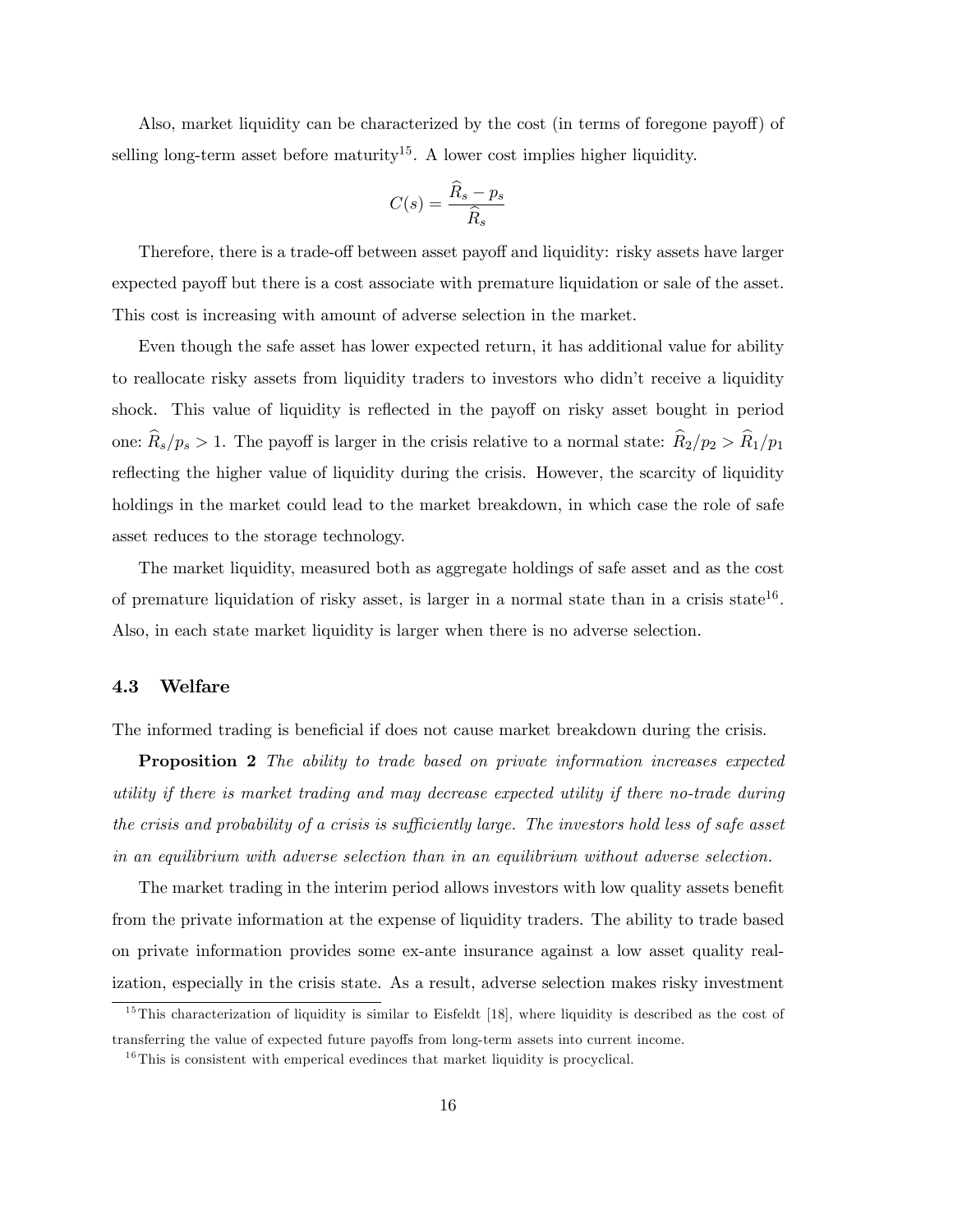Also, market liquidity can be characterized by the cost (in terms of foregone payoff) of selling long-term asset before maturity[15]. A lower cost implies higher liquidity.

$$C(s) = \frac{\widehat{R}_s - p_s}{\widehat{R}_s}$$

Therefore, there is a trade-off between asset payoff and liquidity: risky assets have larger expected payoff but there is a cost associate with premature liquidation or sale of the asset. This cost is increasing with amount of adverse selection in the market.

Even though the safe asset has lower expected return, it has additional value for ability to reallocate risky assets from liquidity traders to investors who didn't receive a liquidity shock. This value of liquidity is reflected in the payoff on risky asset bought in period one: $\widehat{R}_s/p_s > 1$. The payoff is larger in the crisis relative to a normal state: $\widehat{R}_2/p_2 > \widehat{R}_1/p_1$ reflecting the higher value of liquidity during the crisis. However, the scarcity of liquidity holdings in the market could lead to the market breakdown, in which case the role of safe asset reduces to the storage technology.

The market liquidity, measured both as aggregate holdings of safe asset and as the cost of premature liquidation of risky asset, is larger in a normal state than in a crisis state[16]. Also, in each state market liquidity is larger when there is no adverse selection.

### 4.3 Welfare

The informed trading is beneficial if does not cause market breakdown during the crisis.

**Proposition 2** *The ability to trade based on private information increases expected utility if there is market trading and may decrease expected utility if there no-trade during the crisis and probability of a crisis is sufficiently large. The investors hold less of safe asset in an equilibrium with adverse selection than in an equilibrium without adverse selection.*

The market trading in the interim period allows investors with low quality assets benefit from the private information at the expense of liquidity traders. The ability to trade based on private information provides some ex-ante insurance against a low asset quality realization, especially in the crisis state. As a result, adverse selection makes risky investment

[15] This characterization of liquidity is similar to Eisfeldt [18], where liquidity is described as the cost of transferring the value of expected future payoffs from long-term assets into current income.

[16] This is consistent with emperical evedinces that market liquidity is procyclical.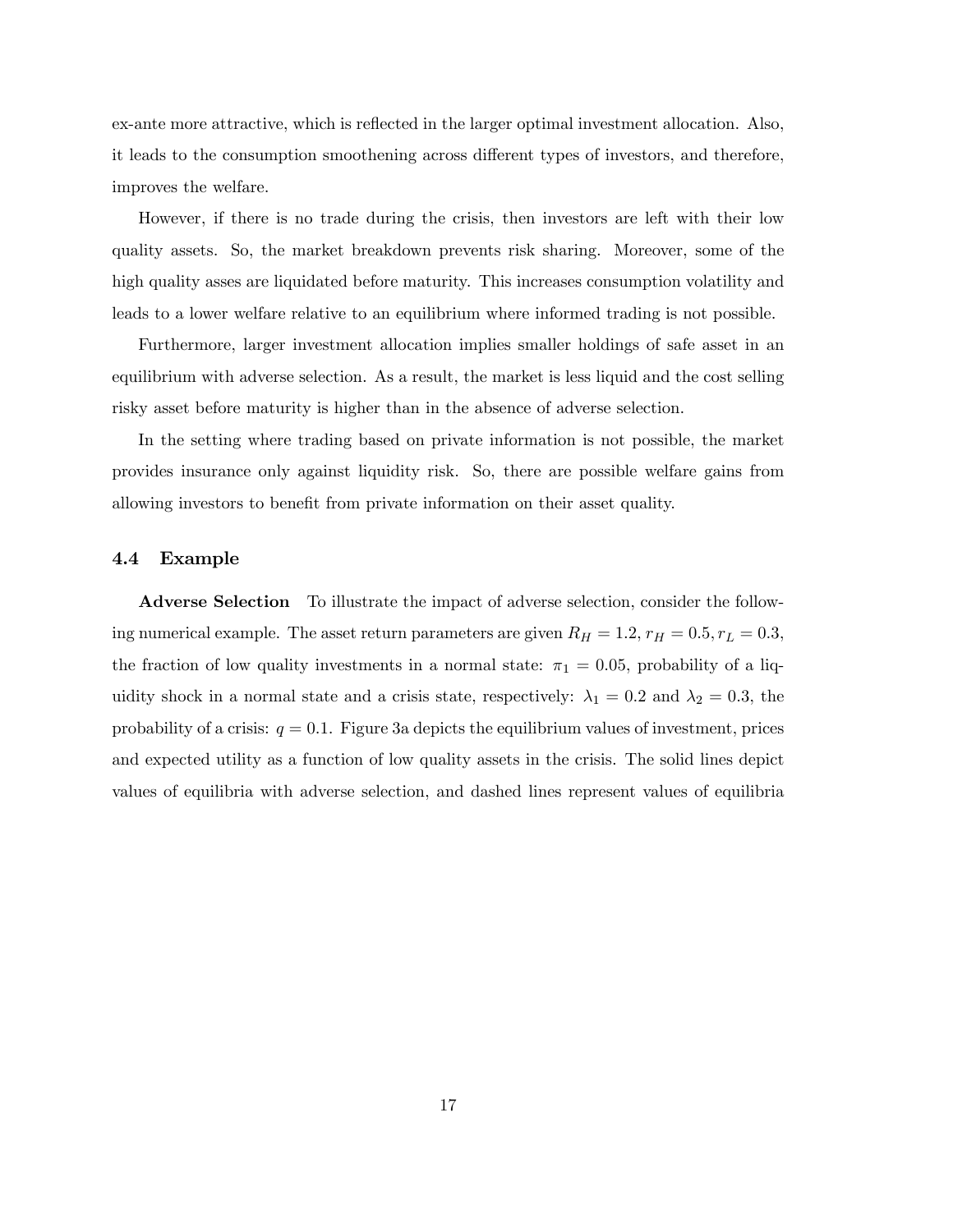ex-ante more attractive, which is reflected in the larger optimal investment allocation. Also, it leads to the consumption smoothening across different types of investors, and therefore, improves the welfare.

However, if there is no trade during the crisis, then investors are left with their low quality assets. So, the market breakdown prevents risk sharing. Moreover, some of the high quality asses are liquidated before maturity. This increases consumption volatility and leads to a lower welfare relative to an equilibrium where informed trading is not possible.

Furthermore, larger investment allocation implies smaller holdings of safe asset in an equilibrium with adverse selection. As a result, the market is less liquid and the cost selling risky asset before maturity is higher than in the absence of adverse selection.

In the setting where trading based on private information is not possible, the market provides insurance only against liquidity risk. So, there are possible welfare gains from allowing investors to benefit from private information on their asset quality.

### 4.4 Example

**Adverse Selection** To illustrate the impact of adverse selection, consider the following numerical example. The asset return parameters are given $R_H = 1.2, r_H = 0.5, r_L = 0.3$, the fraction of low quality investments in a normal state: $\pi_1 = 0.05$, probability of a liquidity shock in a normal state and a crisis state, respectively: $\lambda_1 = 0.2$ and $\lambda_2 = 0.3$, the probability of a crisis: $q = 0.1$. Figure 3a depicts the equilibrium values of investment, prices and expected utility as a function of low quality assets in the crisis. The solid lines depict values of equilibria with adverse selection, and dashed lines represent values of equilibria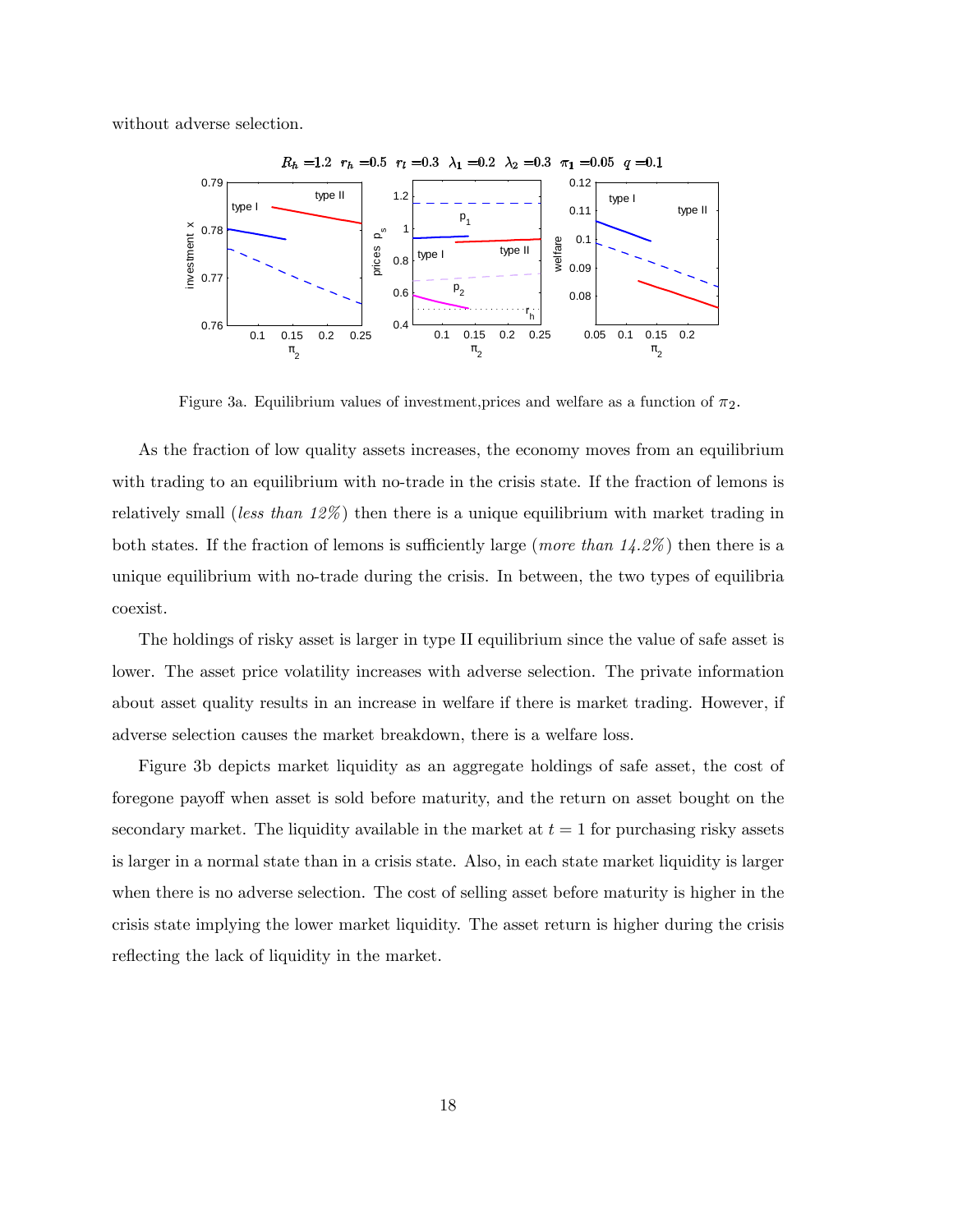without adverse selection.

Figure 3a. Equilibrium values of investment,prices and welfare as a function of $\pi_2$.

As the fraction of low quality assets increases, the economy moves from an equilibrium with trading to an equilibrium with no-trade in the crisis state. If the fraction of lemons is relatively small (*less than 12%*) then there is a unique equilibrium with market trading in both states. If the fraction of lemons is sufficiently large (*more than 14.2%*) then there is a unique equilibrium with no-trade during the crisis. In between, the two types of equilibria coexist.

The holdings of risky asset is larger in type II equilibrium since the value of safe asset is lower. The asset price volatility increases with adverse selection. The private information about asset quality results in an increase in welfare if there is market trading. However, if adverse selection causes the market breakdown, there is a welfare loss.

Figure 3b depicts market liquidity as an aggregate holdings of safe asset, the cost of foregone payoff when asset is sold before maturity, and the return on asset bought on the secondary market. The liquidity available in the market at $t = 1$ for purchasing risky assets is larger in a normal state than in a crisis state. Also, in each state market liquidity is larger when there is no adverse selection. The cost of selling asset before maturity is higher in the crisis state implying the lower market liquidity. The asset return is higher during the crisis reflecting the lack of liquidity in the market.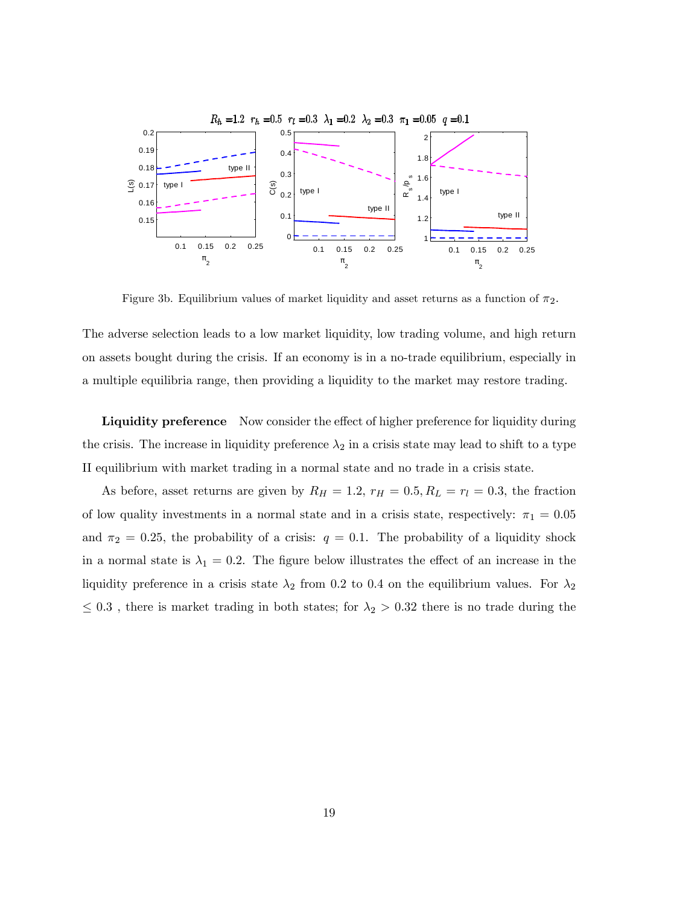Figure 3b. Equilibrium values of market liquidity and asset returns as a function of $\pi_2$.

The adverse selection leads to a low market liquidity, low trading volume, and high return on assets bought during the crisis. If an economy is in a no-trade equilibrium, especially in a multiple equilibria range, then providing a liquidity to the market may restore trading.

**Liquidity preference** Now consider the effect of higher preference for liquidity during the crisis. The increase in liquidity preference $\lambda_2$ in a crisis state may lead to shift to a type II equilibrium with market trading in a normal state and no trade in a crisis state.

As before, asset returns are given by $R_H = 1.2$, $r_H = 0.5, R_L = r_l = 0.3$, the fraction of low quality investments in a normal state and in a crisis state, respectively: $\pi_1 = 0.05$ and $\pi_2 = 0.25$, the probability of a crisis: $q = 0.1$. The probability of a liquidity shock in a normal state is $\lambda_1 = 0.2$. The figure below illustrates the effect of an increase in the liquidity preference in a crisis state $\lambda_2$ from 0.2 to 0.4 on the equilibrium values. For $\lambda_2 \leq 0.3$ , there is market trading in both states; for $\lambda_2 > 0.32$ there is no trade during the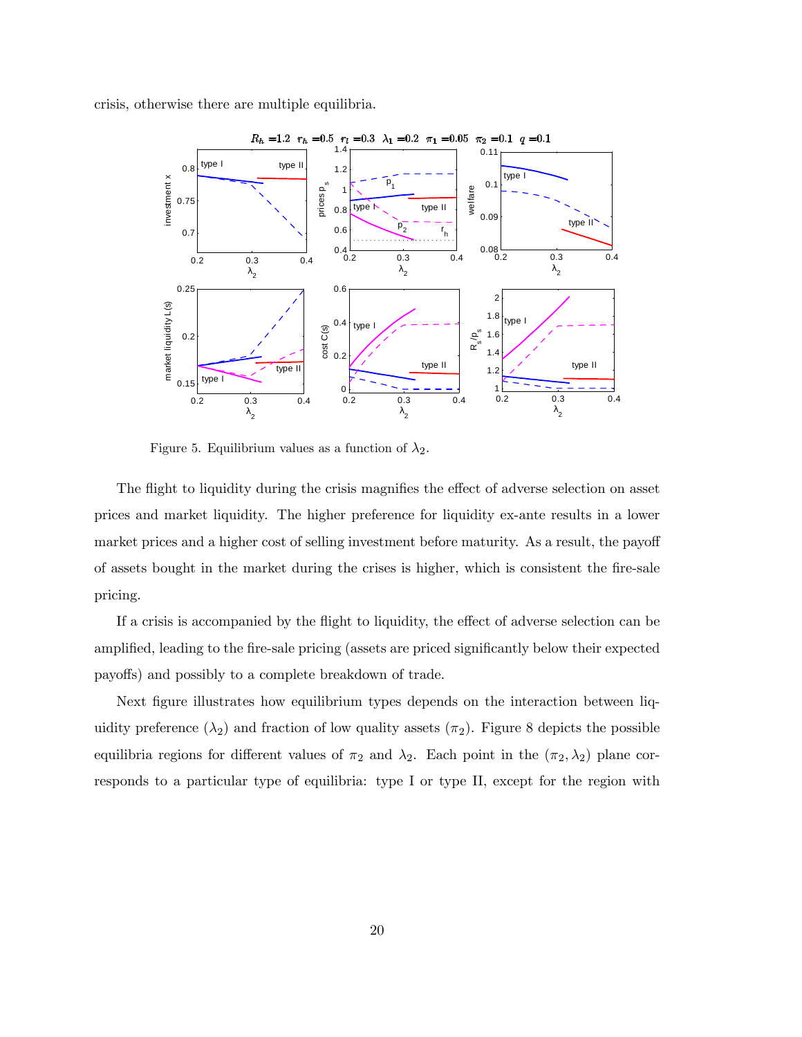crisis, otherwise there are multiple equilibria.

Figure 5. Equilibrium values as a function of $\lambda_2$.

The flight to liquidity during the crisis magnifies the effect of adverse selection on asset prices and market liquidity. The higher preference for liquidity ex-ante results in a lower market prices and a higher cost of selling investment before maturity. As a result, the payoff of assets bought in the market during the crises is higher, which is consistent the fire-sale pricing.

If a crisis is accompanied by the flight to liquidity, the effect of adverse selection can be amplified, leading to the fire-sale pricing (assets are priced significantly below their expected payoffs) and possibly to a complete breakdown of trade.

Next figure illustrates how equilibrium types depends on the interaction between liquidity preference ($\lambda_2$) and fraction of low quality assets ($\pi_2$). Figure 8 depicts the possible equilibria regions for different values of $\pi_2$ and $\lambda_2$. Each point in the $(\pi_2, \lambda_2)$ plane corresponds to a particular type of equilibria: type I or type II, except for the region with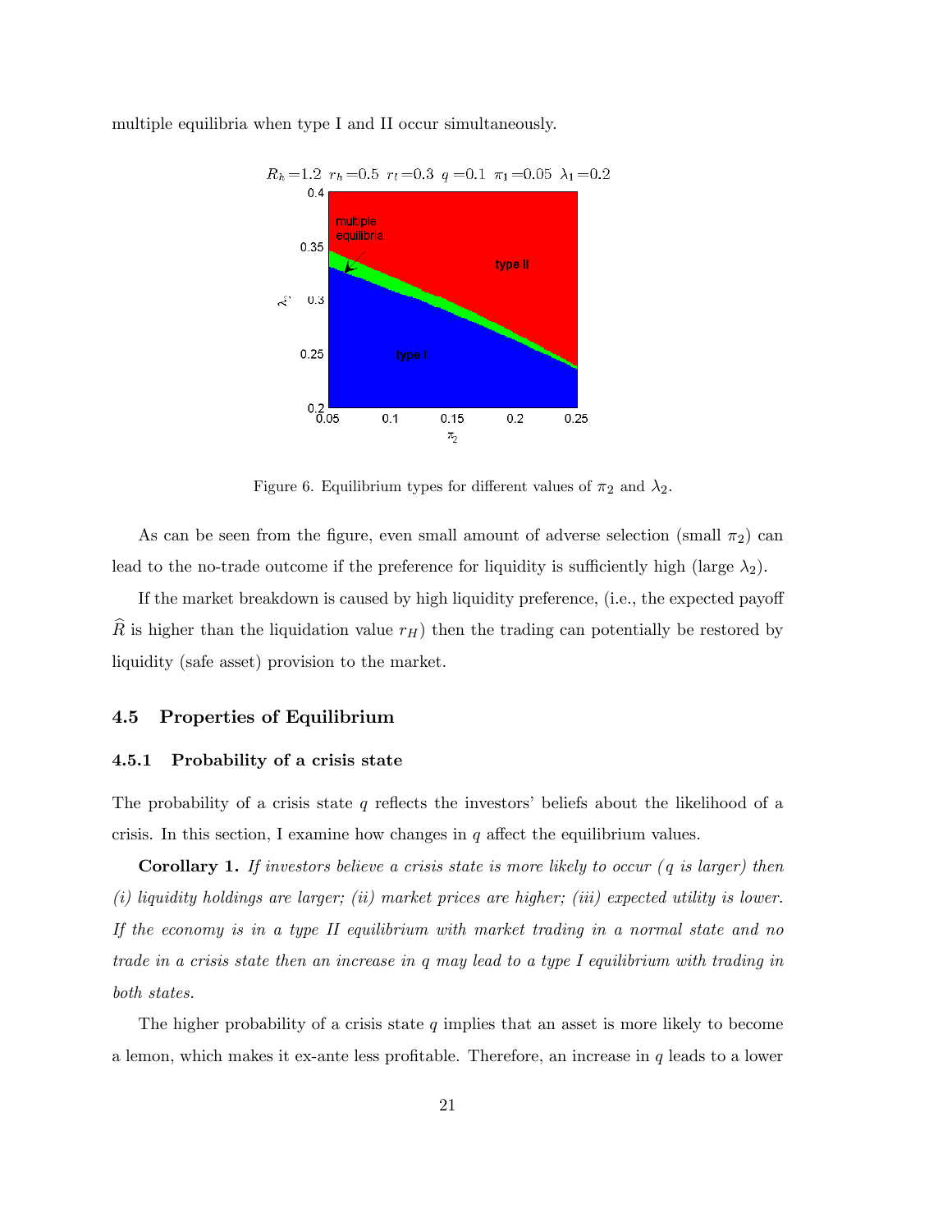multiple equilibria when type I and II occur simultaneously.

Figure 6. Equilibrium types for different values of $\pi_2$ and $\lambda_2$.

As can be seen from the figure, even small amount of adverse selection (small $\pi_2$) can lead to the no-trade outcome if the preference for liquidity is sufficiently high (large $\lambda_2$).

If the market breakdown is caused by high liquidity preference, (i.e., the expected payoff $\widehat{R}$ is higher than the liquidation value $r_H$) then the trading can potentially be restored by liquidity (safe asset) provision to the market.

### 4.5 Properties of Equilibrium

#### 4.5.1 Probability of a crisis state

The probability of a crisis state $q$ reflects the investors' beliefs about the likelihood of a crisis. In this section, I examine how changes in $q$ affect the equilibrium values.

**Corollary 1.** *If investors believe a crisis state is more likely to occur ($q$ is larger) then (i) liquidity holdings are larger; (ii) market prices are higher; (iii) expected utility is lower. If the economy is in a type II equilibrium with market trading in a normal state and no trade in a crisis state then an increase in $q$ may lead to a type I equilibrium with trading in both states.*

The higher probability of a crisis state $q$ implies that an asset is more likely to become a lemon, which makes it ex-ante less profitable. Therefore, an increase in $q$ leads to a lower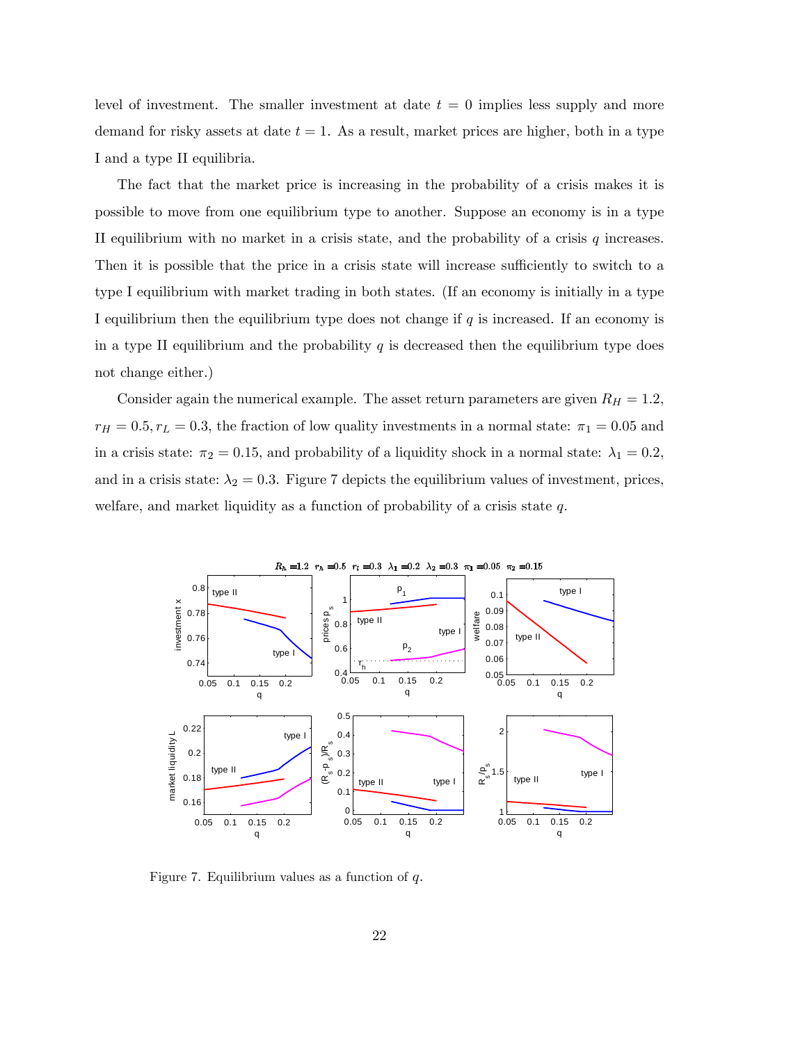level of investment. The smaller investment at date $t = 0$ implies less supply and more demand for risky assets at date $t = 1$. As a result, market prices are higher, both in a type I and a type II equilibria.

The fact that the market price is increasing in the probability of a crisis makes it is possible to move from one equilibrium type to another. Suppose an economy is in a type II equilibrium with no market in a crisis state, and the probability of a crisis $q$ increases. Then it is possible that the price in a crisis state will increase sufficiently to switch to a type I equilibrium with market trading in both states. (If an economy is initially in a type I equilibrium then the equilibrium type does not change if $q$ is increased. If an economy is in a type II equilibrium and the probability $q$ is decreased then the equilibrium type does not change either.)

Consider again the numerical example. The asset return parameters are given $R_H = 1.2$, $r_H = 0.5, r_L = 0.3$, the fraction of low quality investments in a normal state: $\pi_1 = 0.05$ and in a crisis state: $\pi_2 = 0.15$, and probability of a liquidity shock in a normal state: $\lambda_1 = 0.2$, and in a crisis state: $\lambda_2 = 0.3$. Figure 7 depicts the equilibrium values of investment, prices, welfare, and market liquidity as a function of probability of a crisis state $q$.

Figure 7. Equilibrium values as a function of $q$.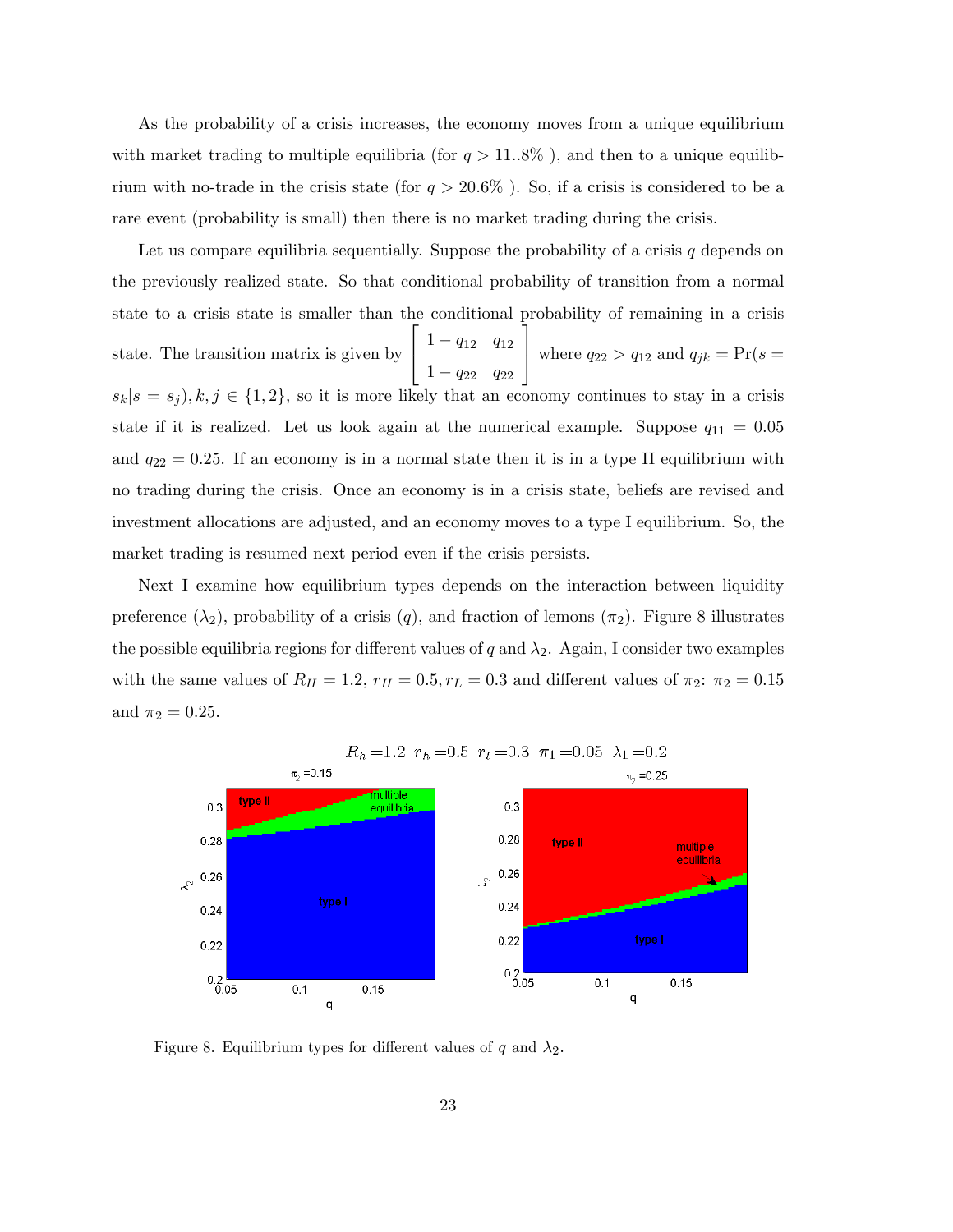As the probability of a crisis increases, the economy moves from a unique equilibrium with market trading to multiple equilibria (for $q > 11..8\%$ ), and then to a unique equilibrium with no-trade in the crisis state (for $q > 20.6\%$ ). So, if a crisis is considered to be a rare event (probability is small) then there is no market trading during the crisis.

Let us compare equilibria sequentially. Suppose the probability of a crisis $q$ depends on the previously realized state. So that conditional probability of transition from a normal state to a crisis state is smaller than the conditional probability of remaining in a crisis state. The transition matrix is given by $\begin{bmatrix} 1-q_{12} & q_{12} \\ 1-q_{22} & q_{22} \end{bmatrix}$ where $q_{22} > q_{12}$ and $q_{jk} = \Pr(s = s_k | s = s_j), k, j \in \{1, 2\}$, so it is more likely that an economy continues to stay in a crisis state if it is realized. Let us look again at the numerical example. Suppose $q_{11} = 0.05$ and $q_{22} = 0.25$. If an economy is in a normal state then it is in a type II equilibrium with no trading during the crisis. Once an economy is in a crisis state, beliefs are revised and investment allocations are adjusted, and an economy moves to a type I equilibrium. So, the market trading is resumed next period even if the crisis persists.

Next I examine how equilibrium types depends on the interaction between liquidity preference ($\lambda_2$), probability of a crisis ($q$), and fraction of lemons ($\pi_2$). Figure 8 illustrates the possible equilibria regions for different values of $q$ and $\lambda_2$. Again, I consider two examples with the same values of $R_H = 1.2$, $r_H = 0.5$, $r_L = 0.3$ and different values of $\pi_2$: $\pi_2 = 0.15$ and $\pi_2 = 0.25$.

Figure 8. Equilibrium types for different values of $q$ and $\lambda_2$.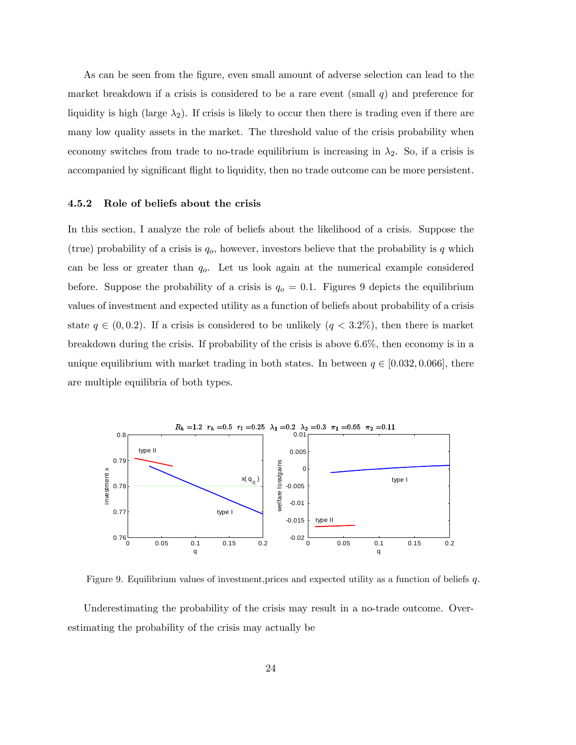As can be seen from the figure, even small amount of adverse selection can lead to the market breakdown if a crisis is considered to be a rare event (small $q$) and preference for liquidity is high (large $\lambda_2$). If crisis is likely to occur then there is trading even if there are many low quality assets in the market. The threshold value of the crisis probability when economy switches from trade to no-trade equilibrium is increasing in $\lambda_2$. So, if a crisis is accompanied by significant flight to liquidity, then no trade outcome can be more persistent.

### 4.5.2 Role of beliefs about the crisis

In this section, I analyze the role of beliefs about the likelihood of a crisis. Suppose the (true) probability of a crisis is $q_o$, however, investors believe that the probability is $q$ which can be less or greater than $q_o$. Let us look again at the numerical example considered before. Suppose the probability of a crisis is $q_o = 0.1$. Figures 9 depicts the equilibrium values of investment and expected utility as a function of beliefs about probability of a crisis state $q \in (0, 0.2)$. If a crisis is considered to be unlikely ($q < 3.2\%$), then there is market breakdown during the crisis. If probability of the crisis is above 6.6%, then economy is in a unique equilibrium with market trading in both states. In between $q \in [0.032, 0.066]$, there are multiple equilibria of both types.

Figure 9. Equilibrium values of investment,prices and expected utility as a function of beliefs $q$.

Underestimating the probability of the crisis may result in a no-trade outcome. Overestimating the probability of the crisis may actually be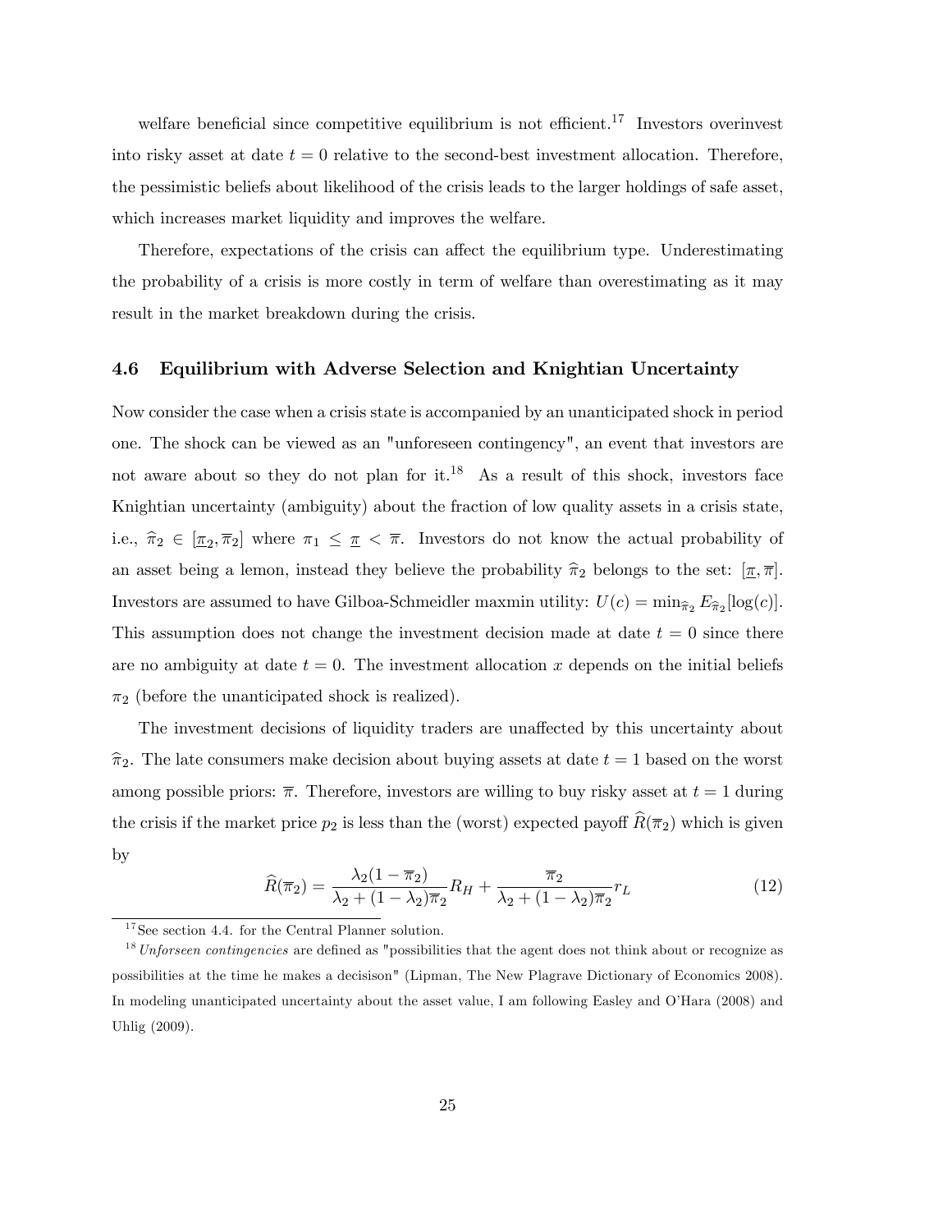welfare beneficial since competitive equilibrium is not efficient.[17] Investors overinvest into risky asset at date $t = 0$ relative to the second-best investment allocation. Therefore, the pessimistic beliefs about likelihood of the crisis leads to the larger holdings of safe asset, which increases market liquidity and improves the welfare.

Therefore, expectations of the crisis can affect the equilibrium type. Underestimating the probability of a crisis is more costly in term of welfare than overestimating as it may result in the market breakdown during the crisis.

### 4.6 Equilibrium with Adverse Selection and Knightian Uncertainty

Now consider the case when a crisis state is accompanied by an unanticipated shock in period one. The shock can be viewed as an "unforeseen contingency", an event that investors are not aware about so they do not plan for it.[18] As a result of this shock, investors face Knightian uncertainty (ambiguity) about the fraction of low quality assets in a crisis state, i.e., $\widehat{\pi}_2 \in [\underline{\pi}_2, \overline{\pi}_2]$ where $\pi_1 \leq \underline{\pi} < \overline{\pi}$. Investors do not know the actual probability of an asset being a lemon, instead they believe the probability $\widehat{\pi}_2$ belongs to the set: $[\underline{\pi}, \overline{\pi}]$. Investors are assumed to have Gilboa-Schmeidler maxmin utility: $U(c) = \min_{\widehat{\pi}_2} E_{\widehat{\pi}_2}[\log(c)]$. This assumption does not change the investment decision made at date $t = 0$ since there are no ambiguity at date $t = 0$. The investment allocation $x$ depends on the initial beliefs $\pi_2$ (before the unanticipated shock is realized).

The investment decisions of liquidity traders are unaffected by this uncertainty about $\widehat{\pi}_2$. The late consumers make decision about buying assets at date $t = 1$ based on the worst among possible priors: $\overline{\pi}$. Therefore, investors are willing to buy risky asset at $t = 1$ during the crisis if the market price $p_2$ is less than the (worst) expected payoff $\widehat{R}(\overline{\pi}_2)$ which is given by

$$\widehat{R}(\overline{\pi}_2) = \frac{\lambda_2(1 - \overline{\pi}_2)}{\lambda_2 + (1 - \lambda_2)\overline{\pi}_2} R_H + \frac{\overline{\pi}_2}{\lambda_2 + (1 - \lambda_2)\overline{\pi}_2} r_L \tag{12}$$

[17] See section 4.4. for the Central Planner solution.

[18] *Unforseen contingencies* are defined as "possibilities that the agent does not think about or recognize as possibilities at the time he makes a decisison" (Lipman, The New Plagrave Dictionary of Economics 2008). In modeling unanticipated uncertainty about the asset value, I am following Easley and O'Hara (2008) and Uhlig (2009).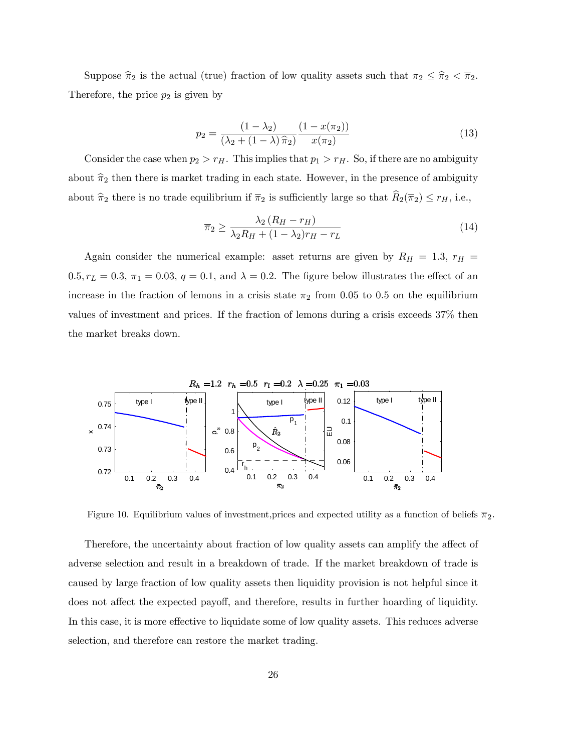Suppose $\widehat{\pi}_2$ is the actual (true) fraction of low quality assets such that $\pi_2 \leq \widehat{\pi}_2 < \overline{\pi}_2$. Therefore, the price $p_2$ is given by

$$p_2 = \frac{(1-\lambda_2)}{(\lambda_2 + (1-\lambda)\,\widehat{\pi}_2)} \frac{(1 - x(\pi_2))}{x(\pi_2)} \tag{13}$$

Consider the case when $p_2 > r_H$. This implies that $p_1 > r_H$. So, if there are no ambiguity about $\widehat{\pi}_2$ then there is market trading in each state. However, in the presence of ambiguity about $\widehat{\pi}_2$ there is no trade equilibrium if $\overline{\pi}_2$ is sufficiently large so that $\widehat{R}_2(\overline{\pi}_2) \leq r_H$, i.e.,

$$\overline{\pi}_2 \geq \frac{\lambda_2\,(R_H - r_H)}{\lambda_2 R_H + (1-\lambda_2) r_H - r_L} \tag{14}$$

Again consider the numerical example: asset returns are given by $R_H = 1.3$, $r_H = 0.5, r_L = 0.3$, $\pi_1 = 0.03$, $q = 0.1$, and $\lambda = 0.2$. The figure below illustrates the effect of an increase in the fraction of lemons in a crisis state $\pi_2$ from 0.05 to 0.5 on the equilibrium values of investment and prices. If the fraction of lemons during a crisis exceeds 37% then the market breaks down.

Figure 10. Equilibrium values of investment,prices and expected utility as a function of beliefs $\overline{\pi}_2$.

Therefore, the uncertainty about fraction of low quality assets can amplify the affect of adverse selection and result in a breakdown of trade. If the market breakdown of trade is caused by large fraction of low quality assets then liquidity provision is not helpful since it does not affect the expected payoff, and therefore, results in further hoarding of liquidity. In this case, it is more effective to liquidate some of low quality assets. This reduces adverse selection, and therefore can restore the market trading.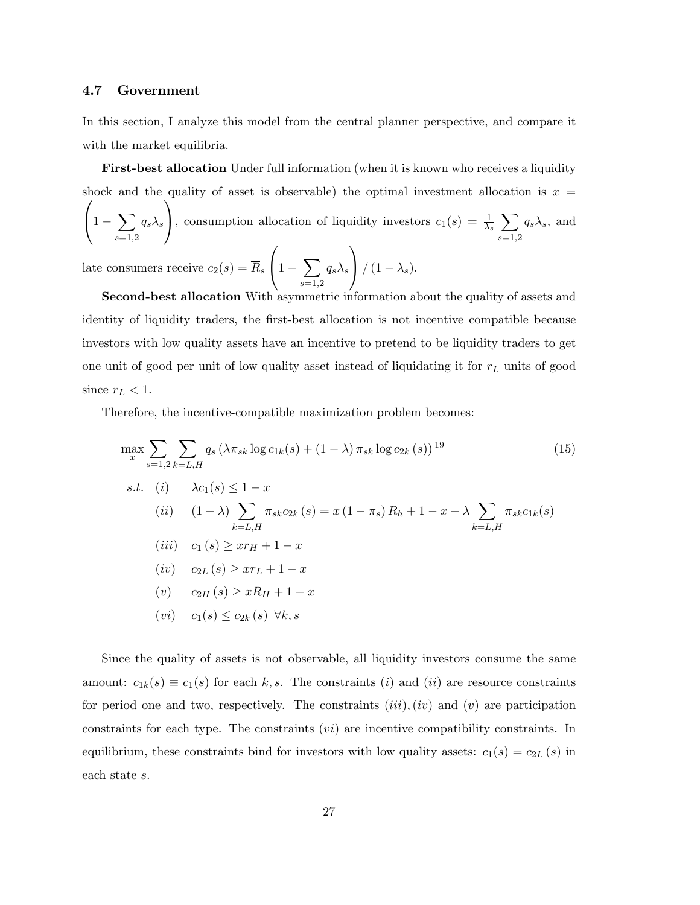### 4.7 Government

In this section, I analyze this model from the central planner perspective, and compare it with the market equilibria.

**First-best allocation** Under full information (when it is known who receives a liquidity shock and the quality of asset is observable) the optimal investment allocation is $x = \left(1 - \sum_{s=1,2} q_s \lambda_s\right)$, consumption allocation of liquidity investors $c_1(s) = \frac{1}{\lambda_s} \sum_{s=1,2} q_s \lambda_s$, and late consumers receive $c_2(s) = \overline{R}_s \left(1 - \sum_{s=1,2} q_s \lambda_s\right) / (1 - \lambda_s)$.

**Second-best allocation** With asymmetric information about the quality of assets and identity of liquidity traders, the first-best allocation is not incentive compatible because investors with low quality assets have an incentive to pretend to be liquidity traders to get one unit of good per unit of low quality asset instead of liquidating it for $r_L$ units of good since $r_L < 1$.

Therefore, the incentive-compatible maximization problem becomes:

$$\max_x \sum_{s=1,2} \sum_{k=L,H} q_s \left(\lambda \pi_{sk} \log c_{1k}(s) + (1-\lambda) \pi_{sk} \log c_{2k}(s)\right) \text{[19]} \tag{15}$$

$$
\begin{aligned}
s.t. \quad (i) \quad & \lambda c_1(s) \leq 1 - x \\
(ii) \quad & (1-\lambda) \sum_{k=L,H} \pi_{sk} c_{2k}(s) = x(1-\pi_s) R_h + 1 - x - \lambda \sum_{k=L,H} \pi_{sk} c_{1k}(s) \\
(iii) \quad & c_1(s) \geq x r_H + 1 - x \\
(iv) \quad & c_{2L}(s) \geq x r_L + 1 - x \\
(v) \quad & c_{2H}(s) \geq x R_H + 1 - x \\
(vi) \quad & c_1(s) \leq c_{2k}(s) \;\; \forall k, s
\end{aligned}
$$

Since the quality of assets is not observable, all liquidity investors consume the same amount: $c_{1k}(s) \equiv c_1(s)$ for each $k, s$. The constraints $(i)$ and $(ii)$ are resource constraints for period one and two, respectively. The constraints $(iii), (iv)$ and $(v)$ are participation constraints for each type. The constraints $(vi)$ are incentive compatibility constraints. In equilibrium, these constraints bind for investors with low quality assets: $c_1(s) = c_{2L}(s)$ in each state $s$.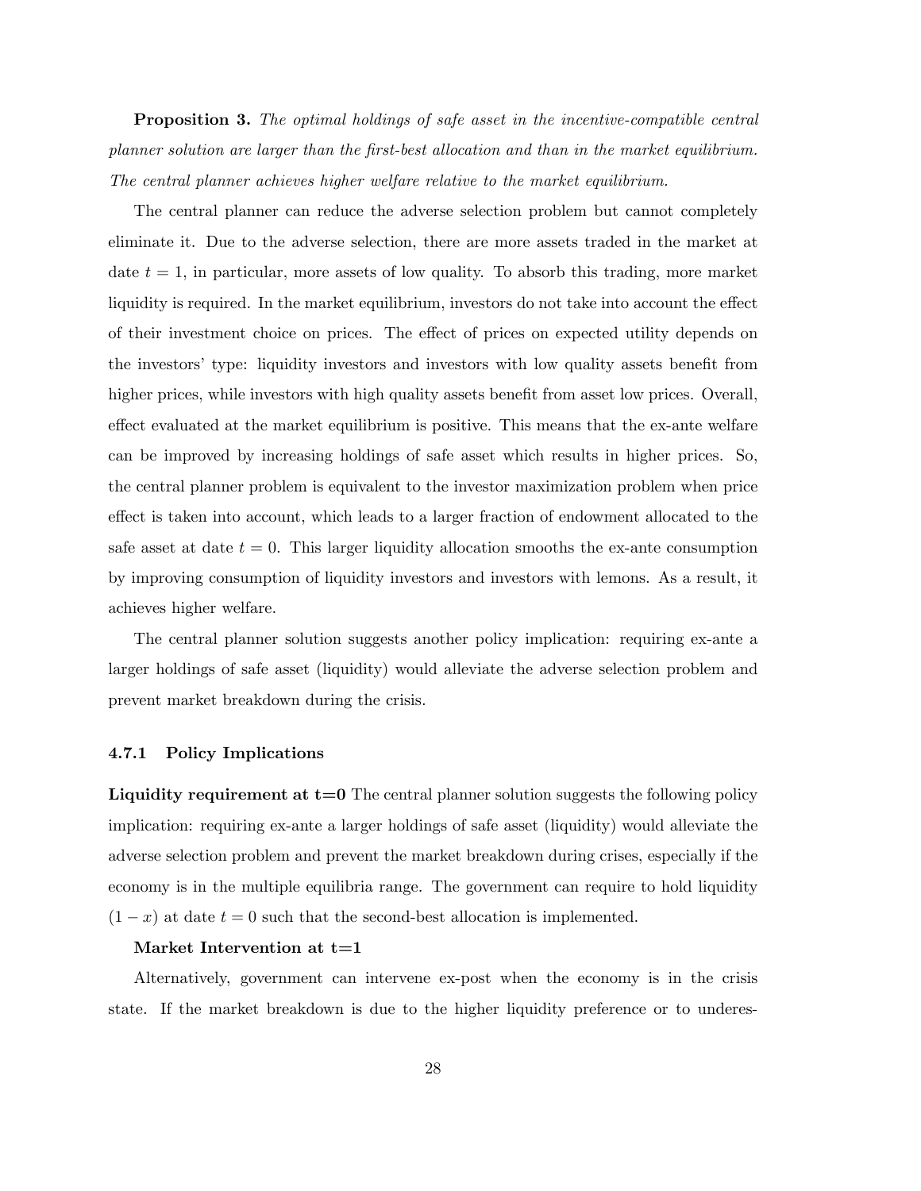**Proposition 3.** *The optimal holdings of safe asset in the incentive-compatible central planner solution are larger than the first-best allocation and than in the market equilibrium. The central planner achieves higher welfare relative to the market equilibrium.*

The central planner can reduce the adverse selection problem but cannot completely eliminate it. Due to the adverse selection, there are more assets traded in the market at date $t = 1$, in particular, more assets of low quality. To absorb this trading, more market liquidity is required. In the market equilibrium, investors do not take into account the effect of their investment choice on prices. The effect of prices on expected utility depends on the investors' type: liquidity investors and investors with low quality assets benefit from higher prices, while investors with high quality assets benefit from asset low prices. Overall, effect evaluated at the market equilibrium is positive. This means that the ex-ante welfare can be improved by increasing holdings of safe asset which results in higher prices. So, the central planner problem is equivalent to the investor maximization problem when price effect is taken into account, which leads to a larger fraction of endowment allocated to the safe asset at date $t = 0$. This larger liquidity allocation smooths the ex-ante consumption by improving consumption of liquidity investors and investors with lemons. As a result, it achieves higher welfare.

The central planner solution suggests another policy implication: requiring ex-ante a larger holdings of safe asset (liquidity) would alleviate the adverse selection problem and prevent market breakdown during the crisis.

#### 4.7.1 Policy Implications

**Liquidity requirement at t=0** The central planner solution suggests the following policy implication: requiring ex-ante a larger holdings of safe asset (liquidity) would alleviate the adverse selection problem and prevent the market breakdown during crises, especially if the economy is in the multiple equilibria range. The government can require to hold liquidity $(1 - x)$ at date $t = 0$ such that the second-best allocation is implemented.

**Market Intervention at t=1**

Alternatively, government can intervene ex-post when the economy is in the crisis state. If the market breakdown is due to the higher liquidity preference or to underes-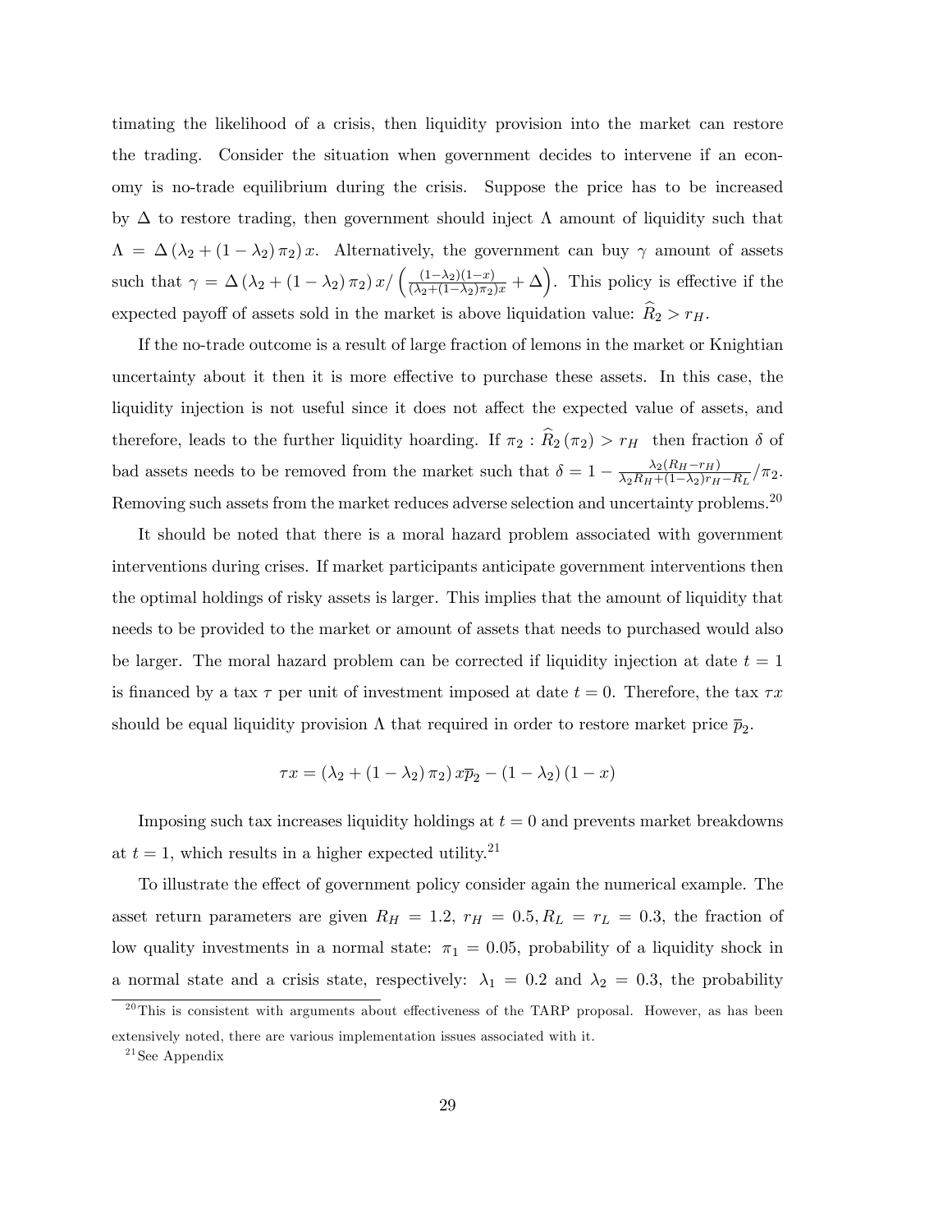timating the likelihood of a crisis, then liquidity provision into the market can restore the trading. Consider the situation when government decides to intervene if an economy is no-trade equilibrium during the crisis. Suppose the price has to be increased by $\Delta$ to restore trading, then government should inject $\Lambda$ amount of liquidity such that $\Lambda = \Delta(\lambda_2 + (1-\lambda_2)\pi_2)x$. Alternatively, the government can buy $\gamma$ amount of assets such that $\gamma = \Delta(\lambda_2 + (1-\lambda_2)\pi_2)x / \left(\frac{(1-\lambda_2)(1-x)}{(\lambda_2+(1-\lambda_2)\pi_2)x} + \Delta\right)$. This policy is effective if the expected payoff of assets sold in the market is above liquidation value: $\widehat{R}_2 > r_H$.

If the no-trade outcome is a result of large fraction of lemons in the market or Knightian uncertainty about it then it is more effective to purchase these assets. In this case, the liquidity injection is not useful since it does not affect the expected value of assets, and therefore, leads to the further liquidity hoarding. If $\pi_2 : \widehat{R}_2(\pi_2) > r_H$ then fraction $\delta$ of bad assets needs to be removed from the market such that $\delta = 1 - \frac{\lambda_2(R_H - r_H)}{\lambda_2 R_H + (1-\lambda_2)r_H - R_L}/\pi_2$. Removing such assets from the market reduces adverse selection and uncertainty problems.[20]

It should be noted that there is a moral hazard problem associated with government interventions during crises. If market participants anticipate government interventions then the optimal holdings of risky assets is larger. This implies that the amount of liquidity that needs to be provided to the market or amount of assets that needs to purchased would also be larger. The moral hazard problem can be corrected if liquidity injection at date $t = 1$ is financed by a tax $\tau$ per unit of investment imposed at date $t = 0$. Therefore, the tax $\tau x$ should be equal liquidity provision $\Lambda$ that required in order to restore market price $\overline{p}_2$.

$$\tau x = (\lambda_2 + (1-\lambda_2)\pi_2)x\overline{p}_2 - (1-\lambda_2)(1-x)$$

Imposing such tax increases liquidity holdings at $t = 0$ and prevents market breakdowns at $t = 1$, which results in a higher expected utility.[21]

To illustrate the effect of government policy consider again the numerical example. The asset return parameters are given $R_H = 1.2$, $r_H = 0.5, R_L = r_L = 0.3$, the fraction of low quality investments in a normal state: $\pi_1 = 0.05$, probability of a liquidity shock in a normal state and a crisis state, respectively: $\lambda_1 = 0.2$ and $\lambda_2 = 0.3$, the probability

[20] This is consistent with arguments about effectiveness of the TARP proposal. However, as has been extensively noted, there are various implementation issues associated with it.

[21] See Appendix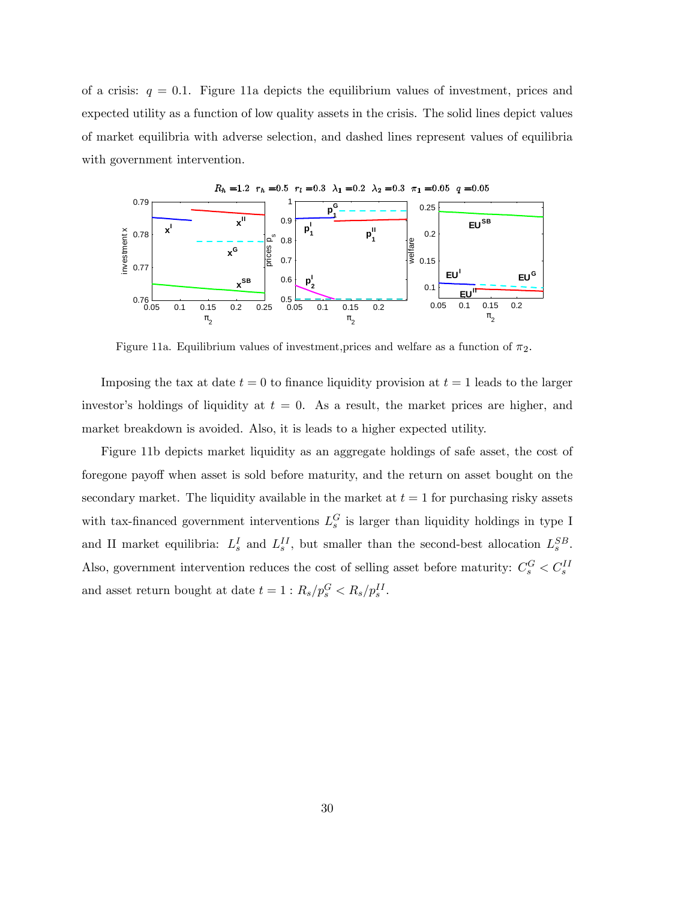of a crisis: $q = 0.1$. Figure 11a depicts the equilibrium values of investment, prices and expected utility as a function of low quality assets in the crisis. The solid lines depict values of market equilibria with adverse selection, and dashed lines represent values of equilibria with government intervention.

Figure 11a. Equilibrium values of investment,prices and welfare as a function of $\pi_2$.

Imposing the tax at date $t = 0$ to finance liquidity provision at $t = 1$ leads to the larger investor's holdings of liquidity at $t = 0$. As a result, the market prices are higher, and market breakdown is avoided. Also, it is leads to a higher expected utility.

Figure 11b depicts market liquidity as an aggregate holdings of safe asset, the cost of foregone payoff when asset is sold before maturity, and the return on asset bought on the secondary market. The liquidity available in the market at $t = 1$ for purchasing risky assets with tax-financed government interventions $L_s^G$ is larger than liquidity holdings in type I and II market equilibria: $L_s^I$ and $L_s^{II}$, but smaller than the second-best allocation $L_s^{SB}$. Also, government intervention reduces the cost of selling asset before maturity: $C_s^G < C_s^{II}$ and asset return bought at date $t = 1 : R_s/p_s^G < R_s/p_s^{II}$.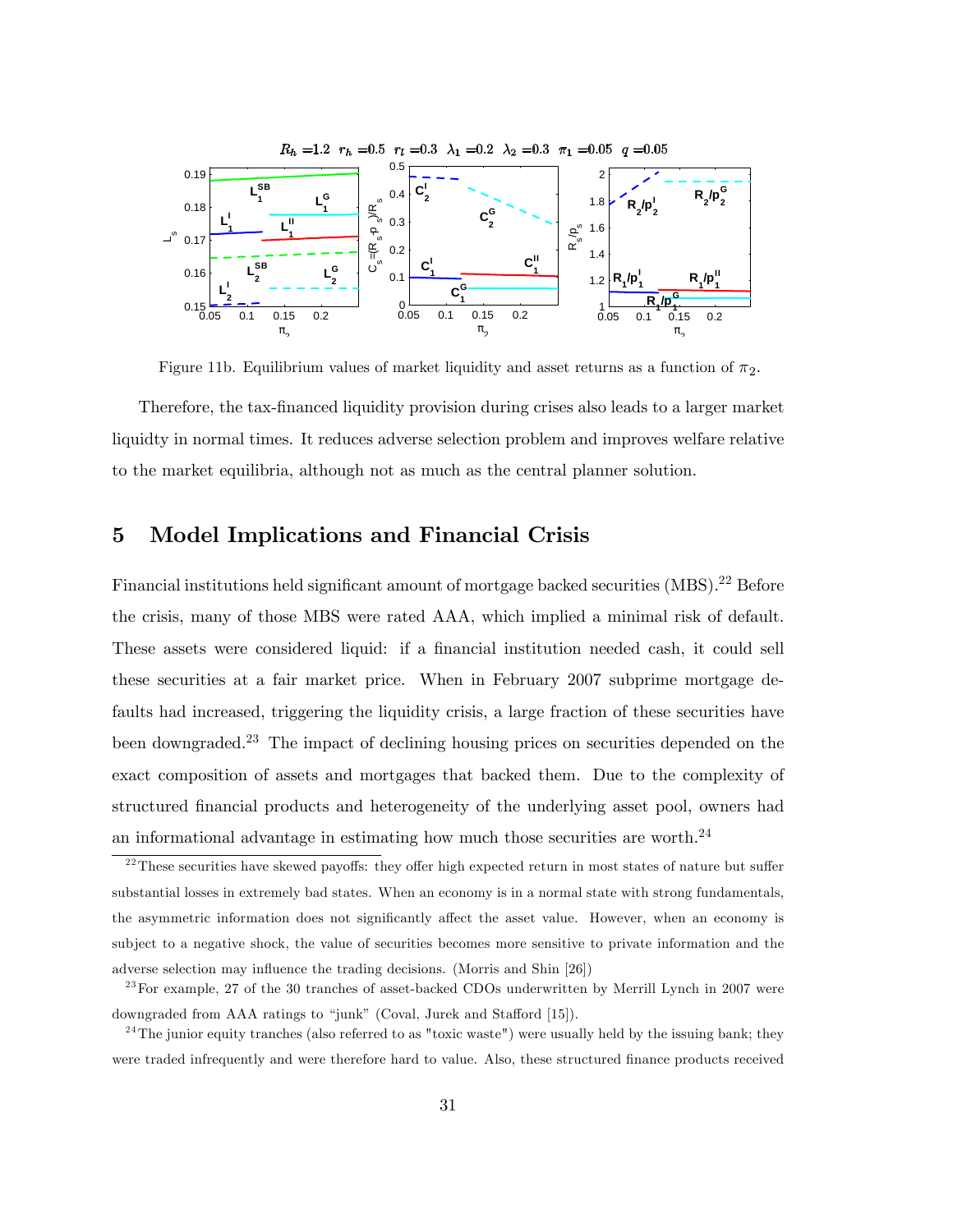Figure 11b. Equilibrium values of market liquidity and asset returns as a function of $\pi_2$.

Therefore, the tax-financed liquidity provision during crises also leads to a larger market liquidty in normal times. It reduces adverse selection problem and improves welfare relative to the market equilibria, although not as much as the central planner solution.

# 5 Model Implications and Financial Crisis

Financial institutions held significant amount of mortgage backed securities (MBS).[22] Before the crisis, many of those MBS were rated AAA, which implied a minimal risk of default. These assets were considered liquid: if a financial institution needed cash, it could sell these securities at a fair market price. When in February 2007 subprime mortgage defaults had increased, triggering the liquidity crisis, a large fraction of these securities have been downgraded.[23] The impact of declining housing prices on securities depended on the exact composition of assets and mortgages that backed them. Due to the complexity of structured financial products and heterogeneity of the underlying asset pool, owners had an informational advantage in estimating how much those securities are worth.[24]

[22] These securities have skewed payoffs: they offer high expected return in most states of nature but suffer substantial losses in extremely bad states. When an economy is in a normal state with strong fundamentals, the asymmetric information does not significantly affect the asset value. However, when an economy is subject to a negative shock, the value of securities becomes more sensitive to private information and the adverse selection may influence the trading decisions. (Morris and Shin [26])

[23] For example, 27 of the 30 tranches of asset-backed CDOs underwritten by Merrill Lynch in 2007 were downgraded from AAA ratings to "junk" (Coval, Jurek and Stafford [15]).

[24] The junior equity tranches (also referred to as "toxic waste") were usually held by the issuing bank; they were traded infrequently and were therefore hard to value. Also, these structured finance products received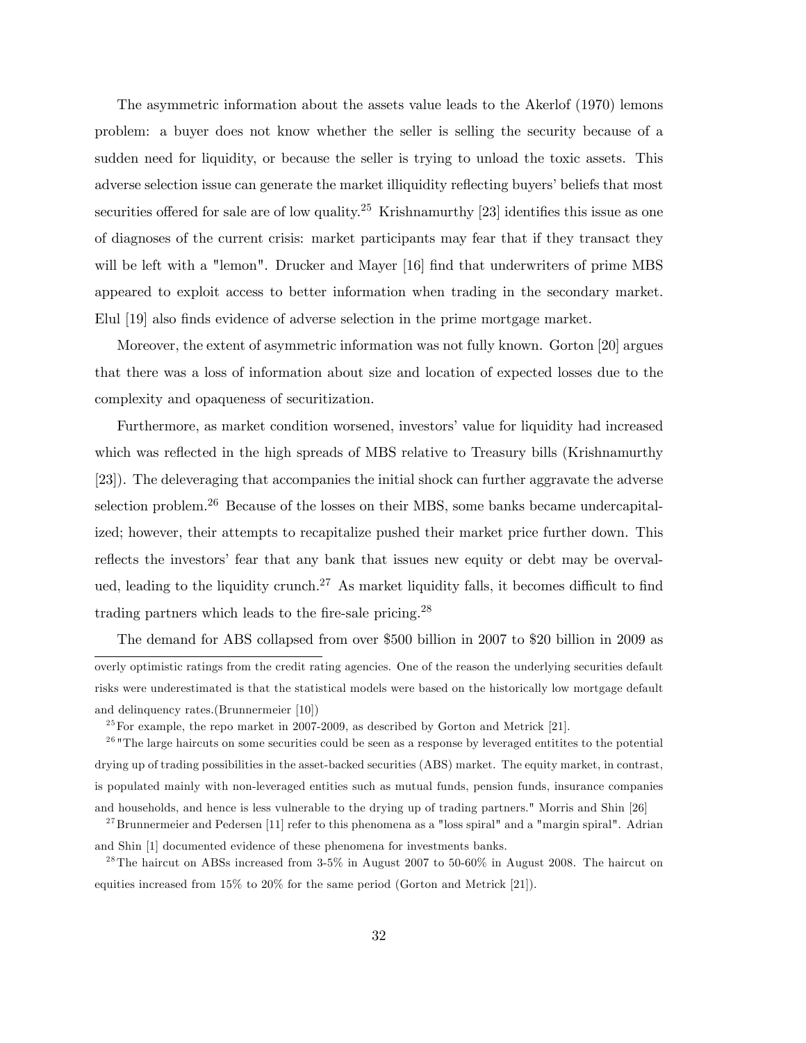The asymmetric information about the assets value leads to the Akerlof (1970) lemons problem: a buyer does not know whether the seller is selling the security because of a sudden need for liquidity, or because the seller is trying to unload the toxic assets. This adverse selection issue can generate the market illiquidity reflecting buyers' beliefs that most securities offered for sale are of low quality.[25] Krishnamurthy [23] identifies this issue as one of diagnoses of the current crisis: market participants may fear that if they transact they will be left with a "lemon". Drucker and Mayer [16] find that underwriters of prime MBS appeared to exploit access to better information when trading in the secondary market. Elul [19] also finds evidence of adverse selection in the prime mortgage market.

Moreover, the extent of asymmetric information was not fully known. Gorton [20] argues that there was a loss of information about size and location of expected losses due to the complexity and opaqueness of securitization.

Furthermore, as market condition worsened, investors' value for liquidity had increased which was reflected in the high spreads of MBS relative to Treasury bills (Krishnamurthy [23]). The deleveraging that accompanies the initial shock can further aggravate the adverse selection problem.[26] Because of the losses on their MBS, some banks became undercapitalized; however, their attempts to recapitalize pushed their market price further down. This reflects the investors' fear that any bank that issues new equity or debt may be overvalued, leading to the liquidity crunch.[27] As market liquidity falls, it becomes difficult to find trading partners which leads to the fire-sale pricing.[28]

The demand for ABS collapsed from over $500 billion in 2007 to $20 billion in 2009 as

---

overly optimistic ratings from the credit rating agencies. One of the reason the underlying securities default risks were underestimated is that the statistical models were based on the historically low mortgage default and delinquency rates.(Brunnermeier [10])

[25] For example, the repo market in 2007-2009, as described by Gorton and Metrick [21].

[26] "The large haircuts on some securities could be seen as a response by leveraged entitites to the potential drying up of trading possibilities in the asset-backed securities (ABS) market. The equity market, in contrast, is populated mainly with non-leveraged entities such as mutual funds, pension funds, insurance companies and households, and hence is less vulnerable to the drying up of trading partners." Morris and Shin [26]

[27] Brunnermeier and Pedersen [11] refer to this phenomena as a "loss spiral" and a "margin spiral". Adrian and Shin [1] documented evidence of these phenomena for investments banks.

[28] The haircut on ABSs increased from 3-5% in August 2007 to 50-60% in August 2008. The haircut on equities increased from 15% to 20% for the same period (Gorton and Metrick [21]).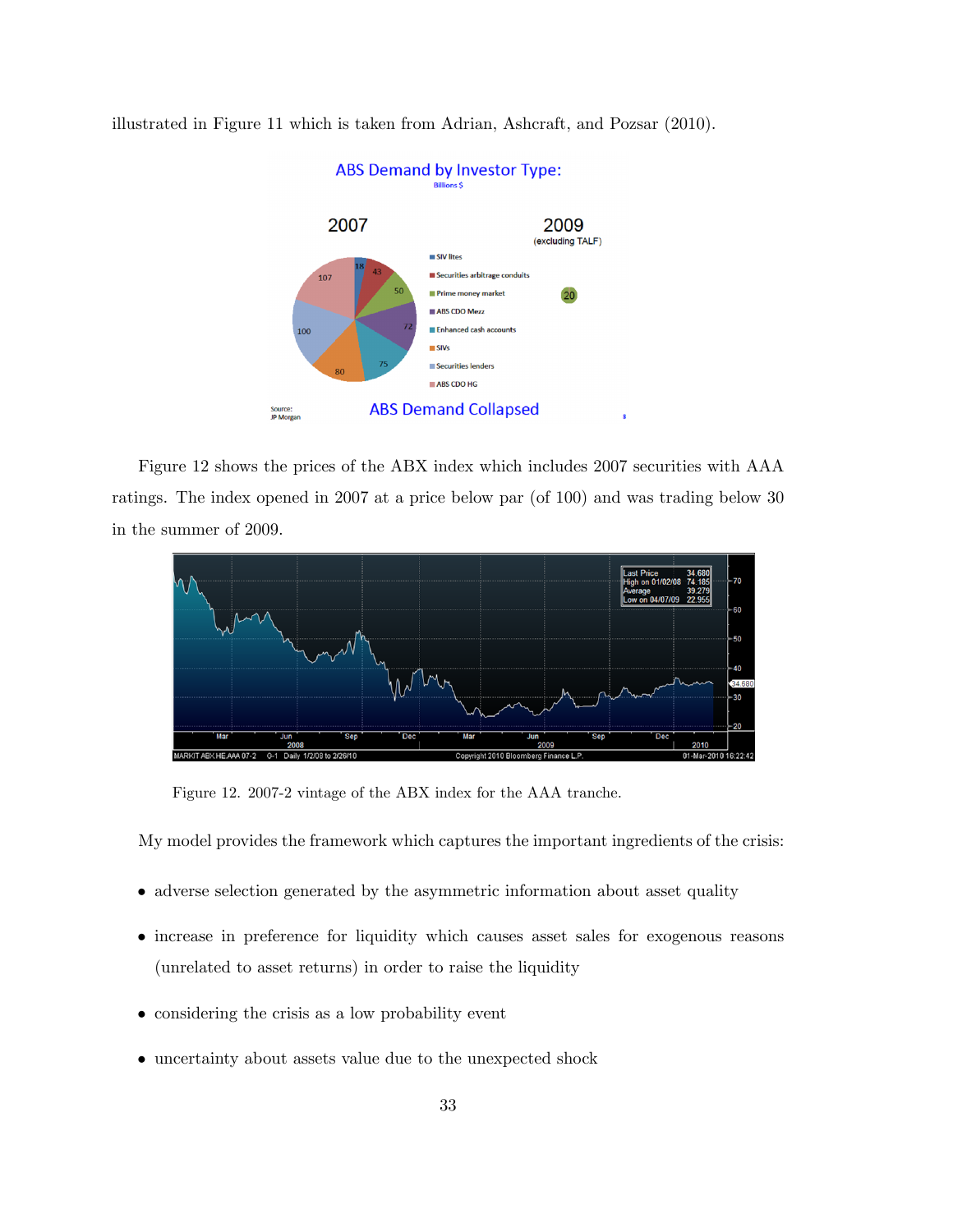illustrated in Figure 11 which is taken from Adrian, Ashcraft, and Pozsar (2010).

Figure 12 shows the prices of the ABX index which includes 2007 securities with AAA ratings. The index opened in 2007 at a price below par (of 100) and was trading below 30 in the summer of 2009.

Figure 12. 2007-2 vintage of the ABX index for the AAA tranche.

My model provides the framework which captures the important ingredients of the crisis:

- adverse selection generated by the asymmetric information about asset quality
- increase in preference for liquidity which causes asset sales for exogenous reasons (unrelated to asset returns) in order to raise the liquidity
- considering the crisis as a low probability event
- uncertainty about assets value due to the unexpected shock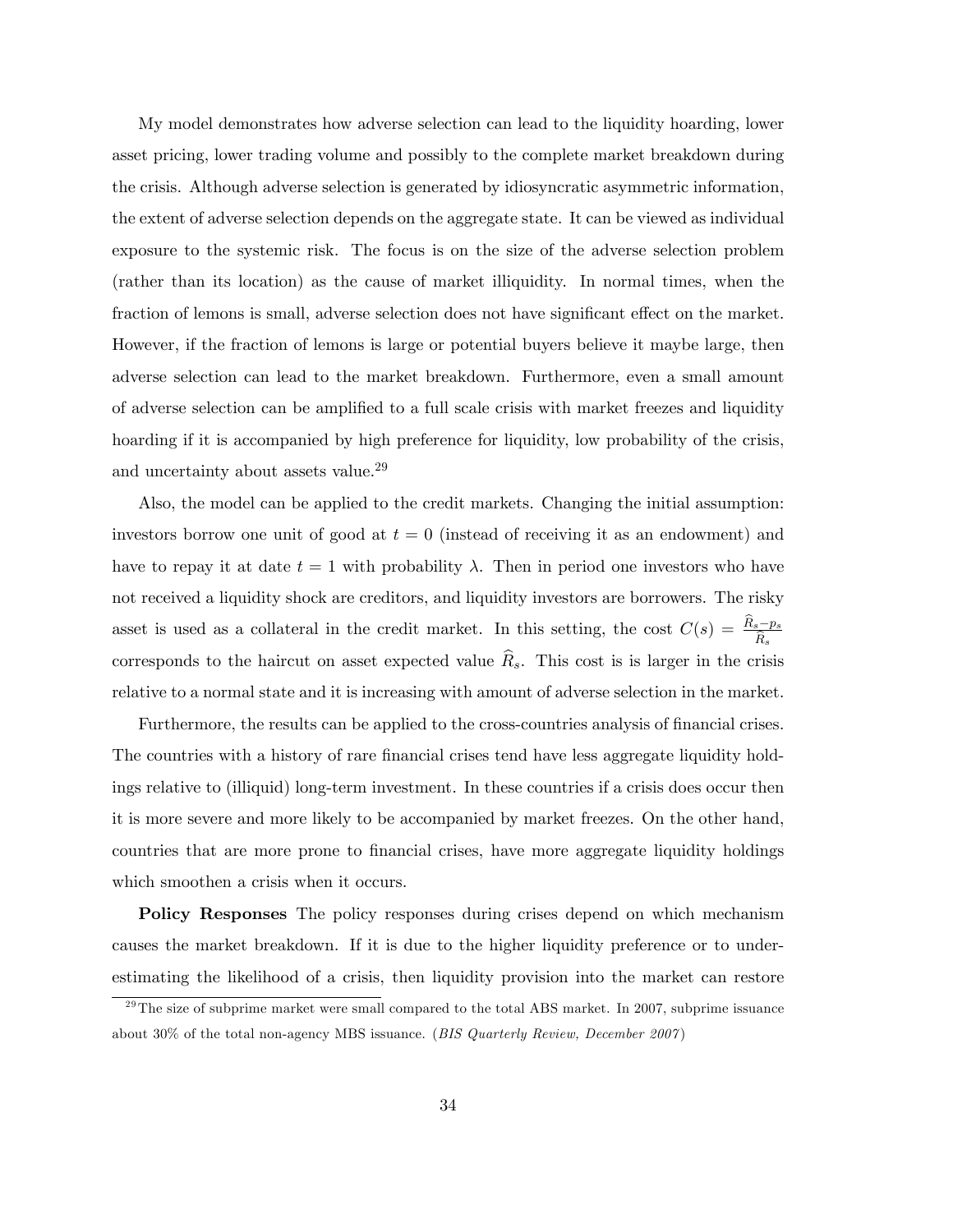My model demonstrates how adverse selection can lead to the liquidity hoarding, lower asset pricing, lower trading volume and possibly to the complete market breakdown during the crisis. Although adverse selection is generated by idiosyncratic asymmetric information, the extent of adverse selection depends on the aggregate state. It can be viewed as individual exposure to the systemic risk. The focus is on the size of the adverse selection problem (rather than its location) as the cause of market illiquidity. In normal times, when the fraction of lemons is small, adverse selection does not have significant effect on the market. However, if the fraction of lemons is large or potential buyers believe it maybe large, then adverse selection can lead to the market breakdown. Furthermore, even a small amount of adverse selection can be amplified to a full scale crisis with market freezes and liquidity hoarding if it is accompanied by high preference for liquidity, low probability of the crisis, and uncertainty about assets value.[29]

Also, the model can be applied to the credit markets. Changing the initial assumption: investors borrow one unit of good at $t = 0$ (instead of receiving it as an endowment) and have to repay it at date $t = 1$ with probability $\lambda$. Then in period one investors who have not received a liquidity shock are creditors, and liquidity investors are borrowers. The risky asset is used as a collateral in the credit market. In this setting, the cost $C(s) = \frac{\widehat{R}_s - p_s}{\widehat{R}_s}$ corresponds to the haircut on asset expected value $\widehat{R}_s$. This cost is is larger in the crisis relative to a normal state and it is increasing with amount of adverse selection in the market.

Furthermore, the results can be applied to the cross-countries analysis of financial crises. The countries with a history of rare financial crises tend have less aggregate liquidity holdings relative to (illiquid) long-term investment. In these countries if a crisis does occur then it is more severe and more likely to be accompanied by market freezes. On the other hand, countries that are more prone to financial crises, have more aggregate liquidity holdings which smoothen a crisis when it occurs.

**Policy Responses** The policy responses during crises depend on which mechanism causes the market breakdown. If it is due to the higher liquidity preference or to underestimating the likelihood of a crisis, then liquidity provision into the market can restore

[29] The size of subprime market were small compared to the total ABS market. In 2007, subprime issuance about 30% of the total non-agency MBS issuance. (*BIS Quarterly Review, December 2007*)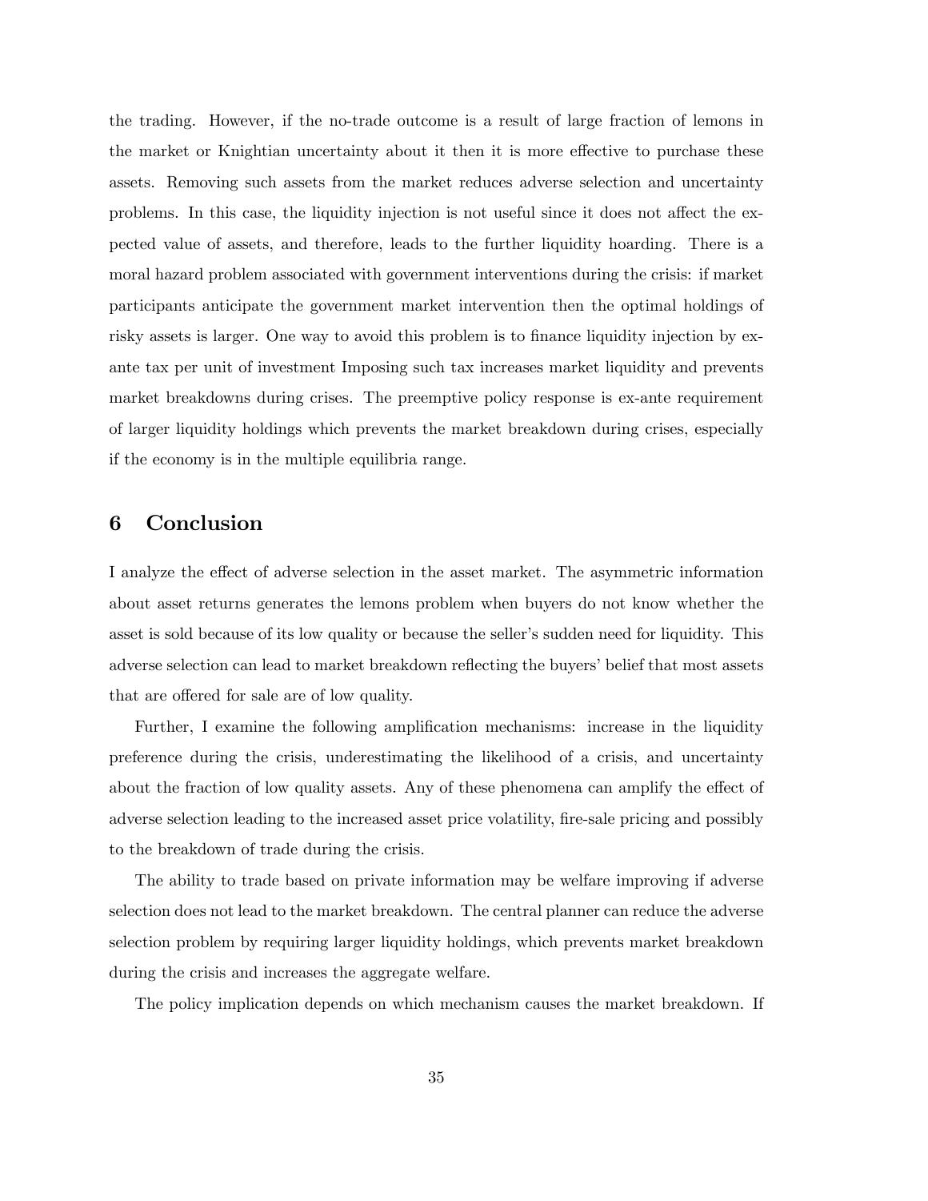the trading. However, if the no-trade outcome is a result of large fraction of lemons in the market or Knightian uncertainty about it then it is more effective to purchase these assets. Removing such assets from the market reduces adverse selection and uncertainty problems. In this case, the liquidity injection is not useful since it does not affect the expected value of assets, and therefore, leads to the further liquidity hoarding. There is a moral hazard problem associated with government interventions during the crisis: if market participants anticipate the government market intervention then the optimal holdings of risky assets is larger. One way to avoid this problem is to finance liquidity injection by ex-ante tax per unit of investment Imposing such tax increases market liquidity and prevents market breakdowns during crises. The preemptive policy response is ex-ante requirement of larger liquidity holdings which prevents the market breakdown during crises, especially if the economy is in the multiple equilibria range.

## 6 Conclusion

I analyze the effect of adverse selection in the asset market. The asymmetric information about asset returns generates the lemons problem when buyers do not know whether the asset is sold because of its low quality or because the seller's sudden need for liquidity. This adverse selection can lead to market breakdown reflecting the buyers' belief that most assets that are offered for sale are of low quality.

Further, I examine the following amplification mechanisms: increase in the liquidity preference during the crisis, underestimating the likelihood of a crisis, and uncertainty about the fraction of low quality assets. Any of these phenomena can amplify the effect of adverse selection leading to the increased asset price volatility, fire-sale pricing and possibly to the breakdown of trade during the crisis.

The ability to trade based on private information may be welfare improving if adverse selection does not lead to the market breakdown. The central planner can reduce the adverse selection problem by requiring larger liquidity holdings, which prevents market breakdown during the crisis and increases the aggregate welfare.

The policy implication depends on which mechanism causes the market breakdown. If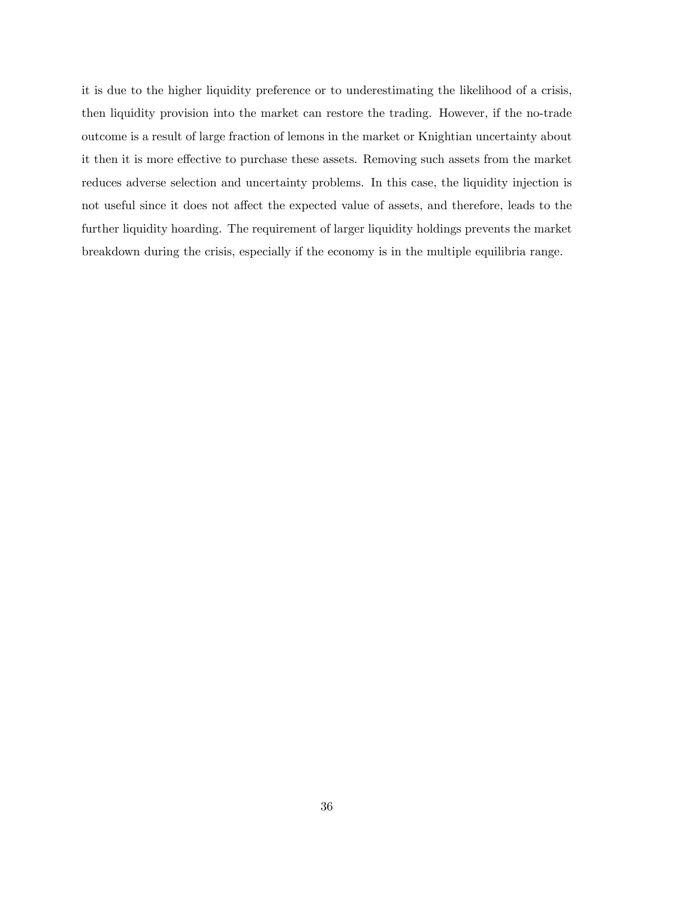it is due to the higher liquidity preference or to underestimating the likelihood of a crisis, then liquidity provision into the market can restore the trading. However, if the no-trade outcome is a result of large fraction of lemons in the market or Knightian uncertainty about it then it is more effective to purchase these assets. Removing such assets from the market reduces adverse selection and uncertainty problems. In this case, the liquidity injection is not useful since it does not affect the expected value of assets, and therefore, leads to the further liquidity hoarding. The requirement of larger liquidity holdings prevents the market breakdown during the crisis, especially if the economy is in the multiple equilibria range.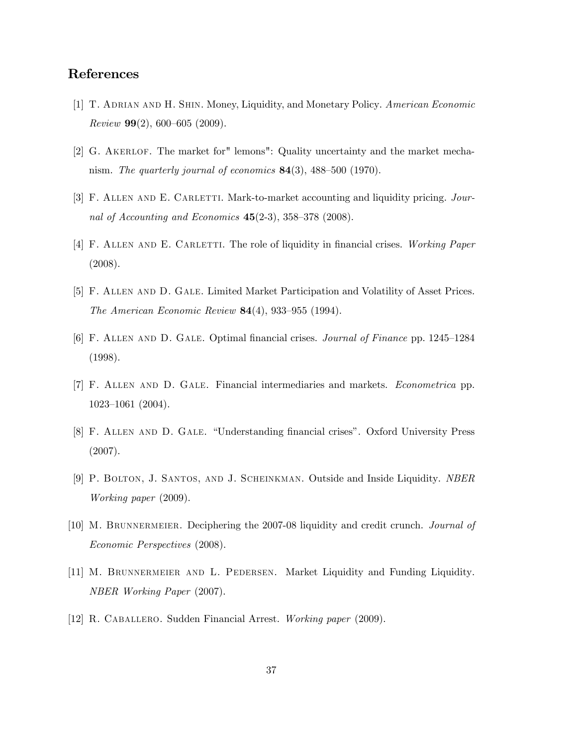## References

[1] T. Adrian and H. Shin. Money, Liquidity, and Monetary Policy. *American Economic Review* **99**(2), 600–605 (2009).

[2] G. Akerlof. The market for" lemons": Quality uncertainty and the market mechanism. *The quarterly journal of economics* **84**(3), 488–500 (1970).

[3] F. Allen and E. Carletti. Mark-to-market accounting and liquidity pricing. *Journal of Accounting and Economics* **45**(2-3), 358–378 (2008).

[4] F. Allen and E. Carletti. The role of liquidity in financial crises. *Working Paper* (2008).

[5] F. Allen and D. Gale. Limited Market Participation and Volatility of Asset Prices. *The American Economic Review* **84**(4), 933–955 (1994).

[6] F. Allen and D. Gale. Optimal financial crises. *Journal of Finance* pp. 1245–1284 (1998).

[7] F. Allen and D. Gale. Financial intermediaries and markets. *Econometrica* pp. 1023–1061 (2004).

[8] F. Allen and D. Gale. "Understanding financial crises". Oxford University Press (2007).

[9] P. Bolton, J. Santos, and J. Scheinkman. Outside and Inside Liquidity. *NBER Working paper* (2009).

[10] M. Brunnermeier. Deciphering the 2007-08 liquidity and credit crunch. *Journal of Economic Perspectives* (2008).

[11] M. Brunnermeier and L. Pedersen. Market Liquidity and Funding Liquidity. *NBER Working Paper* (2007).

[12] R. Caballero. Sudden Financial Arrest. *Working paper* (2009).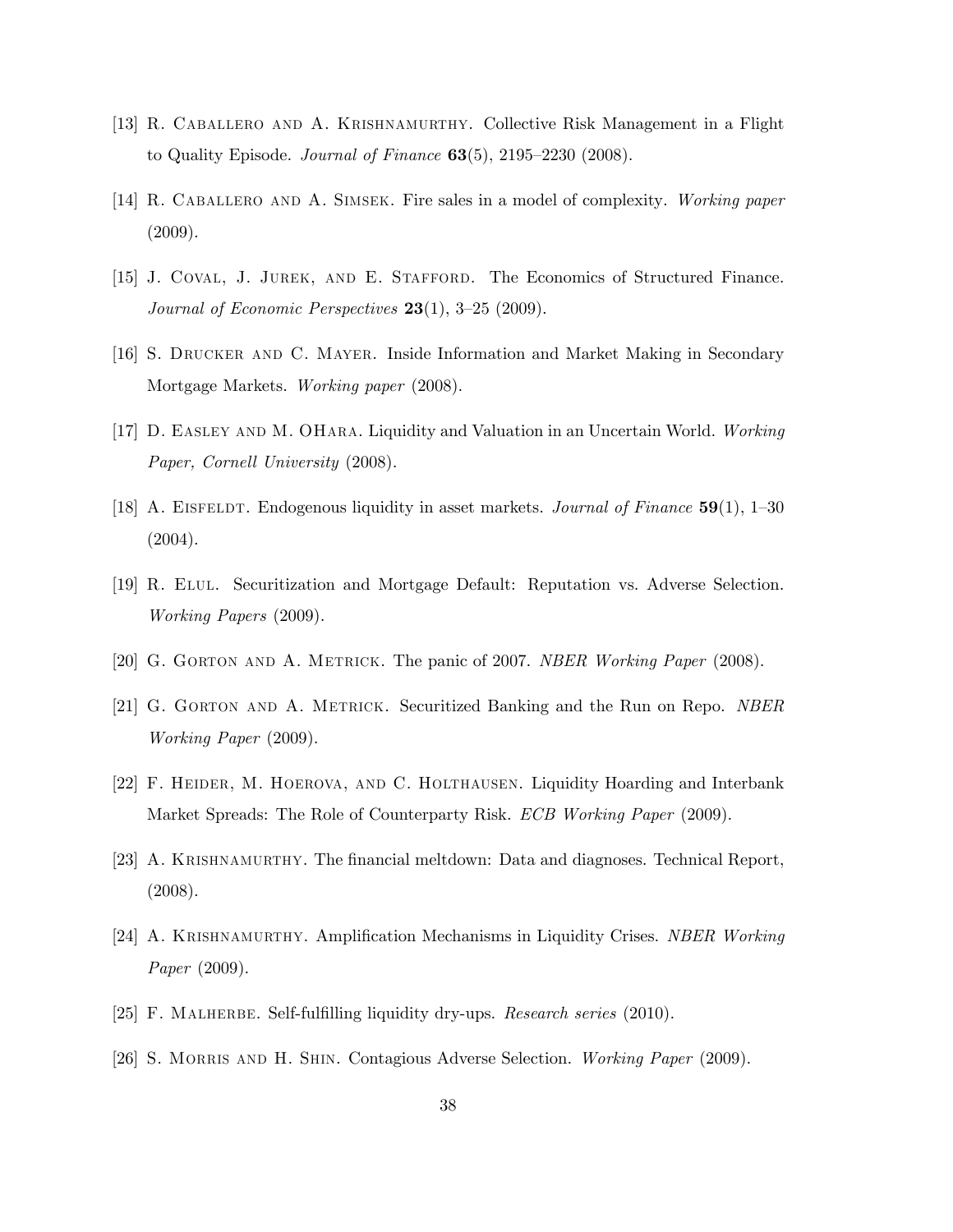[13] R. Caballero and A. Krishnamurthy. Collective Risk Management in a Flight to Quality Episode. *Journal of Finance* **63**(5), 2195–2230 (2008).

[14] R. Caballero and A. Simsek. Fire sales in a model of complexity. *Working paper* (2009).

[15] J. Coval, J. Jurek, and E. Stafford. The Economics of Structured Finance. *Journal of Economic Perspectives* **23**(1), 3–25 (2009).

[16] S. Drucker and C. Mayer. Inside Information and Market Making in Secondary Mortgage Markets. *Working paper* (2008).

[17] D. Easley and M. OHara. Liquidity and Valuation in an Uncertain World. *Working Paper, Cornell University* (2008).

[18] A. Eisfeldt. Endogenous liquidity in asset markets. *Journal of Finance* **59**(1), 1–30 (2004).

[19] R. Elul. Securitization and Mortgage Default: Reputation vs. Adverse Selection. *Working Papers* (2009).

[20] G. Gorton and A. Metrick. The panic of 2007. *NBER Working Paper* (2008).

[21] G. Gorton and A. Metrick. Securitized Banking and the Run on Repo. *NBER Working Paper* (2009).

[22] F. Heider, M. Hoerova, and C. Holthausen. Liquidity Hoarding and Interbank Market Spreads: The Role of Counterparty Risk. *ECB Working Paper* (2009).

[23] A. Krishnamurthy. The financial meltdown: Data and diagnoses. Technical Report, (2008).

[24] A. Krishnamurthy. Amplification Mechanisms in Liquidity Crises. *NBER Working Paper* (2009).

[25] F. Malherbe. Self-fulfilling liquidity dry-ups. *Research series* (2010).

[26] S. Morris and H. Shin. Contagious Adverse Selection. *Working Paper* (2009).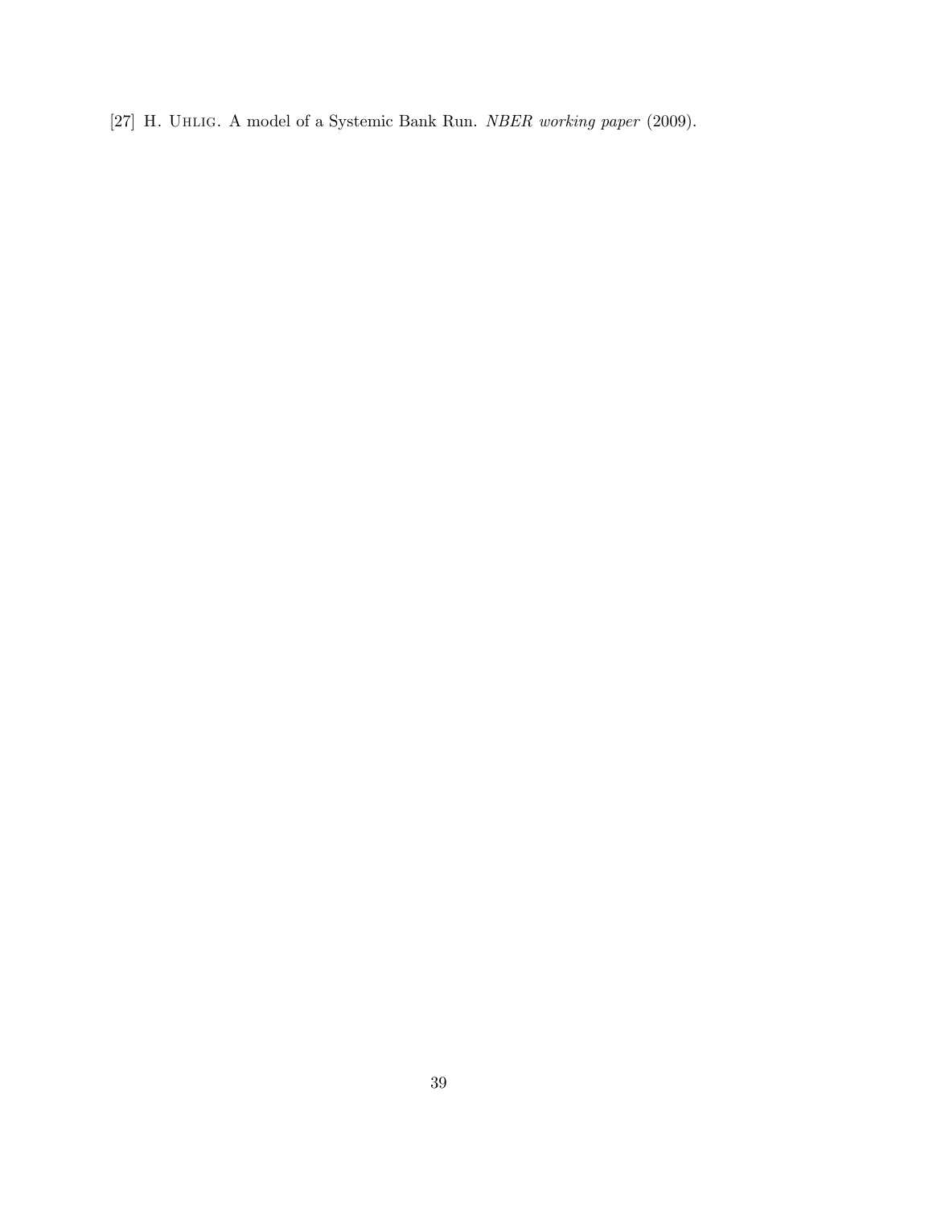[27] H. Uhlig. A model of a Systemic Bank Run. *NBER working paper* (2009).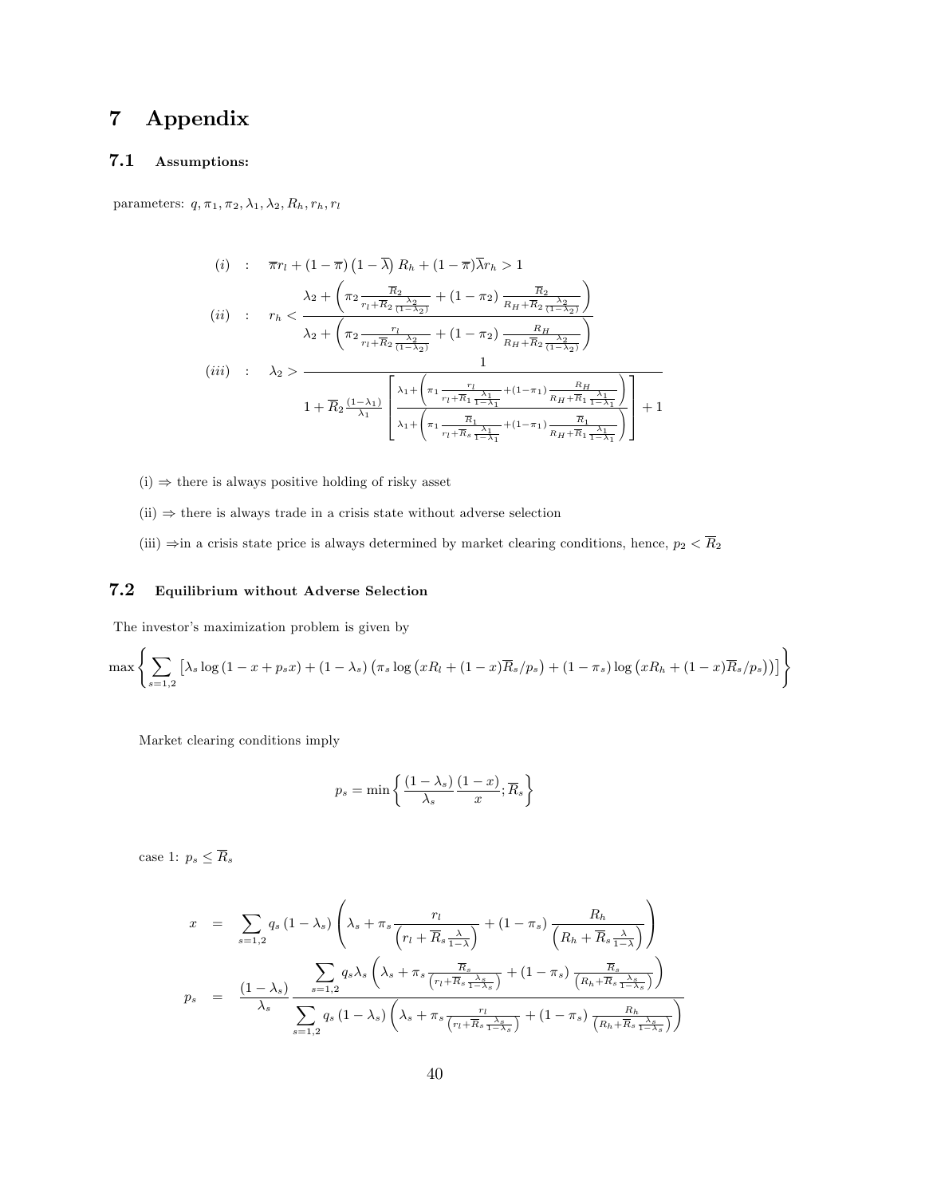# 7 Appendix

## 7.1 Assumptions:

parameters: $q, \pi_1, \pi_2, \lambda_1, \lambda_2, R_h, r_h, r_l$

$$(i) \quad : \quad \overline{\pi} r_l + (1-\overline{\pi})\left(1-\overline{\lambda}\right) R_h + (1-\overline{\pi})\overline{\lambda} r_h > 1$$

$$(ii) \quad : \quad r_h < \frac{\lambda_2 + \left(\pi_2 \frac{\overline{R}_2}{r_l + \overline{R}_2 \frac{\lambda_2}{(1-\lambda_2)}} + (1-\pi_2) \frac{\overline{R}_2}{R_H + \overline{R}_2 \frac{\lambda_2}{(1-\lambda_2)}}\right)}{\lambda_2 + \left(\pi_2 \frac{r_l}{r_l + \overline{R}_2 \frac{\lambda_2}{(1-\lambda_2)}} + (1-\pi_2) \frac{R_H}{R_H + \overline{R}_2 \frac{\lambda_2}{(1-\lambda_2)}}\right)}$$

$$(iii) \quad : \quad \lambda_2 > \frac{1}{1 + \overline{R}_2 \frac{(1-\lambda_1)}{\lambda_1} \left[ \frac{\lambda_1 + \left(\pi_1 \frac{r_l}{r_l + \overline{R}_1 \frac{\lambda_1}{1-\lambda_1}} + (1-\pi_1) \frac{R_H}{R_H + \overline{R}_1 \frac{\lambda_1}{1-\lambda_1}}\right)}{\lambda_1 + \left(\pi_1 \frac{\overline{R}_1}{r_l + \overline{R}_s \frac{\lambda_1}{1-\lambda_1}} + (1-\pi_1) \frac{\overline{R}_1}{R_H + \overline{R}_1 \frac{\lambda_1}{1-\lambda_1}}\right)} \right] + 1}$$

(i) $\Rightarrow$ there is always positive holding of risky asset

(ii) $\Rightarrow$ there is always trade in a crisis state without adverse selection

(iii) $\Rightarrow$in a crisis state price is always determined by market clearing conditions, hence, $p_2 < \overline{R}_2$

## 7.2 Equilibrium without Adverse Selection

The investor's maximization problem is given by

$$\max \left\{ \sum_{s=1,2} \left[ \lambda_s \log(1 - x + p_s x) + (1-\lambda_s)\left(\pi_s \log\left(x R_l + (1-x)\overline{R}_s / p_s\right) + (1-\pi_s) \log\left(x R_h + (1-x)\overline{R}_s / p_s\right)\right)\right] \right\}$$

Market clearing conditions imply

$$p_s = \min\left\{ \frac{(1-\lambda_s)}{\lambda_s} \frac{(1-x)}{x}; \overline{R}_s \right\}$$

case 1: $p_s \leq \overline{R}_s$

$$x = \sum_{s=1,2} q_s (1-\lambda_s) \left( \lambda_s + \pi_s \frac{r_l}{\left(r_l + \overline{R}_s \frac{\lambda}{1-\lambda}\right)} + (1-\pi_s) \frac{R_h}{\left(R_h + \overline{R}_s \frac{\lambda}{1-\lambda}\right)} \right)$$

$$p_s = \frac{(1-\lambda_s)}{\lambda_s} \frac{\sum_{s=1,2} q_s \lambda_s \left( \lambda_s + \pi_s \frac{\overline{R}_s}{\left(r_l + \overline{R}_s \frac{\lambda_s}{1-\lambda_s}\right)} + (1-\pi_s) \frac{\overline{R}_s}{\left(R_h + \overline{R}_s \frac{\lambda_s}{1-\lambda_s}\right)} \right)}{\sum_{s=1,2} q_s (1-\lambda_s) \left( \lambda_s + \pi_s \frac{r_l}{\left(r_l + \overline{R}_s \frac{\lambda_s}{1-\lambda_s}\right)} + (1-\pi_s) \frac{R_h}{\left(R_h + \overline{R}_s \frac{\lambda_s}{1-\lambda_s}\right)} \right)}$$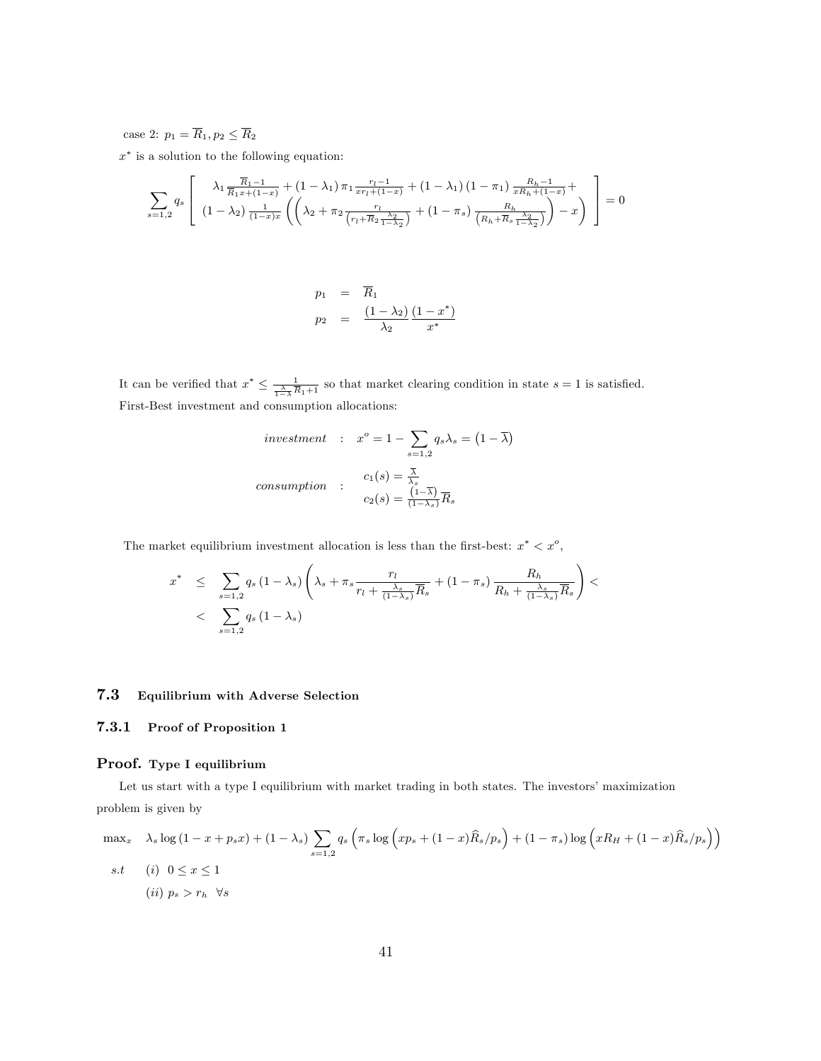case 2: $p_1 = \overline{R}_1, p_2 \leq \overline{R}_2$

$x^*$ is a solution to the following equation:

$$\sum_{s=1,2} q_s \left[ \begin{array}{c} \lambda_1 \frac{\overline{R}_1 - 1}{\overline{R}_1 x + (1-x)} + (1-\lambda_1)\pi_1 \frac{r_l - 1}{x r_l + (1-x)} + (1-\lambda_1)(1-\pi_1)\frac{R_h - 1}{x R_h + (1-x)} + \\ (1-\lambda_2)\frac{1}{(1-x)x}\left(\left(\lambda_2 + \pi_2 \frac{r_l}{\left(r_l + \overline{R}_2 \frac{\lambda_2}{1-\lambda_2}\right)} + (1-\pi_s)\frac{R_h}{\left(R_h + \overline{R}_s \frac{\lambda_2}{1-\lambda_2}\right)}\right) - x\right) \end{array} \right] = 0$$

$$\begin{aligned} p_1 &= \overline{R}_1 \\ p_2 &= \frac{(1-\lambda_2)}{\lambda_2}\frac{(1-x^*)}{x^*} \end{aligned}$$

It can be verified that $x^* \leq \frac{1}{\frac{\lambda}{1-\lambda}\overline{R}_1 + 1}$ so that market clearing condition in state $s = 1$ is satisfied.

First-Best investment and consumption allocations:

$$investment \quad : \quad x^o = 1 - \sum_{s=1,2} q_s \lambda_s = \left(1 - \overline{\lambda}\right)$$

$$consumption \quad : \quad \begin{array}{l} c_1(s) = \frac{\overline{\lambda}}{\lambda_s} \\ c_2(s) = \frac{\left(1-\overline{\lambda}\right)}{(1-\lambda_s)}\overline{R}_s \end{array}$$

The market equilibrium investment allocation is less than the first-best: $x^* < x^o$,

$$\begin{aligned} x^* &\leq \sum_{s=1,2} q_s (1-\lambda_s)\left(\lambda_s + \pi_s \frac{r_l}{r_l + \frac{\lambda_s}{(1-\lambda_s)}\overline{R}_s} + (1-\pi_s)\frac{R_h}{R_h + \frac{\lambda_s}{(1-\lambda_s)}\overline{R}_s}\right) < \\ &< \sum_{s=1,2} q_s (1-\lambda_s) \end{aligned}$$

## 7.3 Equilibrium with Adverse Selection

### 7.3.1 Proof of Proposition 1

**Proof. Type I equilibrium**

Let us start with a type I equilibrium with market trading in both states. The investors' maximization problem is given by

$$\begin{aligned} \max_x \quad & \lambda_s \log(1 - x + p_s x) + (1-\lambda_s)\sum_{s=1,2} q_s \left(\pi_s \log\left(x p_s + (1-x)\widehat{R}_s / p_s\right) + (1-\pi_s)\log\left(x R_H + (1-x)\widehat{R}_s / p_s\right)\right) \\ s.t \quad & (i) \ \ 0 \leq x \leq 1 \\ & (ii) \ p_s > r_h \ \ \forall s \end{aligned}$$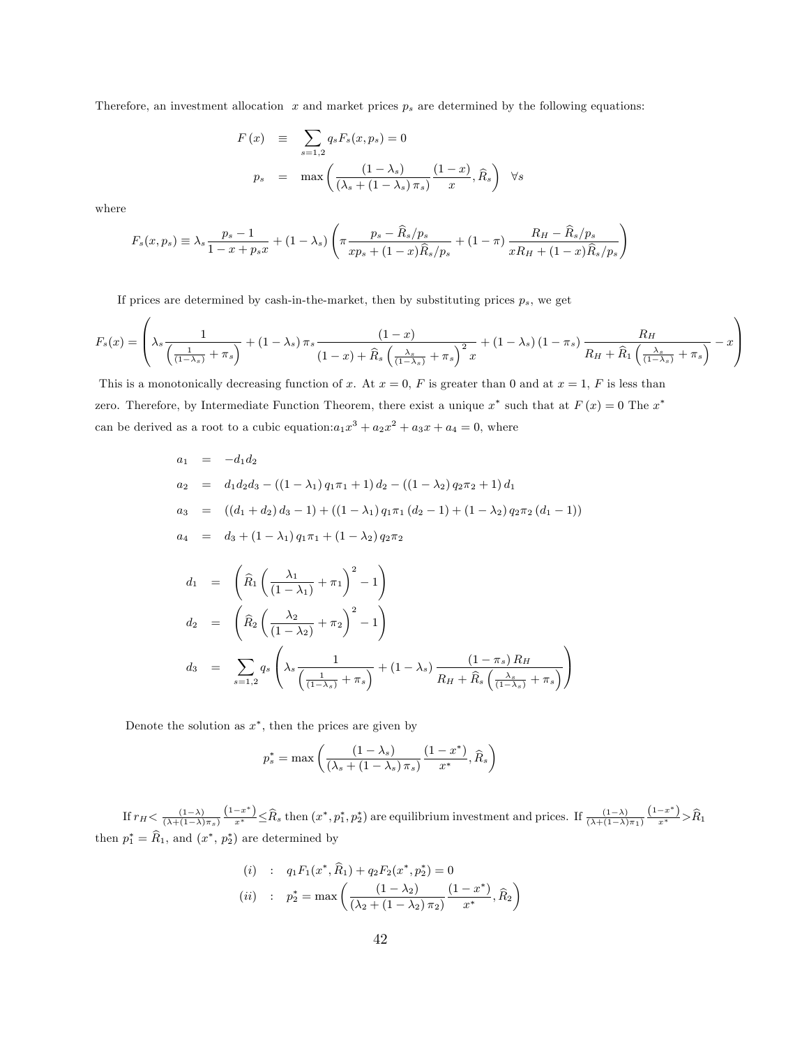Therefore, an investment allocation $x$ and market prices $p_s$ are determined by the following equations:

$$
\begin{aligned}
F(x) &\equiv \sum_{s=1,2} q_s F_s(x, p_s) = 0 \\
p_s &= \max\left( \frac{(1-\lambda_s)}{(\lambda_s + (1-\lambda_s)\pi_s)} \frac{(1-x)}{x}, \widehat{R}_s \right) \quad \forall s
\end{aligned}
$$

where

$$
F_s(x, p_s) \equiv \lambda_s \frac{p_s - 1}{1 - x + p_s x} + (1-\lambda_s)\left( \pi \frac{p_s - \widehat{R}_s/p_s}{x p_s + (1-x)\widehat{R}_s/p_s} + (1-\pi)\frac{R_H - \widehat{R}_s/p_s}{x R_H + (1-x)\widehat{R}_s/p_s} \right)
$$

If prices are determined by cash-in-the-market, then by substituting prices $p_s$, we get

$$
F_s(x) = \left( \lambda_s \frac{1}{\left(\frac{1}{(1-\lambda_s)} + \pi_s\right)} + (1-\lambda_s)\pi_s \frac{(1-x)}{(1-x) + \widehat{R}_s\left(\frac{\lambda_s}{(1-\lambda_s)} + \pi_s\right)^2 x} + (1-\lambda_s)(1-\pi_s)\frac{R_H}{R_H + \widehat{R}_1\left(\frac{\lambda_s}{(1-\lambda_s)} + \pi_s\right)} - x \right)
$$

This is a monotonically decreasing function of $x$. At $x = 0$, $F$ is greater than 0 and at $x = 1$, $F$ is less than zero. Therefore, by Intermediate Function Theorem, there exist a unique $x^*$ such that at $F(x) = 0$ The $x^*$ can be derived as a root to a cubic equation: $a_1 x^3 + a_2 x^2 + a_3 x + a_4 = 0$, where

$$
\begin{aligned}
a_1 &= -d_1 d_2 \\
a_2 &= d_1 d_2 d_3 - ((1-\lambda_1) q_1 \pi_1 + 1) d_2 - ((1-\lambda_2) q_2 \pi_2 + 1) d_1 \\
a_3 &= ((d_1 + d_2) d_3 - 1) + ((1-\lambda_1) q_1 \pi_1 (d_2 - 1) + (1-\lambda_2) q_2 \pi_2 (d_1 - 1)) \\
a_4 &= d_3 + (1-\lambda_1) q_1 \pi_1 + (1-\lambda_2) q_2 \pi_2
\end{aligned}
$$

$$
\begin{aligned}
d_1 &= \left( \widehat{R}_1 \left( \frac{\lambda_1}{(1-\lambda_1)} + \pi_1 \right)^2 - 1 \right) \\
d_2 &= \left( \widehat{R}_2 \left( \frac{\lambda_2}{(1-\lambda_2)} + \pi_2 \right)^2 - 1 \right) \\
d_3 &= \sum_{s=1,2} q_s \left( \lambda_s \frac{1}{\left(\frac{1}{(1-\lambda_s)} + \pi_s\right)} + (1-\lambda_s) \frac{(1-\pi_s) R_H}{R_H + \widehat{R}_s \left(\frac{\lambda_s}{(1-\lambda_s)} + \pi_s\right)} \right)
\end{aligned}
$$

Denote the solution as $x^*$, then the prices are given by

$$
p_s^* = \max\left( \frac{(1-\lambda_s)}{(\lambda_s + (1-\lambda_s)\pi_s)} \frac{(1-x^*)}{x^*}, \widehat{R}_s \right)
$$

If $r_H < \frac{(1-\lambda)}{(\lambda + (1-\lambda)\pi_s)} \frac{(1-x^*)}{x^*} \leq \widehat{R}_s$ then $(x^*, p_1^*, p_2^*)$ are equilibrium investment and prices. If $\frac{(1-\lambda)}{(\lambda + (1-\lambda)\pi_1)} \frac{(1-x^*)}{x^*} > \widehat{R}_1$ then $p_1^* = \widehat{R}_1$, and $(x^*, p_2^*)$ are determined by

$$
\begin{aligned}
(i) &\quad : \quad q_1 F_1(x^*, \widehat{R}_1) + q_2 F_2(x^*, p_2^*) = 0 \\
(ii) &\quad : \quad p_2^* = \max\left( \frac{(1-\lambda_2)}{(\lambda_2 + (1-\lambda_2)\pi_2)} \frac{(1-x^*)}{x^*}, \widehat{R}_2 \right)
\end{aligned}
$$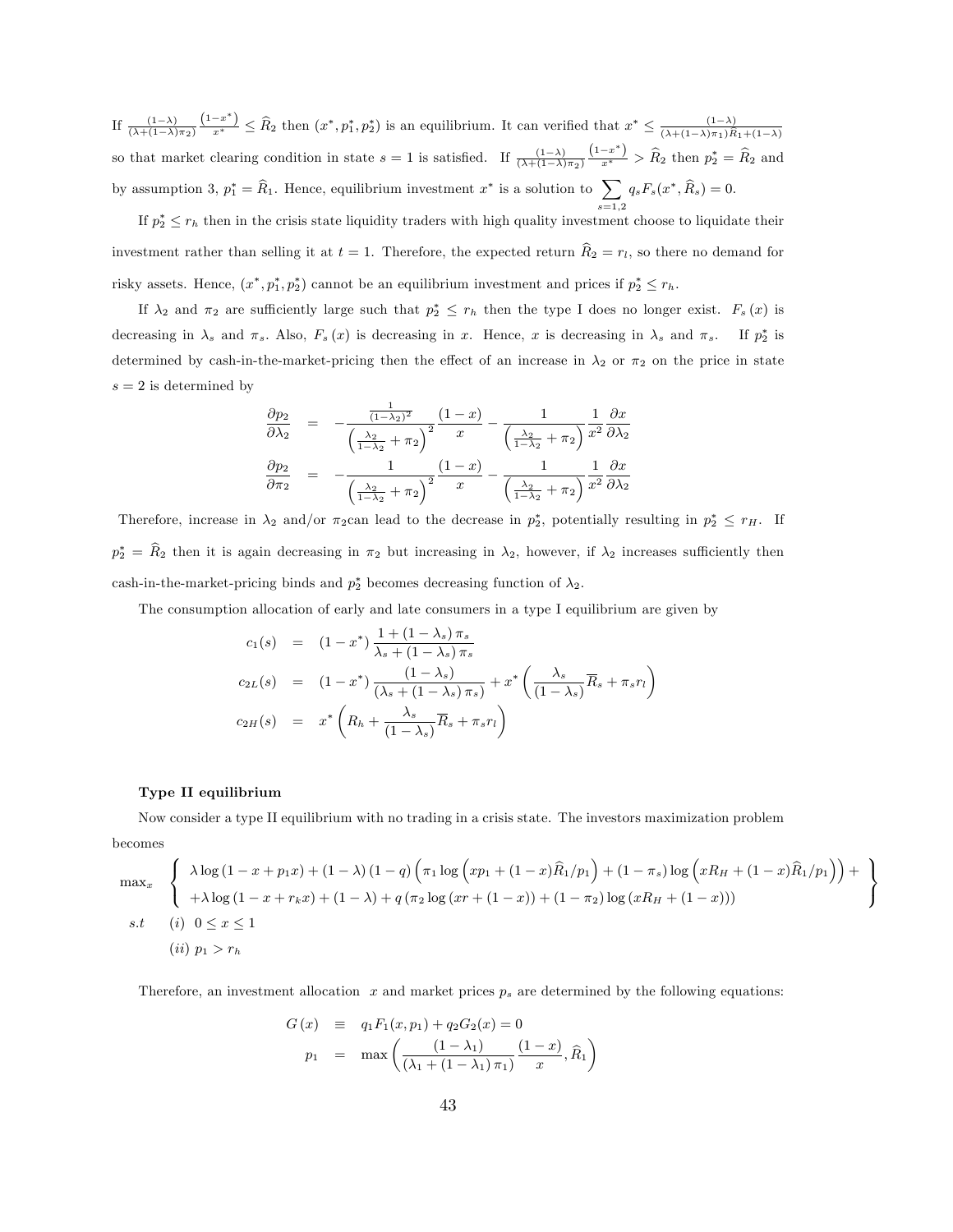If $\frac{(1-\lambda)}{(\lambda+(1-\lambda)\pi_2)}\frac{(1-x^*)}{x^*} \leq \widehat{R}_2$ then $(x^*, p_1^*, p_2^*)$ is an equilibrium. It can verified that $x^* \leq \frac{(1-\lambda)}{(\lambda+(1-\lambda)\pi_1)\widehat{R}_1+(1-\lambda)}$ so that market clearing condition in state $s=1$ is satisfied. If $\frac{(1-\lambda)}{(\lambda+(1-\lambda)\pi_2)}\frac{(1-x^*)}{x^*} > \widehat{R}_2$ then $p_2^* = \widehat{R}_2$ and by assumption 3, $p_1^* = \widehat{R}_1$. Hence, equilibrium investment $x^*$ is a solution to $\sum_{s=1,2} q_s F_s(x^*, \widehat{R}_s) = 0$.

If $p_2^* \leq r_h$ then in the crisis state liquidity traders with high quality investment choose to liquidate their investment rather than selling it at $t=1$. Therefore, the expected return $\widehat{R}_2 = r_l$, so there no demand for risky assets. Hence, $(x^*, p_1^*, p_2^*)$ cannot be an equilibrium investment and prices if $p_2^* \leq r_h$.

If $\lambda_2$ and $\pi_2$ are sufficiently large such that $p_2^* \leq r_h$ then the type I does no longer exist. $F_s(x)$ is decreasing in $\lambda_s$ and $\pi_s$. Also, $F_s(x)$ is decreasing in $x$. Hence, $x$ is decreasing in $\lambda_s$ and $\pi_s$. If $p_2^*$ is determined by cash-in-the-market-pricing then the effect of an increase in $\lambda_2$ or $\pi_2$ on the price in state $s=2$ is determined by

$$
\begin{aligned}
\frac{\partial p_2}{\partial \lambda_2} &= -\frac{\frac{1}{(1-\lambda_2)^2}}{\left(\frac{\lambda_2}{1-\lambda_2}+\pi_2\right)^2}\frac{(1-x)}{x} - \frac{1}{\left(\frac{\lambda_2}{1-\lambda_2}+\pi_2\right)}\frac{1}{x^2}\frac{\partial x}{\partial \lambda_2} \\
\frac{\partial p_2}{\partial \pi_2} &= -\frac{1}{\left(\frac{\lambda_2}{1-\lambda_2}+\pi_2\right)^2}\frac{(1-x)}{x} - \frac{1}{\left(\frac{\lambda_2}{1-\lambda_2}+\pi_2\right)}\frac{1}{x^2}\frac{\partial x}{\partial \lambda_2}
\end{aligned}
$$

Therefore, increase in $\lambda_2$ and/or $\pi_2$can lead to the decrease in $p_2^*$, potentially resulting in $p_2^* \leq r_H$. If $p_2^* = \widehat{R}_2$ then it is again decreasing in $\pi_2$ but increasing in $\lambda_2$, however, if $\lambda_2$ increases sufficiently then cash-in-the-market-pricing binds and $p_2^*$ becomes decreasing function of $\lambda_2$.

The consumption allocation of early and late consumers in a type I equilibrium are given by

$$
\begin{aligned}
c_1(s) &= (1-x^*)\frac{1+(1-\lambda_s)\pi_s}{\lambda_s+(1-\lambda_s)\pi_s} \\
c_{2L}(s) &= (1-x^*)\frac{(1-\lambda_s)}{(\lambda_s+(1-\lambda_s)\pi_s)} + x^*\left(\frac{\lambda_s}{(1-\lambda_s)}\overline{R}_s + \pi_s r_l\right) \\
c_{2H}(s) &= x^*\left(R_h + \frac{\lambda_s}{(1-\lambda_s)}\overline{R}_s + \pi_s r_l\right)
\end{aligned}
$$

**Type II equilibrium**

Now consider a type II equilibrium with no trading in a crisis state. The investors maximization problem becomes

$$
\begin{aligned}
\max_x \quad & \left\{ \begin{array}{l} \lambda \log(1-x+p_1x) + (1-\lambda)(1-q)\left(\pi_1 \log\left(xp_1 + (1-x)\widehat{R}_1/p_1\right) + (1-\pi_s)\log\left(xR_H + (1-x)\widehat{R}_1/p_1\right)\right) + \\ +\lambda \log(1-x+r_kx) + (1-\lambda) + q\left(\pi_2 \log(xr + (1-x)) + (1-\pi_2)\log(xR_H + (1-x))\right) \end{array} \right\} \\
s.t \quad & (i)\ \ 0 \leq x \leq 1 \\
& (ii)\ p_1 > r_h
\end{aligned}
$$

Therefore, an investment allocation $x$ and market prices $p_s$ are determined by the following equations:

$$
\begin{aligned}
G(x) &\equiv q_1 F_1(x, p_1) + q_2 G_2(x) = 0 \\
p_1 &= \max\left(\frac{(1-\lambda_1)}{(\lambda_1+(1-\lambda_1)\pi_1)}\frac{(1-x)}{x}, \widehat{R}_1\right)
\end{aligned}
$$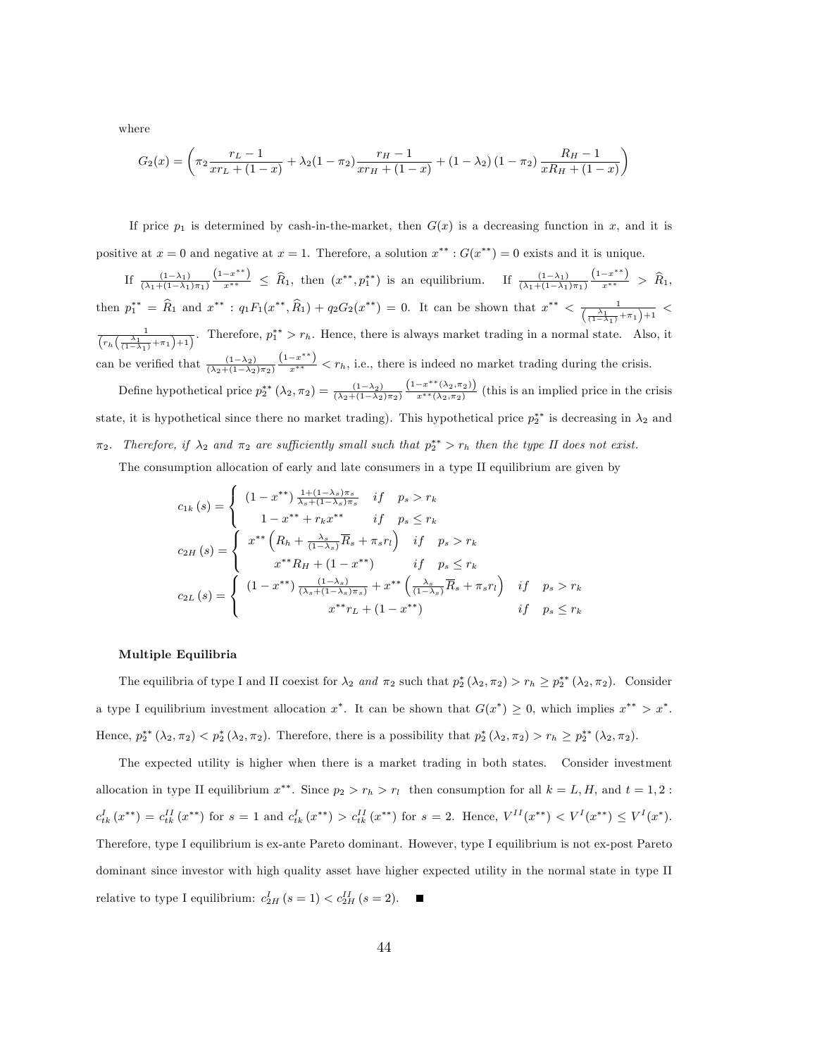where

$$G_2(x) = \left( \pi_2 \frac{r_L - 1}{x r_L + (1-x)} + \lambda_2 (1-\pi_2) \frac{r_H - 1}{x r_H + (1-x)} + (1-\lambda_2)(1-\pi_2) \frac{R_H - 1}{x R_H + (1-x)} \right)$$

If price $p_1$ is determined by cash-in-the-market, then $G(x)$ is a decreasing function in $x$, and it is positive at $x = 0$ and negative at $x = 1$. Therefore, a solution $x^{**} : G(x^{**}) = 0$ exists and it is unique.

If $\frac{(1-\lambda_1)}{(\lambda_1 + (1-\lambda_1)\pi_1)} \frac{(1-x^{**})}{x^{**}} \leq \widehat{R}_1$, then $(x^{**}, p_1^{**})$ is an equilibrium. If $\frac{(1-\lambda_1)}{(\lambda_1 + (1-\lambda_1)\pi_1)} \frac{(1-x^{**})}{x^{**}} > \widehat{R}_1$, then $p_1^{**} = \widehat{R}_1$ and $x^{**} : q_1 F_1(x^{**}, \widehat{R}_1) + q_2 G_2(x^{**}) = 0$. It can be shown that $x^{**} < \frac{1}{\left(\frac{\lambda_1}{(1-\lambda_1)} + \pi_1\right) + 1} < \frac{1}{\left(r_h \left(\frac{\lambda_1}{(1-\lambda_1)} + \pi_1\right) + 1\right)}$. Therefore, $p_1^{**} > r_h$. Hence, there is always market trading in a normal state. Also, it can be verified that $\frac{(1-\lambda_2)}{(\lambda_2 + (1-\lambda_2)\pi_2)} \frac{(1-x^{**})}{x^{**}} < r_h$, i.e., there is indeed no market trading during the crisis.

Define hypothetical price $p_2^{**}(\lambda_2, \pi_2) = \frac{(1-\lambda_2)}{(\lambda_2 + (1-\lambda_2)\pi_2)} \frac{(1-x^{**}(\lambda_2, \pi_2))}{x^{**}(\lambda_2, \pi_2)}$ (this is an implied price in the crisis state, it is hypothetical since there no market trading). This hypothetical price $p_2^{**}$ is decreasing in $\lambda_2$ and $\pi_2$. *Therefore, if $\lambda_2$ and $\pi_2$ are sufficiently small such that $p_2^{**} > r_h$ then the type II does not exist.*

The consumption allocation of early and late consumers in a type II equilibrium are given by

$$c_{1k}(s) = \begin{cases} (1-x^{**}) \frac{1 + (1-\lambda_s)\pi_s}{\lambda_s + (1-\lambda_s)\pi_s} & if \quad p_s > r_k \\ 1 - x^{**} + r_k x^{**} & if \quad p_s \leq r_k \end{cases}$$

$$c_{2H}(s) = \begin{cases} x^{**} \left( R_h + \frac{\lambda_s}{(1-\lambda_s)} \overline{R}_s + \pi_s r_l \right) & if \quad p_s > r_k \\ x^{**} R_H + (1-x^{**}) & if \quad p_s \leq r_k \end{cases}$$

$$c_{2L}(s) = \begin{cases} (1-x^{**}) \frac{(1-\lambda_s)}{(\lambda_s + (1-\lambda_s)\pi_s)} + x^{**} \left( \frac{\lambda_s}{(1-\lambda_s)} \overline{R}_s + \pi_s r_l \right) & if \quad p_s > r_k \\ x^{**} r_L + (1-x^{**}) & if \quad p_s \leq r_k \end{cases}$$

**Multiple Equilibria**

The equilibria of type I and II coexist for $\lambda_2$ *and* $\pi_2$ such that $p_2^*(\lambda_2, \pi_2) > r_h \geq p_2^{**}(\lambda_2, \pi_2)$. Consider a type I equilibrium investment allocation $x^*$. It can be shown that $G(x^*) \geq 0$, which implies $x^{**} > x^*$. Hence, $p_2^{**}(\lambda_2, \pi_2) < p_2^*(\lambda_2, \pi_2)$. Therefore, there is a possibility that $p_2^*(\lambda_2, \pi_2) > r_h \geq p_2^{**}(\lambda_2, \pi_2)$.

The expected utility is higher when there is a market trading in both states. Consider investment allocation in type II equilibrium $x^{**}$. Since $p_2 > r_h > r_l$ then consumption for all $k = L, H$, and $t = 1, 2$ : $c_{tk}^I(x^{**}) = c_{tk}^{II}(x^{**})$ for $s = 1$ and $c_{tk}^I(x^{**}) > c_{tk}^{II}(x^{**})$ for $s = 2$. Hence, $V^{II}(x^{**}) < V^I(x^{**}) \leq V^I(x^*)$. Therefore, type I equilibrium is ex-ante Pareto dominant. However, type I equilibrium is not ex-post Pareto dominant since investor with high quality asset have higher expected utility in the normal state in type II relative to type I equilibrium: $c_{2H}^I(s = 1) < c_{2H}^{II}(s = 2)$. ■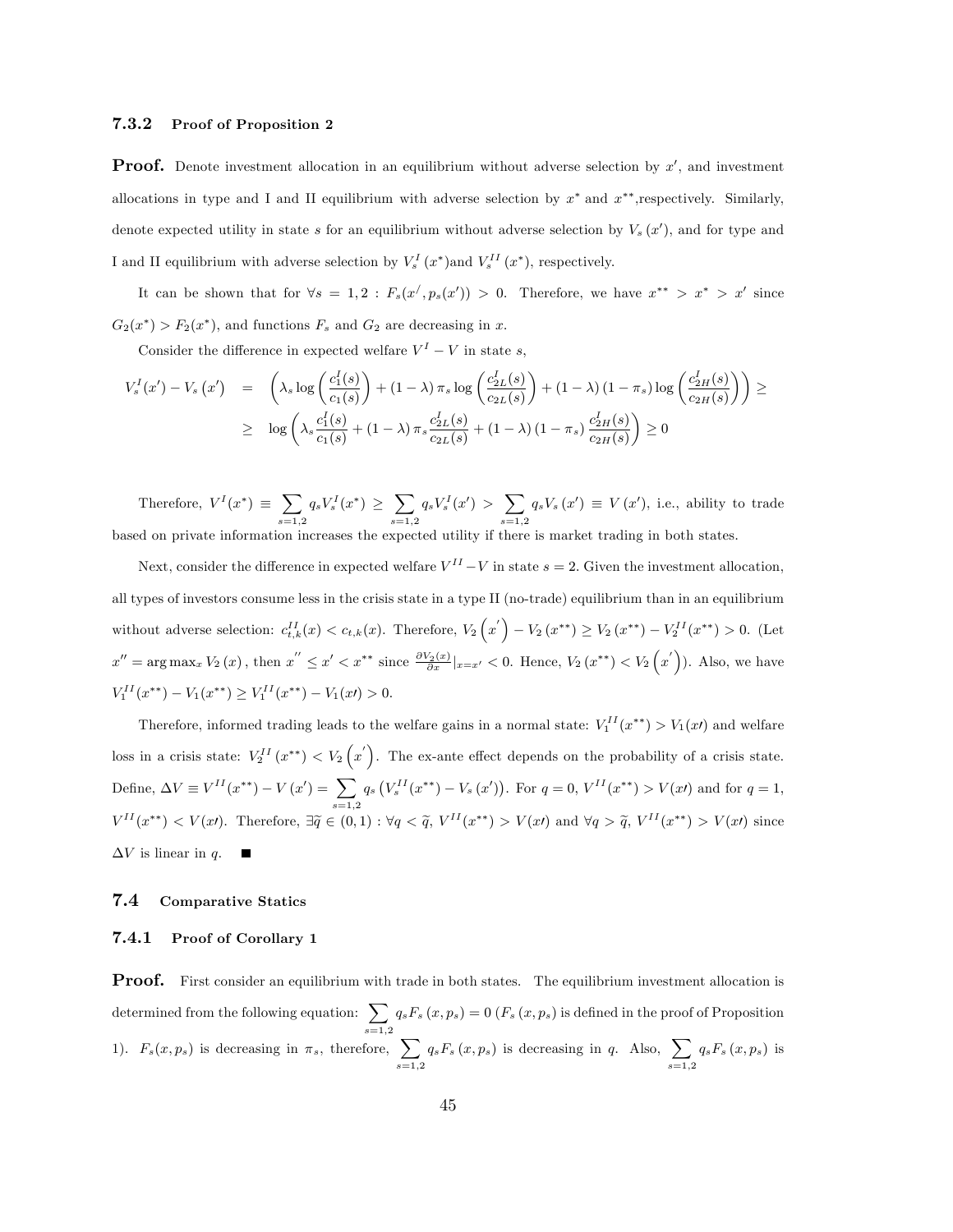### 7.3.2 Proof of Proposition 2

**Proof.** Denote investment allocation in an equilibrium without adverse selection by $x'$, and investment allocations in type and I and II equilibrium with adverse selection by $x^*$ and $x^{**}$,respectively. Similarly, denote expected utility in state $s$ for an equilibrium without adverse selection by $V_s(x')$, and for type and I and II equilibrium with adverse selection by $V_s^I(x^*)$and $V_s^{II}(x^*)$, respectively.

It can be shown that for $\forall s = 1, 2 : F_s(x', p_s(x')) > 0$. Therefore, we have $x^{**} > x^* > x'$ since $G_2(x^*) > F_2(x^*)$, and functions $F_s$ and $G_2$ are decreasing in $x$.

Consider the difference in expected welfare $V^I - V$ in state $s$,

$$
\begin{aligned}
V_s^I(x') - V_s(x') &= \left(\lambda_s \log\left(\frac{c_1^I(s)}{c_1(s)}\right) + (1-\lambda)\pi_s \log\left(\frac{c_{2L}^I(s)}{c_{2L}(s)}\right) + (1-\lambda)(1-\pi_s)\log\left(\frac{c_{2H}^I(s)}{c_{2H}(s)}\right)\right) \geq \\
&\geq \log\left(\lambda_s \frac{c_1^I(s)}{c_1(s)} + (1-\lambda)\pi_s \frac{c_{2L}^I(s)}{c_{2L}(s)} + (1-\lambda)(1-\pi_s)\frac{c_{2H}^I(s)}{c_{2H}(s)}\right) \geq 0
\end{aligned}
$$

Therefore, $V^I(x^*) \equiv \sum_{s=1,2} q_s V_s^I(x^*) \geq \sum_{s=1,2} q_s V_s^I(x') > \sum_{s=1,2} q_s V_s(x') \equiv V(x')$, i.e., ability to trade based on private information increases the expected utility if there is market trading in both states.

Next, consider the difference in expected welfare $V^{II} - V$ in state $s = 2$. Given the investment allocation, all types of investors consume less in the crisis state in a type II (no-trade) equilibrium than in an equilibrium without adverse selection: $c_{t,k}^{II}(x) < c_{t,k}(x)$. Therefore, $V_2\left(x'\right) - V_2(x^{**}) \geq V_2(x^{**}) - V_2^{II}(x^{**}) > 0$. (Let $x'' = \arg\max_x V_2(x)$, then $x'' \leq x' < x^{**}$ since $\frac{\partial V_2(x)}{\partial x}|_{x=x'} < 0$. Hence, $V_2(x^{**}) < V_2\left(x'\right)$). Also, we have $V_1^{II}(x^{**}) - V_1(x^{**}) \geq V_1^{II}(x^{**}) - V_1(x\prime) > 0$.

Therefore, informed trading leads to the welfare gains in a normal state: $V_1^{II}(x^{**}) > V_1(x\prime)$ and welfare loss in a crisis state: $V_2^{II}(x^{**}) < V_2\left(x'\right)$. The ex-ante effect depends on the probability of a crisis state. Define, $\Delta V \equiv V^{II}(x^{**}) - V(x') = \sum_{s=1,2} q_s \left(V_s^{II}(x^{**}) - V_s(x')\right)$. For $q = 0$, $V^{II}(x^{**}) > V(x\prime)$ and for $q = 1$, $V^{II}(x^{**}) < V(x\prime)$. Therefore, $\exists \widetilde{q} \in (0, 1) : \forall q < \widetilde{q}$, $V^{II}(x^{**}) > V(x\prime)$ and $\forall q > \widetilde{q}$, $V^{II}(x^{**}) > V(x\prime)$ since $\Delta V$ is linear in $q$. ■

## 7.4 Comparative Statics

### 7.4.1 Proof of Corollary 1

**Proof.** First consider an equilibrium with trade in both states. The equilibrium investment allocation is determined from the following equation: $\sum_{s=1,2} q_s F_s(x, p_s) = 0$ ($F_s(x, p_s)$ is defined in the proof of Proposition 1). $F_s(x, p_s)$ is decreasing in $\pi_s$, therefore, $\sum_{s=1,2} q_s F_s(x, p_s)$ is decreasing in $q$. Also, $\sum_{s=1,2} q_s F_s(x, p_s)$ is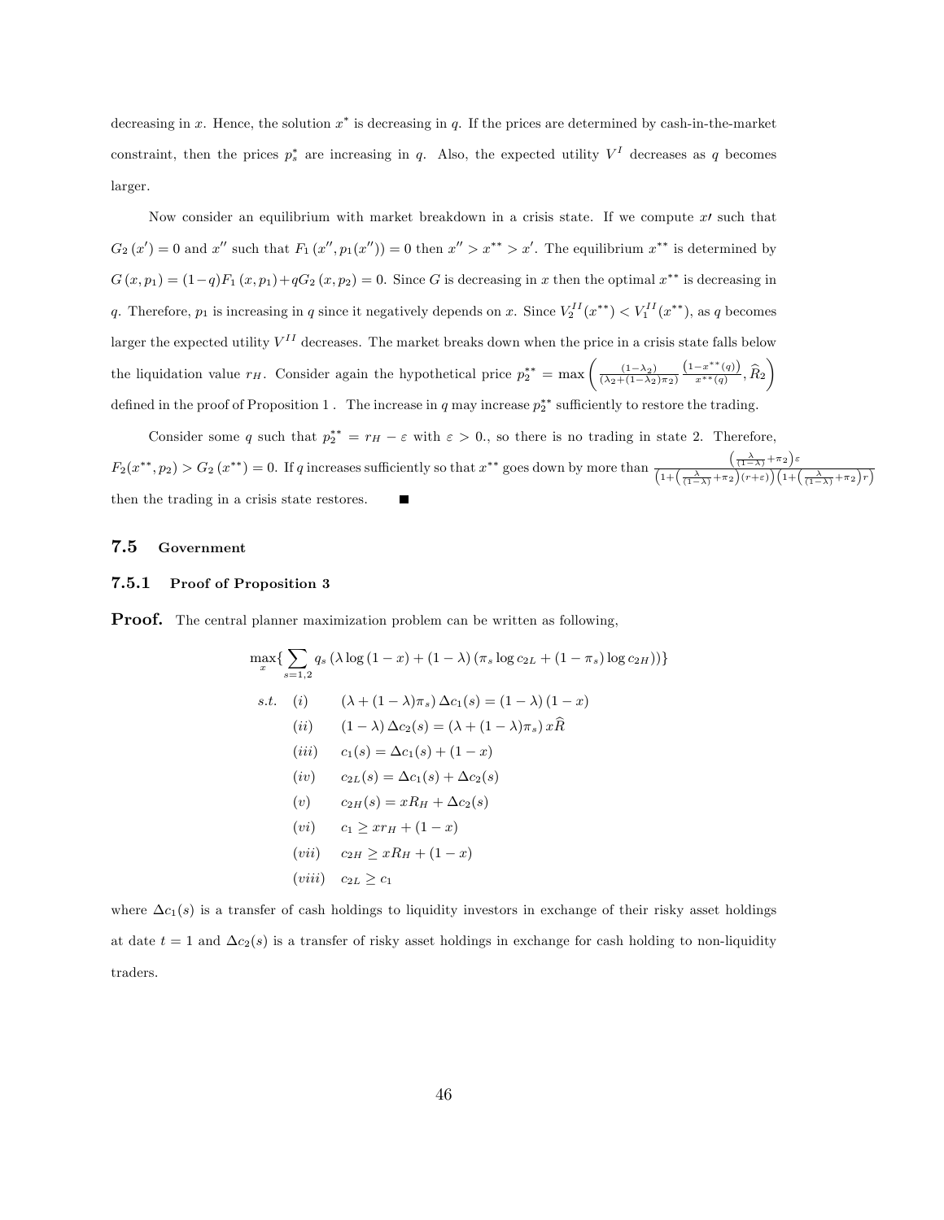decreasing in $x$. Hence, the solution $x^*$ is decreasing in $q$. If the prices are determined by cash-in-the-market constraint, then the prices $p_s^*$ are increasing in $q$. Also, the expected utility $V^I$ decreases as $q$ becomes larger.

Now consider an equilibrium with market breakdown in a crisis state. If we compute $x\prime$ such that $G_2(x') = 0$ and $x''$ such that $F_1(x'', p_1(x'')) = 0$ then $x'' > x^{**} > x'$. The equilibrium $x^{**}$ is determined by $G(x, p_1) = (1-q)F_1(x, p_1) + qG_2(x, p_2) = 0$. Since $G$ is decreasing in $x$ then the optimal $x^{**}$ is decreasing in $q$. Therefore, $p_1$ is increasing in $q$ since it negatively depends on $x$. Since $V_2^{II}(x^{**}) < V_1^{II}(x^{**})$, as $q$ becomes larger the expected utility $V^{II}$ decreases. The market breaks down when the price in a crisis state falls below the liquidation value $r_H$. Consider again the hypothetical price $p_2^{**} = \max\left(\frac{(1-\lambda_2)}{(\lambda_2+(1-\lambda_2)\pi_2)}\frac{(1-x^{**}(q))}{x^{**}(q)}, \widehat{R}_2\right)$ defined in the proof of Proposition 1 . The increase in $q$ may increase $p_2^{**}$ sufficiently to restore the trading.

Consider some $q$ such that $p_2^{**} = r_H - \varepsilon$ with $\varepsilon > 0.$, so there is no trading in state 2. Therefore, $F_2(x^{**}, p_2) > G_2(x^{**}) = 0$. If $q$ increases sufficiently so that $x^{**}$ goes down by more than $\frac{\left(\frac{\lambda}{(1-\lambda)}+\pi_2\right)\varepsilon}{\left(1+\left(\frac{\lambda}{(1-\lambda)}+\pi_2\right)(r+\varepsilon)\right)\left(1+\left(\frac{\lambda}{(1-\lambda)}+\pi_2\right)r\right)}$ then the trading in a crisis state restores. ■

## 7.5 Government

### 7.5.1 Proof of Proposition 3

**Proof.** The central planner maximization problem can be written as following,

$$\max_x \{\sum_{s=1,2} q_s \left(\lambda \log(1-x) + (1-\lambda)\left(\pi_s \log c_{2L} + (1-\pi_s)\log c_{2H}\right)\right)\}$$

$$
\begin{aligned}
s.t. \quad & (i) && (\lambda + (1-\lambda)\pi_s)\,\Delta c_1(s) = (1-\lambda)(1-x) \\
& (ii) && (1-\lambda)\,\Delta c_2(s) = (\lambda + (1-\lambda)\pi_s)\, x\widehat{R} \\
& (iii) && c_1(s) = \Delta c_1(s) + (1-x) \\
& (iv) && c_{2L}(s) = \Delta c_1(s) + \Delta c_2(s) \\
& (v) && c_{2H}(s) = xR_H + \Delta c_2(s) \\
& (vi) && c_1 \geq xr_H + (1-x) \\
& (vii) && c_{2H} \geq xR_H + (1-x) \\
& (viii) && c_{2L} \geq c_1
\end{aligned}
$$

where $\Delta c_1(s)$ is a transfer of cash holdings to liquidity investors in exchange of their risky asset holdings at date $t=1$ and $\Delta c_2(s)$ is a transfer of risky asset holdings in exchange for cash holding to non-liquidity traders.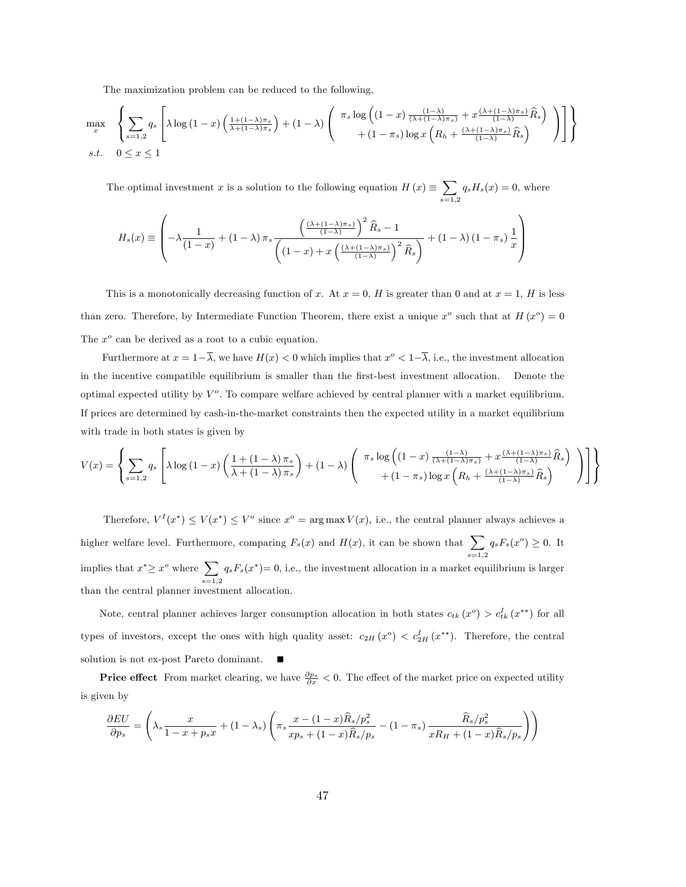The maximization problem can be reduced to the following,

$$\max_{x} \quad \left\{ \sum_{s=1,2} q_s \left[ \lambda \log (1-x) \left( \tfrac{1+(1-\lambda)\pi_s}{\lambda+(1-\lambda)\pi_s} \right) + (1-\lambda) \left( \begin{array}{c} \pi_s \log \left( (1-x) \frac{(1-\lambda)}{(\lambda+(1-\lambda)\pi_s)} + x \frac{(\lambda+(1-\lambda)\pi_s)}{(1-\lambda)} \widehat{R}_s \right) \\ + (1-\pi_s) \log x \left( R_h + \frac{(\lambda+(1-\lambda)\pi_s)}{(1-\lambda)} \widehat{R}_s \right) \end{array} \right) \right] \right\}$$

$$s.t. \quad 0 \leq x \leq 1$$

The optimal investment $x$ is a solution to the following equation $H(x) \equiv \sum_{s=1,2} q_s H_s(x) = 0$, where

$$H_s(x) \equiv \left( -\lambda \frac{1}{(1-x)} + (1-\lambda) \pi_s \frac{\left( \frac{(\lambda+(1-\lambda)\pi_s)}{(1-\lambda)} \right)^2 \widehat{R}_s - 1}{\left( (1-x) + x \left( \frac{(\lambda+(1-\lambda)\pi_s)}{(1-\lambda)} \right)^2 \widehat{R}_s \right)} + (1-\lambda)(1-\pi_s) \frac{1}{x} \right)$$

This is a monotonically decreasing function of $x$. At $x = 0$, $H$ is greater than 0 and at $x = 1$, $H$ is less than zero. Therefore, by Intermediate Function Theorem, there exist a unique $x^o$ such that at $H(x^o) = 0$ The $x^o$ can be derived as a root to a cubic equation.

Furthermore at $x = 1-\overline{\lambda}$, we have $H(x) < 0$ which implies that $x^o < 1-\overline{\lambda}$, i.e., the investment allocation in the incentive compatible equilibrium is smaller than the first-best investment allocation. Denote the optimal expected utility by $V^o$. To compare welfare achieved by central planner with a market equilibrium. If prices are determined by cash-in-the-market constraints then the expected utility in a market equilibrium with trade in both states is given by

$$V(x) = \left\{ \sum_{s=1,2} q_s \left[ \lambda \log (1-x) \left( \frac{1+(1-\lambda)\pi_s}{\lambda+(1-\lambda)\pi_s} \right) + (1-\lambda) \left( \begin{array}{c} \pi_s \log \left( (1-x) \frac{(1-\lambda)}{(\lambda+(1-\lambda)\pi_s)} + x \frac{(\lambda+(1-\lambda)\pi_s)}{(1-\lambda)} \widehat{R}_s \right) \\ + (1-\pi_s) \log x \left( R_h + \frac{(\lambda+(1-\lambda)\pi_s)}{(1-\lambda)} \widehat{R}_s \right) \end{array} \right) \right] \right\}$$

Therefore, $V^I(x^*) \leq V(x^*) \leq V^o$ since $x^o = \arg\max V(x)$, i.e., the central planner always achieves a higher welfare level. Furthermore, comparing $F_s(x)$ and $H(x)$, it can be shown that $\sum_{s=1,2} q_s F_s(x^o) \geq 0$. It implies that $x^* \geq x^o$ where $\sum_{s=1,2} q_s F_s(x^*) = 0$, i.e., the investment allocation in a market equilibrium is larger than the central planner investment allocation.

Note, central planner achieves larger consumption allocation in both states $c_{tk}(x^o) > c^I_{tk}(x^{**})$ for all types of investors, except the ones with high quality asset: $c_{2H}(x^o) < c^I_{2H}(x^{**})$. Therefore, the central solution is not ex-post Pareto dominant. ■

**Price effect** From market clearing, we have $\frac{\partial p_s}{\partial x} < 0$. The effect of the market price on expected utility is given by

$$\frac{\partial EU}{\partial p_s} = \left( \lambda_s \frac{x}{1-x+p_s x} + (1-\lambda_s) \left( \pi_s \frac{x - (1-x)\widehat{R}_s/p_s^2}{x p_s + (1-x)\widehat{R}_s/p_s} - (1-\pi_s) \frac{\widehat{R}_s/p_s^2}{x R_H + (1-x)\widehat{R}_s/p_s} \right) \right)$$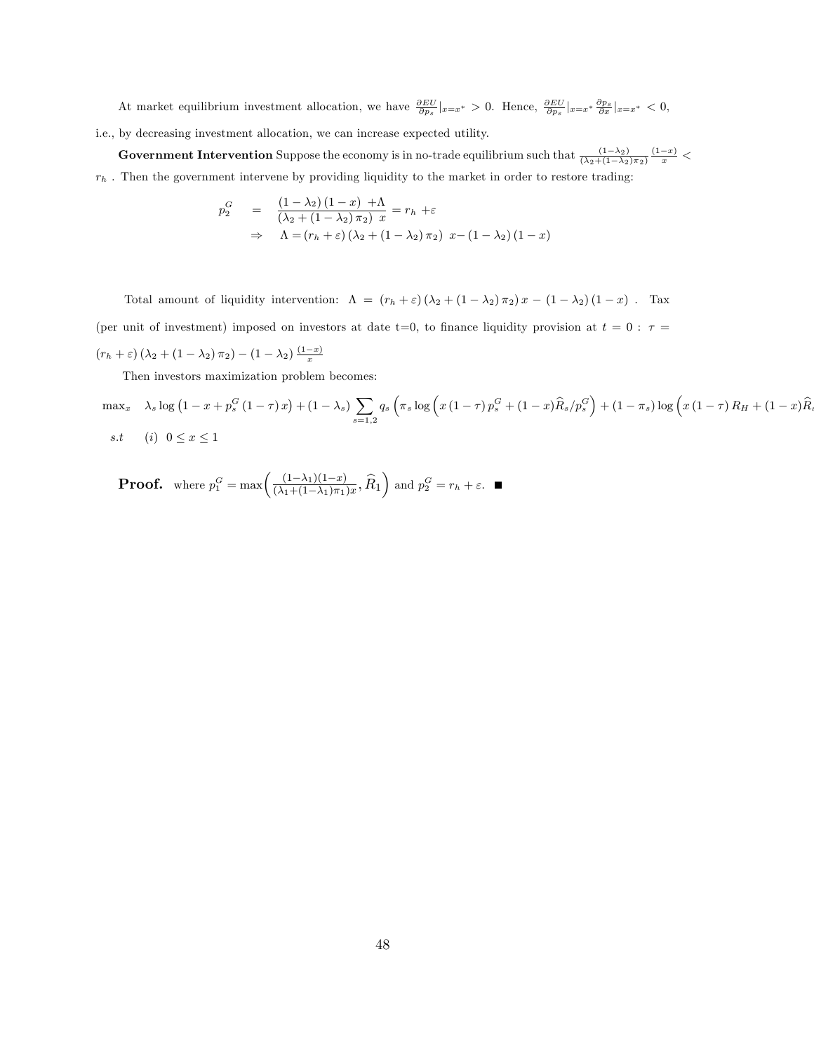At market equilibrium investment allocation, we have $\frac{\partial EU}{\partial p_s}|_{x=x^*} > 0$. Hence, $\frac{\partial EU}{\partial p_s}|_{x=x^*} \frac{\partial p_s}{\partial x}|_{x=x^*} < 0$, i.e., by decreasing investment allocation, we can increase expected utility.

**Government Intervention** Suppose the economy is in no-trade equilibrium such that $\frac{(1-\lambda_2)}{(\lambda_2+(1-\lambda_2)\pi_2)}\frac{(1-x)}{x} < r_h$ . Then the government intervene by providing liquidity to the market in order to restore trading:

$$
\begin{aligned}
p_2^G &= \frac{(1-\lambda_2)(1-x) + \Lambda}{(\lambda_2 + (1-\lambda_2)\pi_2)\ x} = r_h + \varepsilon \\
&\Rightarrow \quad \Lambda = (r_h + \varepsilon)(\lambda_2 + (1-\lambda_2)\pi_2)\ x - (1-\lambda_2)(1-x)
\end{aligned}
$$

Total amount of liquidity intervention: $\Lambda = (r_h + \varepsilon)(\lambda_2 + (1-\lambda_2)\pi_2) x - (1-\lambda_2)(1-x)$ . Tax (per unit of investment) imposed on investors at date t=0, to finance liquidity provision at $t = 0$ : $\tau = (r_h + \varepsilon)(\lambda_2 + (1-\lambda_2)\pi_2) - (1-\lambda_2)\frac{(1-x)}{x}$

Then investors maximization problem becomes:

$$
\begin{aligned}
\max_x \quad & \lambda_s \log\left(1 - x + p_s^G (1-\tau) x\right) + (1-\lambda_s) \sum_{s=1,2} q_s \left(\pi_s \log\left(x(1-\tau) p_s^G + (1-x)\widehat{R}_s / p_s^G\right) + (1-\pi_s) \log\left(x(1-\tau) R_H + (1-x)\widehat{R}_s\right.\right. \\
s.t \quad & (i) \ \ 0 \leq x \leq 1
\end{aligned}
$$

**Proof.** where $p_1^G = \max\left(\frac{(1-\lambda_1)(1-x)}{(\lambda_1 + (1-\lambda_1)\pi_1)x}, \widehat{R}_1\right)$ and $p_2^G = r_h + \varepsilon$. ■